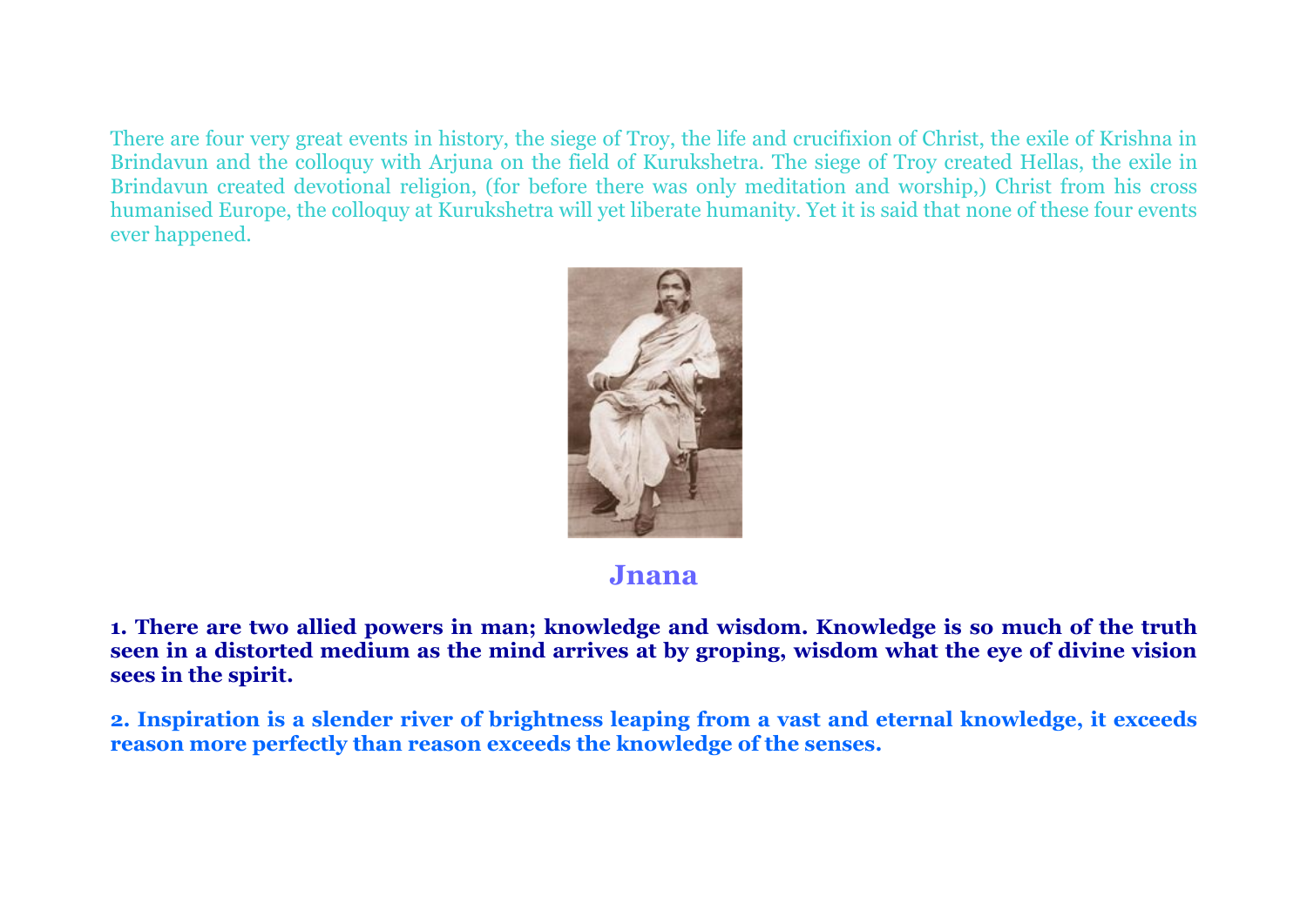There are four very great events in history, the siege of Troy, the life and crucifixion of Christ, the exile of Krishna in Brindavun and the colloquy with Arjuna on the field of Kurukshetra. The siege of Troy created Hellas, the exile in Brindavun created devotional religion, (for before there was only meditation and worship,) Christ from his cross humanised Europe, the colloquy at Kurukshetra will yet liberate humanity. Yet it is said that none of these four events ever happened.

## Jnana

**1. There are two allied powers in man; knowledge and wisdom. Knowledge is so much of the truth seen in a distorted medium as the mind arrives at by groping, wisdom what the eye of divine vision sees in the spirit.**

**2. Inspiration is a slender river of brightness leaping from a vast and eternal knowledge, it exceeds reason more perfectly than reason exceeds the knowledge of the senses.**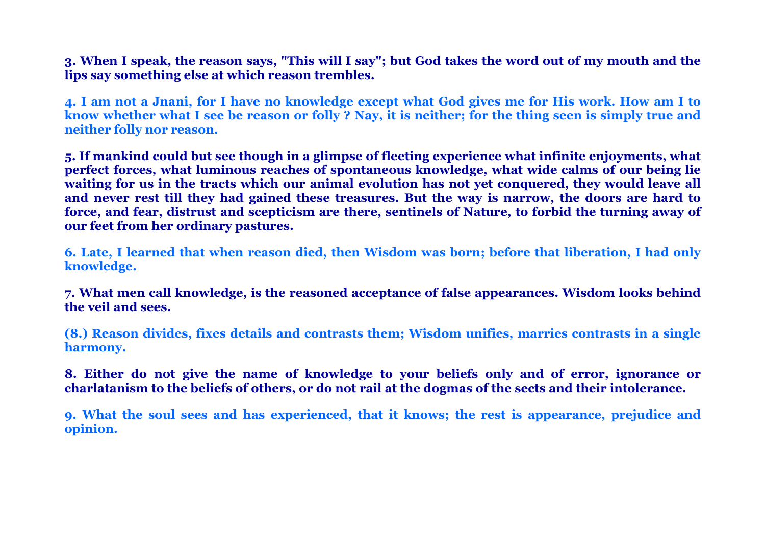**3. When I speak, the reason says, "This will I say"; but God takes the word out of my mouth and the lips say something else at which reason trembles.**

**4. I am not a Jnani, for I have no knowledge except what God gives me for His work. How am I to know whether what I see be reason or folly ? Nay, it is neither; for the thing seen is simply true and neither folly nor reason.**

**5. If mankind could but see though in a glimpse of fleeting experience what infinite enjoyments, what perfect forces, what luminous reaches of spontaneous knowledge, what wide calms of our being lie waiting for us in the tracts which our animal evolution has not yet conquered, they would leave all and never rest till they had gained these treasures. But the way is narrow, the doors are hard to force, and fear, distrust and scepticism are there, sentinels of Nature, to forbid the turning away of our feet from her ordinary pastures.**

**6. Late, I learned that when reason died, then Wisdom was born; before that liberation, I had only knowledge.**

**7. What men call knowledge, is the reasoned acceptance of false appearances. Wisdom looks behind the veil and sees.**

**(8.) Reason divides, fixes details and contrasts them; Wisdom unifies, marries contrasts in a single harmony.**

**8. Either do not give the name of knowledge to your beliefs only and of error, ignorance or charlatanism to the beliefs of others, or do not rail at the dogmas of the sects and their intolerance.**

**9. What the soul sees and has experienced, that it knows; the rest is appearance, prejudice and opinion.**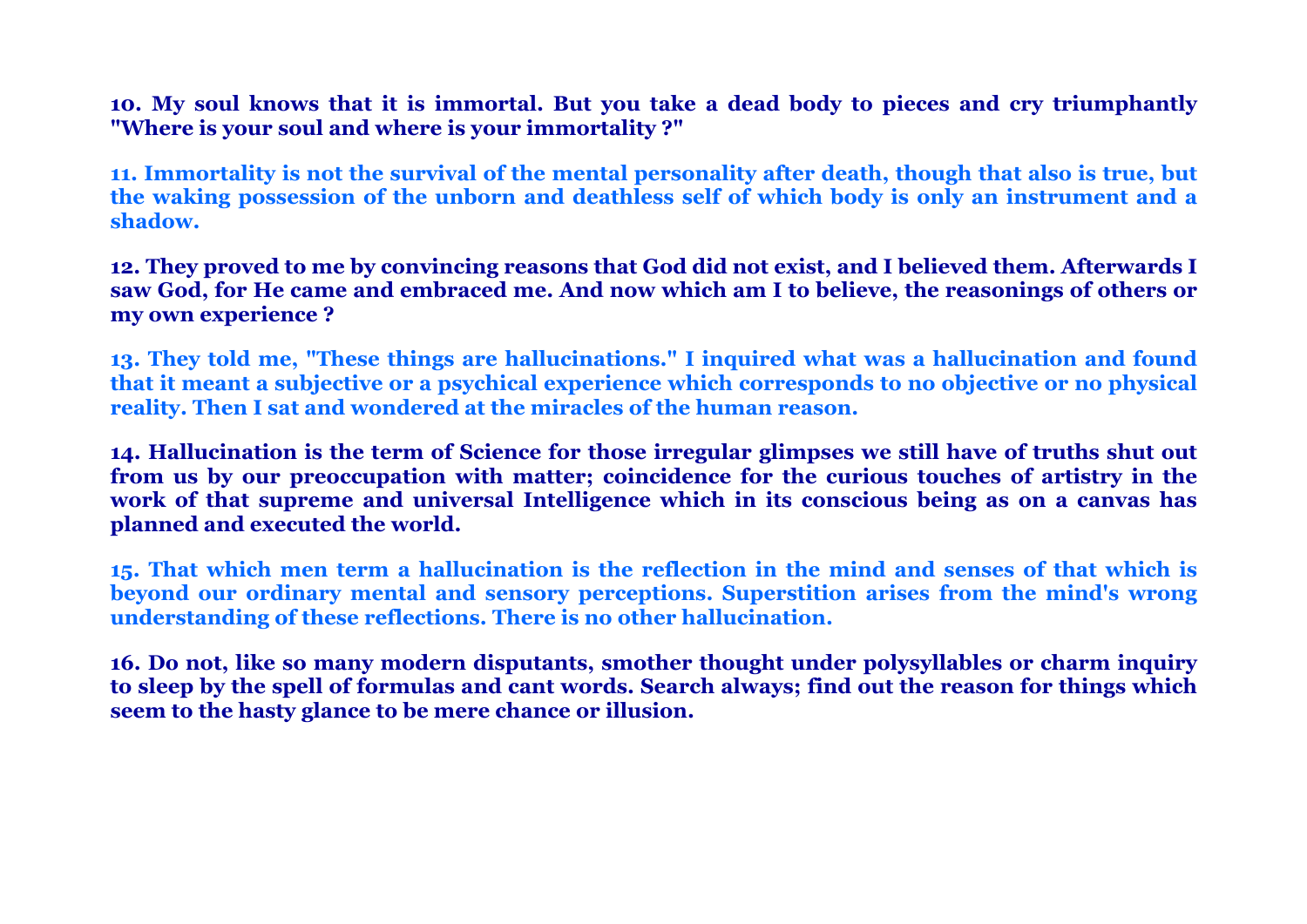**10. My soul knows that it is immortal. But you take a dead body to pieces and cry triumphantly "Where is your soul and where is your immortality ?"**

**11. Immortality is not the survival of the mental personality after death, though that also is true, but the waking possession of the unborn and deathless self of which body is only an instrument and a shadow.**

**12. They proved to me by convincing reasons that God did not exist, and I believed them. Afterwards I saw God, for He came and embraced me. And now which am I to believe, the reasonings of others or my own experience ?**

**13. They told me, "These things are hallucinations." I inquired what was a hallucination and found that it meant a subjective or a psychical experience which corresponds to no objective or no physical reality. Then I sat and wondered at the miracles of the human reason.**

**14. Hallucination is the term of Science for those irregular glimpses we still have of truths shut out from us by our preoccupation with matter; coincidence for the curious touches of artistry in the work of that supreme and universal Intelligence which in its conscious being as on a canvas has planned and executed the world.**

**15. That which men term a hallucination is the reflection in the mind and senses of that which is beyond our ordinary mental and sensory perceptions. Superstition arises from the mind's wrong understanding of these reflections. There is no other hallucination.**

**16. Do not, like so many modern disputants, smother thought under polysyllables or charm inquiry to sleep by the spell of formulas and cant words. Search always; find out the reason for things which seem to the hasty glance to be mere chance or illusion.**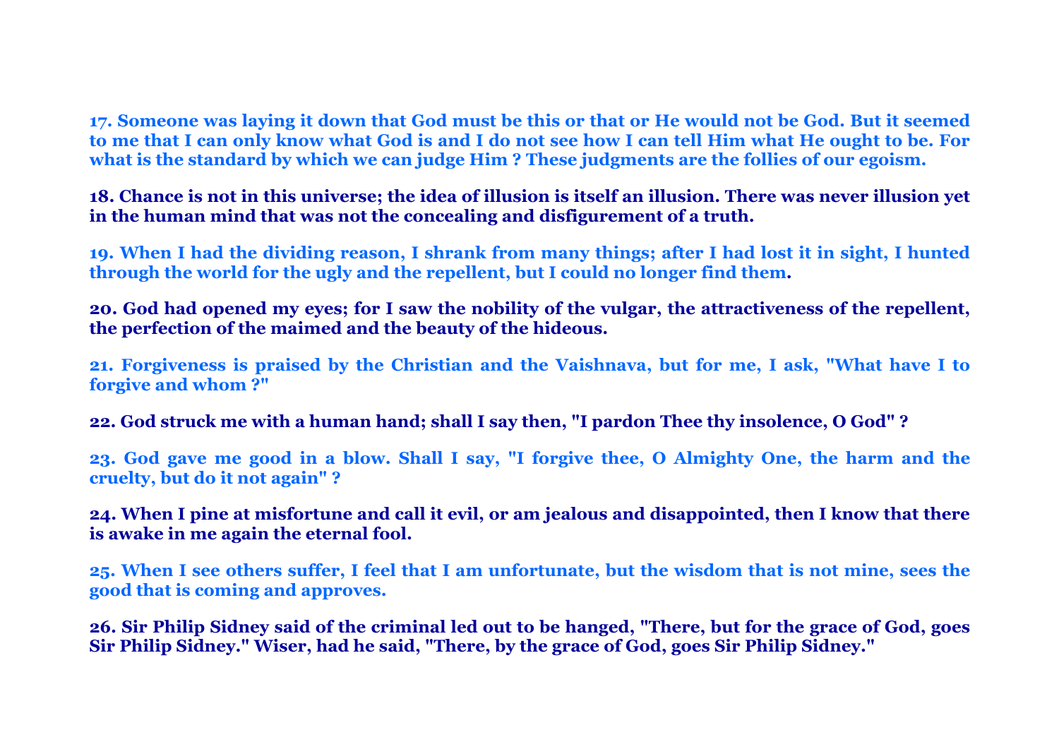**17. Someone was laying it down that God must be this or that or He would not be God. But it seemed to me that I can only know what God is and I do not see how I can tell Him what He ought to be. For what is the standard by which we can judge Him ? These judgments are the follies of our egoism.**

**18. Chance is not in this universe; the idea of illusion is itself an illusion. There was never illusion yet in the human mind that was not the concealing and disfigurement of a truth.**

**19. When I had the dividing reason, I shrank from many things; after I had lost it in sight, I hunted through the world for the ugly and the repellent, but I could no longer find them.**

**20. God had opened my eyes; for I saw the nobility of the vulgar, the attractiveness of the repellent, the perfection of the maimed and the beauty of the hideous.**

**21. Forgiveness is praised by the Christian and the Vaishnava, but for me, I ask, "What have I to forgive and whom ?"**

**22. God struck me with a human hand; shall I say then, "I pardon Thee thy insolence, O God" ?**

**23. God gave me good in a blow. Shall I say, "I forgive thee, O Almighty One, the harm and the cruelty, but do it not again" ?**

**24. When I pine at misfortune and call it evil, or am jealous and disappointed, then I know that there is awake in me again the eternal fool.**

**25. When I see others suffer, I feel that I am unfortunate, but the wisdom that is not mine, sees the good that is coming and approves.**

**26. Sir Philip Sidney said of the criminal led out to be hanged, "There, but for the grace of God, goes Sir Philip Sidney." Wiser, had he said, "There, by the grace of God, goes Sir Philip Sidney."**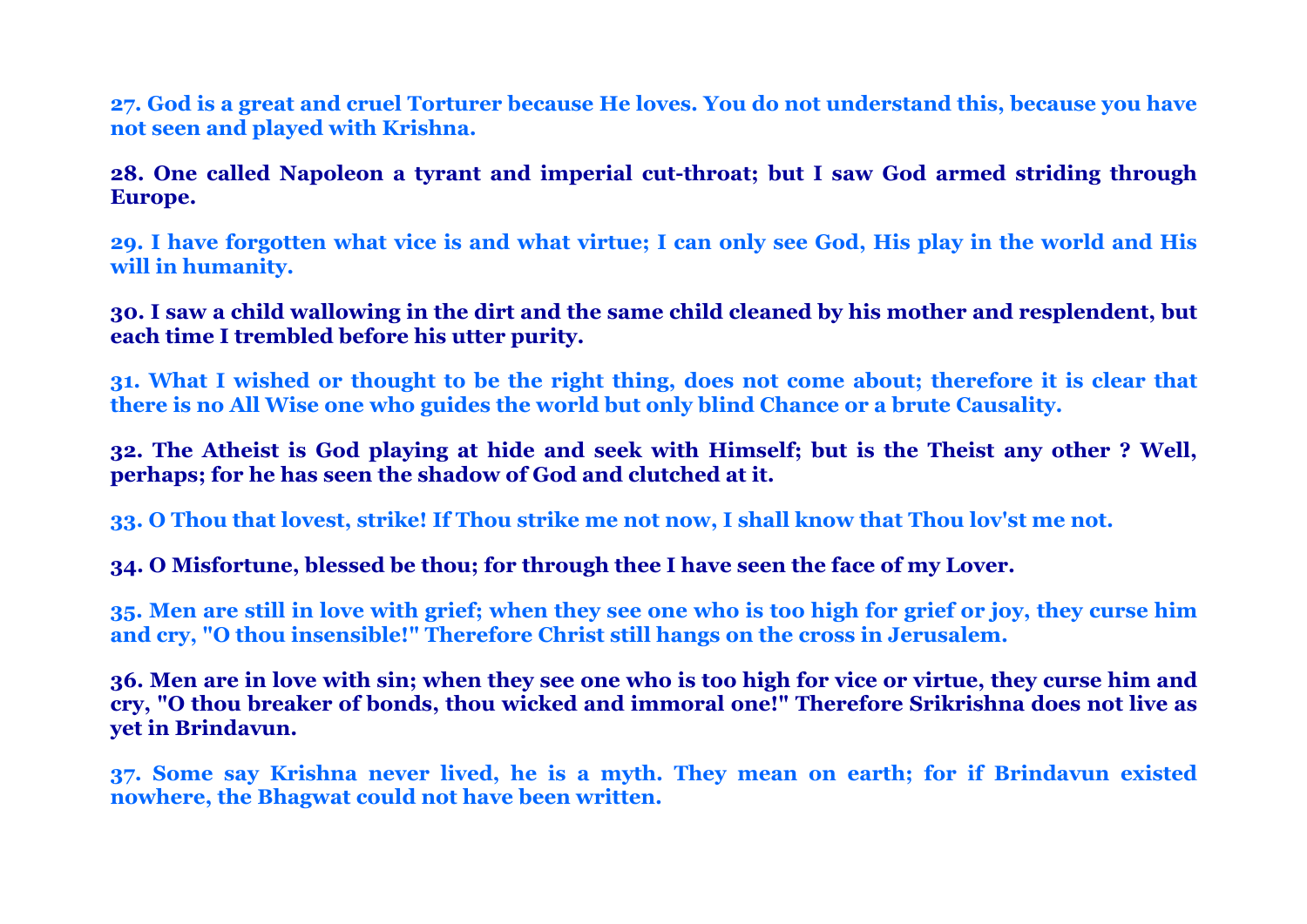**27. God is a great and cruel Torturer because He loves. You do not understand this, because you have not seen and played with Krishna.**

**28. One called Napoleon a tyrant and imperial cut-throat; but I saw God armed striding through Europe.**

**29. I have forgotten what vice is and what virtue; I can only see God, His play in the world and His will in humanity.**

**30. I saw a child wallowing in the dirt and the same child cleaned by his mother and resplendent, but each time I trembled before his utter purity.**

**31. What I wished or thought to be the right thing, does not come about; therefore it is clear that there is no All Wise one who guides the world but only blind Chance or a brute Causality.**

**32. The Atheist is God playing at hide and seek with Himself; but is the Theist any other ? Well, perhaps; for he has seen the shadow of God and clutched at it.**

**33. O Thou that lovest, strike! If Thou strike me not now, I shall know that Thou lov'st me not.**

**34. O Misfortune, blessed be thou; for through thee I have seen the face of my Lover.**

**35. Men are still in love with grief; when they see one who is too high for grief or joy, they curse him and cry, "O thou insensible!" Therefore Christ still hangs on the cross in Jerusalem.**

**36. Men are in love with sin; when they see one who is too high for vice or virtue, they curse him and cry, "O thou breaker of bonds, thou wicked and immoral one!" Therefore Srikrishna does not live as yet in Brindavun.**

**37. Some say Krishna never lived, he is a myth. They mean on earth; for if Brindavun existed nowhere, the Bhagwat could not have been written.**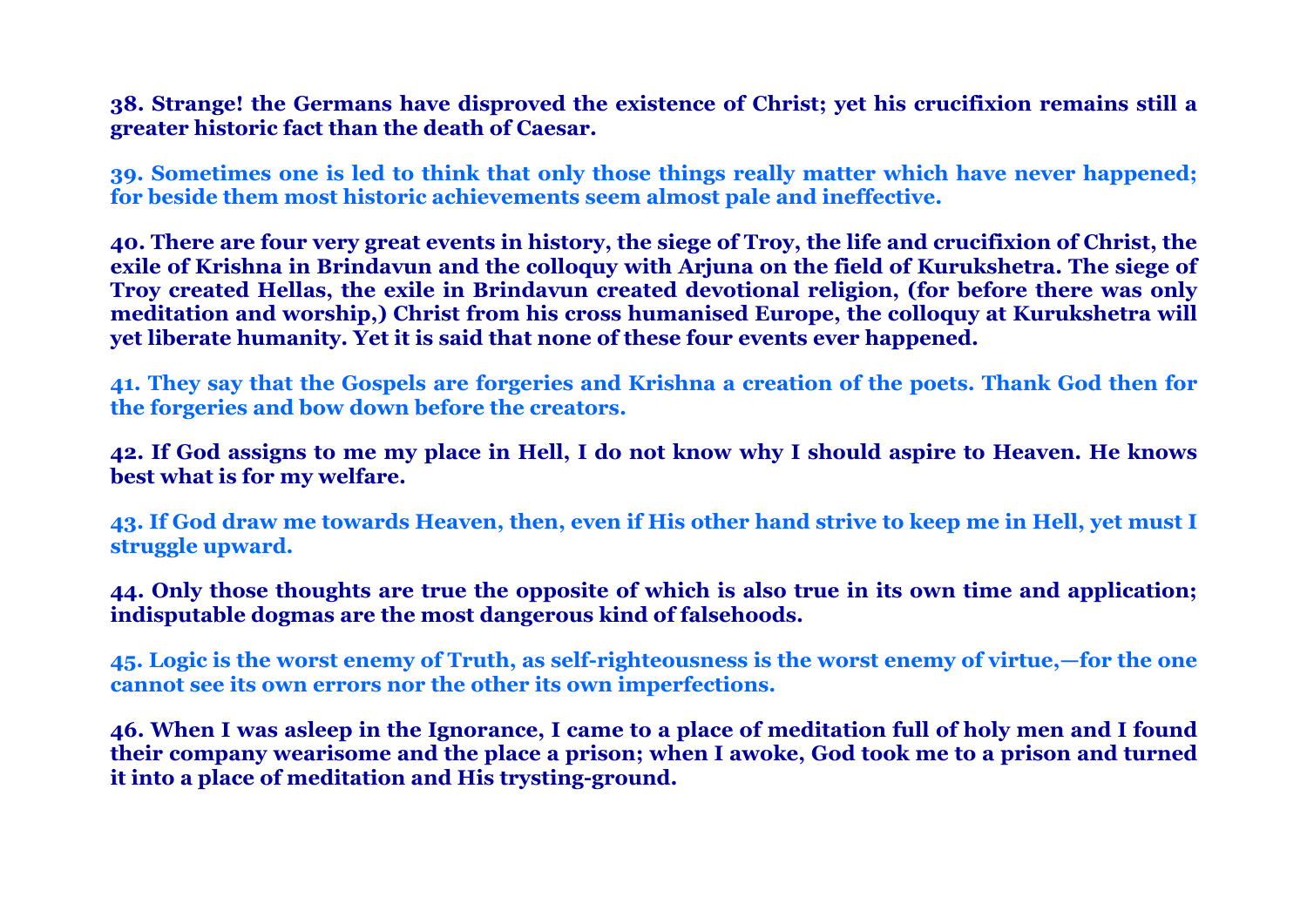**38. Strange! the Germans have disproved the existence of Christ; yet his crucifixion remains still a greater historic fact than the death of Caesar.**

**39. Sometimes one is led to think that only those things really matter which have never happened; for beside them most historic achievements seem almost pale and ineffective.**

**40. There are four very great events in history, the siege of Troy, the life and crucifixion of Christ, the exile of Krishna in Brindavun and the colloquy with Arjuna on the field of Kurukshetra. The siege of Troy created Hellas, the exile in Brindavun created devotional religion, (for before there was only meditation and worship,) Christ from his cross humanised Europe, the colloquy at Kurukshetra will yet liberate humanity. Yet it is said that none of these four events ever happened.**

**41. They say that the Gospels are forgeries and Krishna a creation of the poets. Thank God then for the forgeries and bow down before the creators.**

**42. If God assigns to me my place in Hell, I do not know why I should aspire to Heaven. He knows best what is for my welfare.**

**43. If God draw me towards Heaven, then, even if His other hand strive to keep me in Hell, yet must I struggle upward.**

**44. Only those thoughts are true the opposite of which is also true in its own time and application; indisputable dogmas are the most dangerous kind of falsehoods.**

**45. Logic is the worst enemy of Truth, as self-righteousness is the worst enemy of virtue,—for the one cannot see its own errors nor the other its own imperfections.**

**46. When I was asleep in the Ignorance, I came to a place of meditation full of holy men and I found their company wearisome and the place a prison; when I awoke, God took me to a prison and turned it into a place of meditation and His trysting-ground.**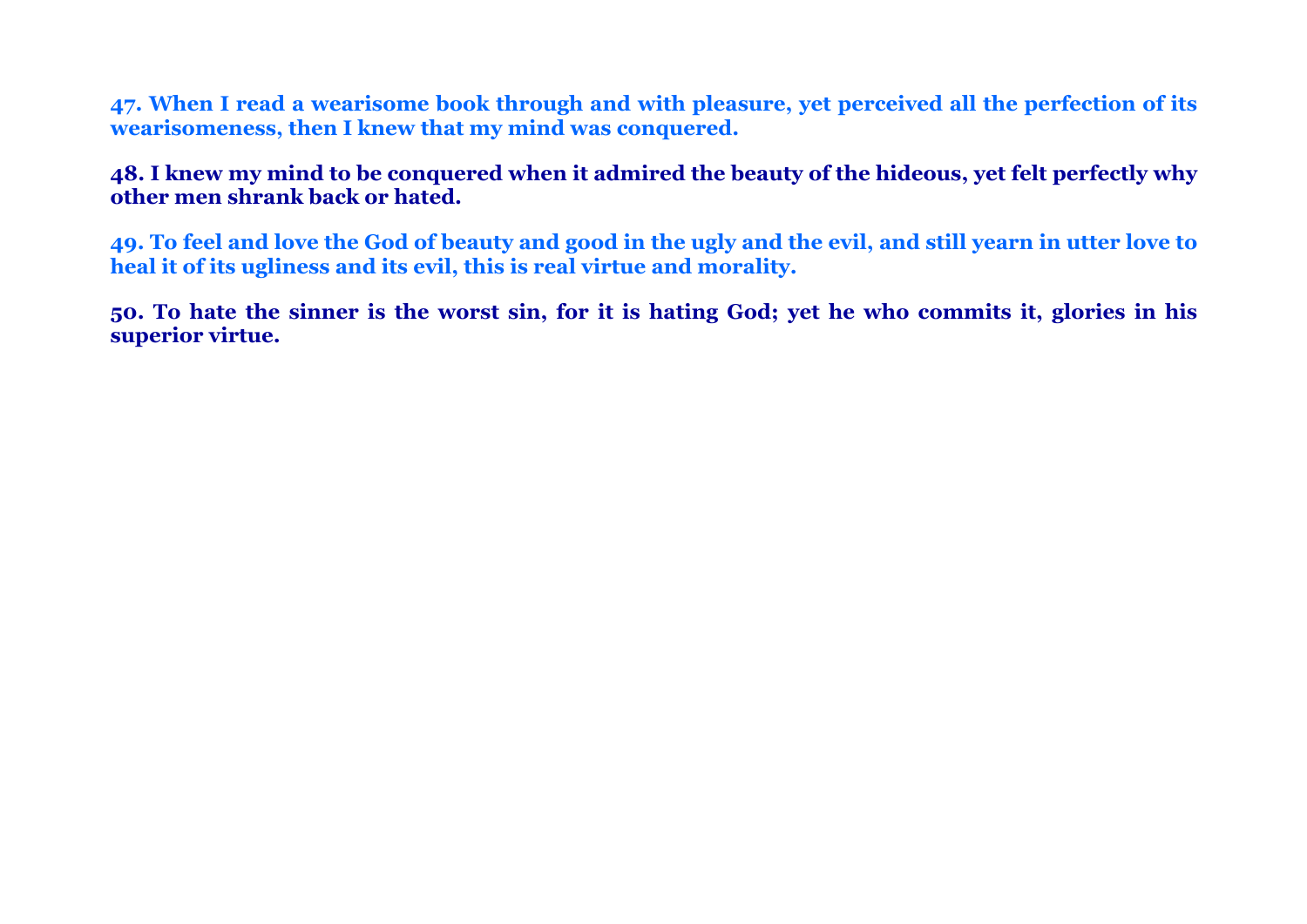**47. When I read a wearisome book through and with pleasure, yet perceived all the perfection of its wearisomeness, then I knew that my mind was conquered.**

**48. I knew my mind to be conquered when it admired the beauty of the hideous, yet felt perfectly why other men shrank back or hated.**

**49. To feel and love the God of beauty and good in the ugly and the evil, and still yearn in utter love to heal it of its ugliness and its evil, this is real virtue and morality.**

**50. To hate the sinner is the worst sin, for it is hating God; yet he who commits it, glories in his superior virtue.**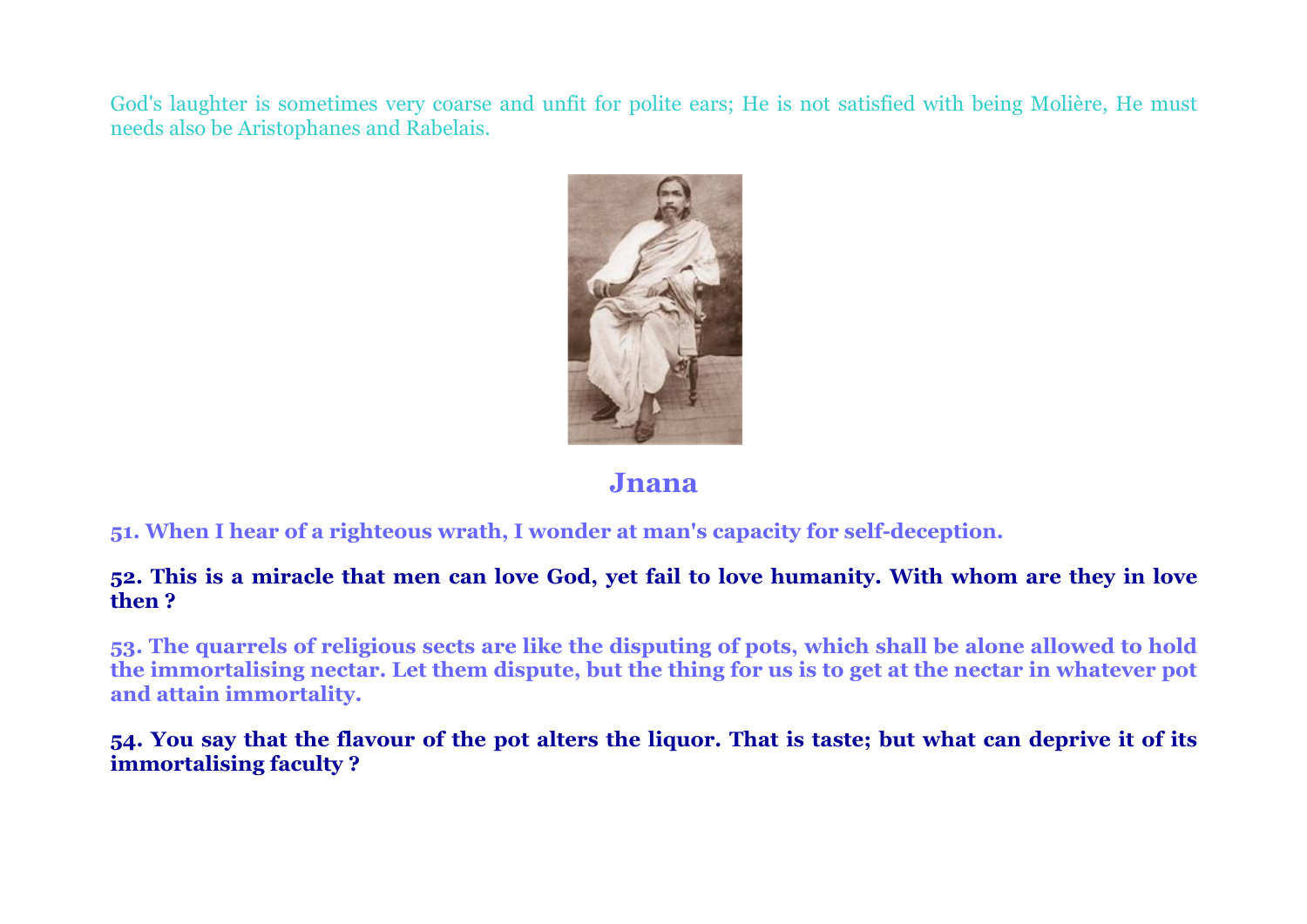God's laughter is sometimes very coarse and unfit for polite ears; He is not satisfied with being Molière, He must needs also be Aristophanes and Rabelais.

## Jnana

**51. When I hear of a righteous wrath, I wonder at man's capacity for self-deception.**

**52. This is a miracle that men can love God, yet fail to love humanity. With whom are they in love then ?**

**53. The quarrels of religious sects are like the disputing of pots, which shall be alone allowed to hold the immortalising nectar. Let them dispute, but the thing for us is to get at the nectar in whatever pot and attain immortality.**

**54. You say that the flavour of the pot alters the liquor. That is taste; but what can deprive it of its immortalising faculty ?**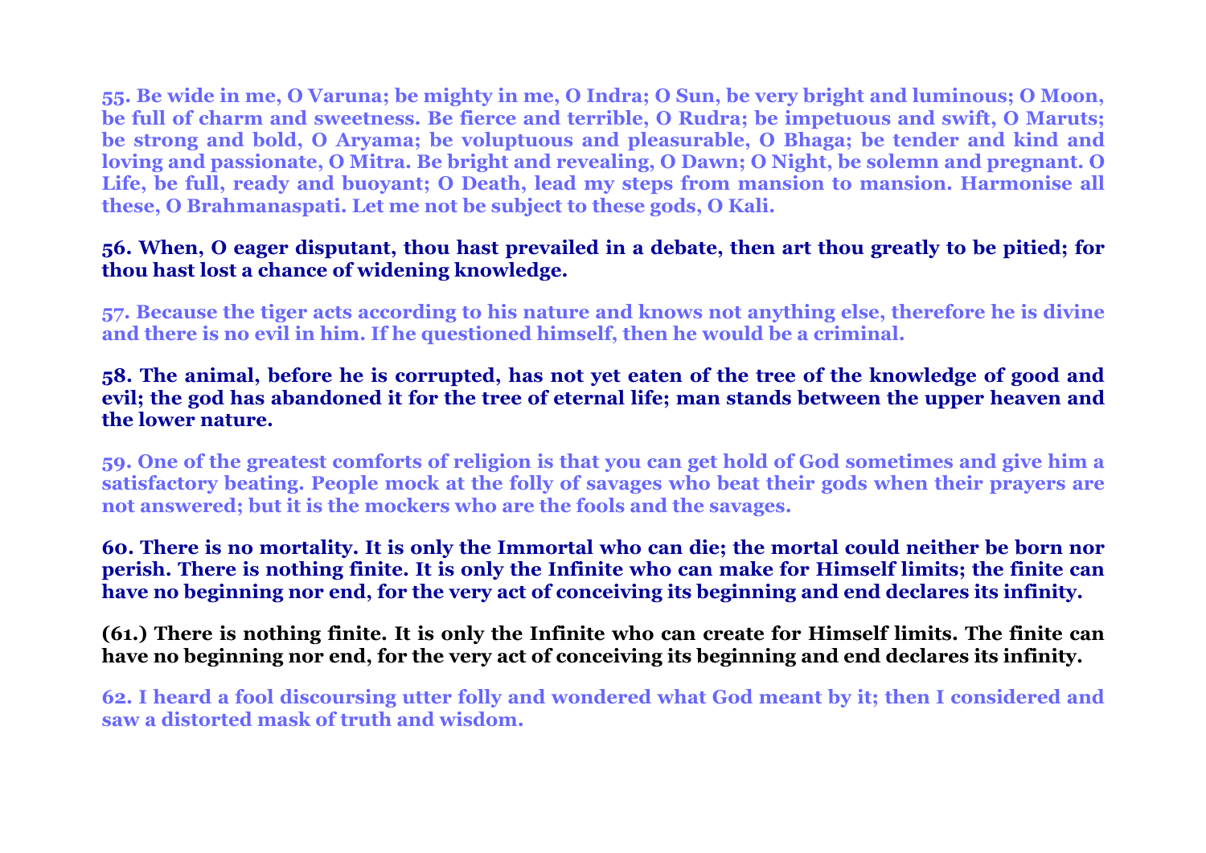**55. Be wide in me, O Varuna; be mighty in me, O Indra; O Sun, be very bright and luminous; O Moon, be full of charm and sweetness. Be fierce and terrible, O Rudra; be impetuous and swift, O Maruts; be strong and bold, O Aryama; be voluptuous and pleasurable, O Bhaga; be tender and kind and loving and passionate, O Mitra. Be bright and revealing, O Dawn; O Night, be solemn and pregnant. O Life, be full, ready and buoyant; O Death, lead my steps from mansion to mansion. Harmonise all these, O Brahmanaspati. Let me not be subject to these gods, O Kali.**

**56. When, O eager disputant, thou hast prevailed in a debate, then art thou greatly to be pitied; for thou hast lost a chance of widening knowledge.**

**57. Because the tiger acts according to his nature and knows not anything else, therefore he is divine and there is no evil in him. If he questioned himself, then he would be a criminal.**

**58. The animal, before he is corrupted, has not yet eaten of the tree of the knowledge of good and evil; the god has abandoned it for the tree of eternal life; man stands between the upper heaven and the lower nature.**

**59. One of the greatest comforts of religion is that you can get hold of God sometimes and give him a satisfactory beating. People mock at the folly of savages who beat their gods when their prayers are not answered; but it is the mockers who are the fools and the savages.**

**60. There is no mortality. It is only the Immortal who can die; the mortal could neither be born nor perish. There is nothing finite. It is only the Infinite who can make for Himself limits; the finite can have no beginning nor end, for the very act of conceiving its beginning and end declares its infinity.**

**(61.) There is nothing finite. It is only the Infinite who can create for Himself limits. The finite can have no beginning nor end, for the very act of conceiving its beginning and end declares its infinity.**

**62. I heard a fool discoursing utter folly and wondered what God meant by it; then I considered and saw a distorted mask of truth and wisdom.**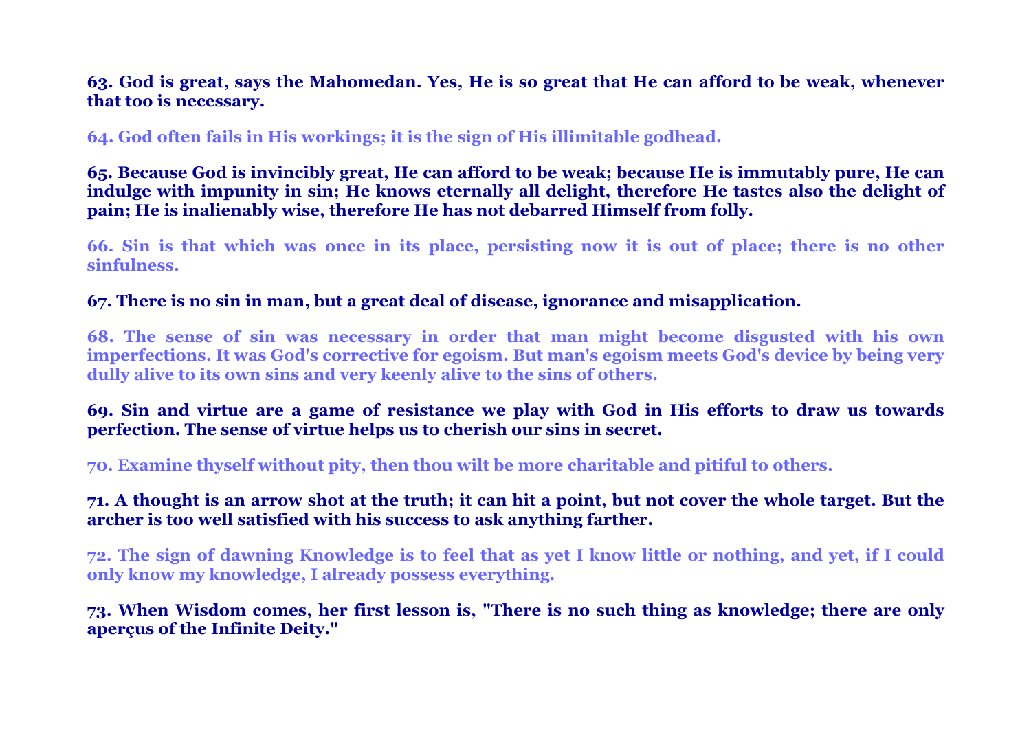**63. God is great, says the Mahomedan. Yes, He is so great that He can afford to be weak, whenever that too is necessary.**

**64. God often fails in His workings; it is the sign of His illimitable godhead.**

**65. Because God is invincibly great, He can afford to be weak; because He is immutably pure, He can indulge with impunity in sin; He knows eternally all delight, therefore He tastes also the delight of pain; He is inalienably wise, therefore He has not debarred Himself from folly.**

**66. Sin is that which was once in its place, persisting now it is out of place; there is no other sinfulness.**

**67. There is no sin in man, but a great deal of disease, ignorance and misapplication.**

**68. The sense of sin was necessary in order that man might become disgusted with his own imperfections. It was God's corrective for egoism. But man's egoism meets God's device by being very dully alive to its own sins and very keenly alive to the sins of others.**

**69. Sin and virtue are a game of resistance we play with God in His efforts to draw us towards perfection. The sense of virtue helps us to cherish our sins in secret.**

**70. Examine thyself without pity, then thou wilt be more charitable and pitiful to others.**

**71. A thought is an arrow shot at the truth; it can hit a point, but not cover the whole target. But the archer is too well satisfied with his success to ask anything farther.**

**72. The sign of dawning Knowledge is to feel that as yet I know little or nothing, and yet, if I could only know my knowledge, I already possess everything.**

**73. When Wisdom comes, her first lesson is, "There is no such thing as knowledge; there are only aperçus of the Infinite Deity."**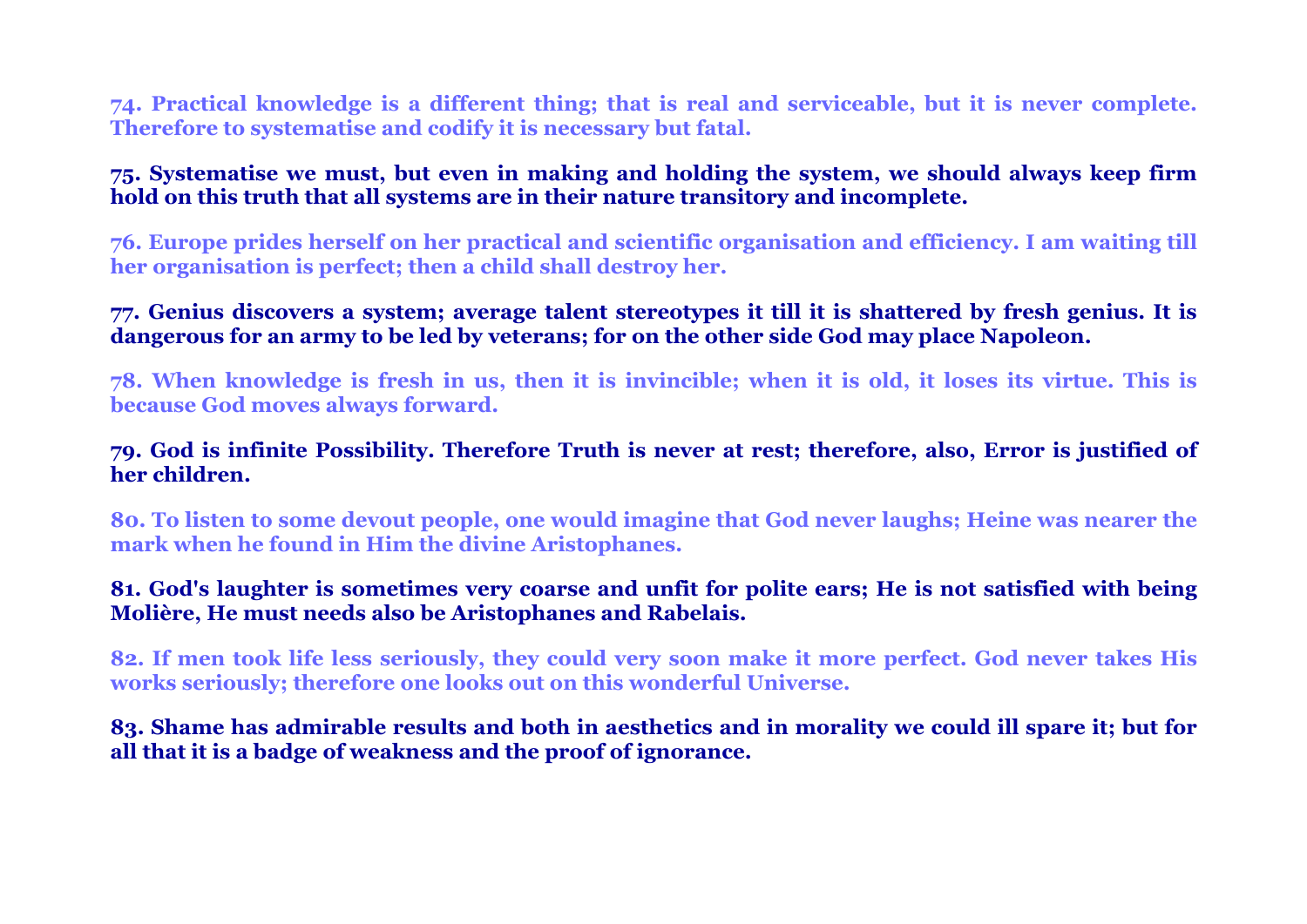**74. Practical knowledge is a different thing; that is real and serviceable, but it is never complete. Therefore to systematise and codify it is necessary but fatal.**

**75. Systematise we must, but even in making and holding the system, we should always keep firm hold on this truth that all systems are in their nature transitory and incomplete.**

**76. Europe prides herself on her practical and scientific organisation and efficiency. I am waiting till her organisation is perfect; then a child shall destroy her.**

**77. Genius discovers a system; average talent stereotypes it till it is shattered by fresh genius. It is dangerous for an army to be led by veterans; for on the other side God may place Napoleon.**

**78. When knowledge is fresh in us, then it is invincible; when it is old, it loses its virtue. This is because God moves always forward.**

**79. God is infinite Possibility. Therefore Truth is never at rest; therefore, also, Error is justified of her children.**

**80. To listen to some devout people, one would imagine that God never laughs; Heine was nearer the mark when he found in Him the divine Aristophanes.**

**81. God's laughter is sometimes very coarse and unfit for polite ears; He is not satisfied with being Molière, He must needs also be Aristophanes and Rabelais.**

**82. If men took life less seriously, they could very soon make it more perfect. God never takes His works seriously; therefore one looks out on this wonderful Universe.**

**83. Shame has admirable results and both in aesthetics and in morality we could ill spare it; but for all that it is a badge of weakness and the proof of ignorance.**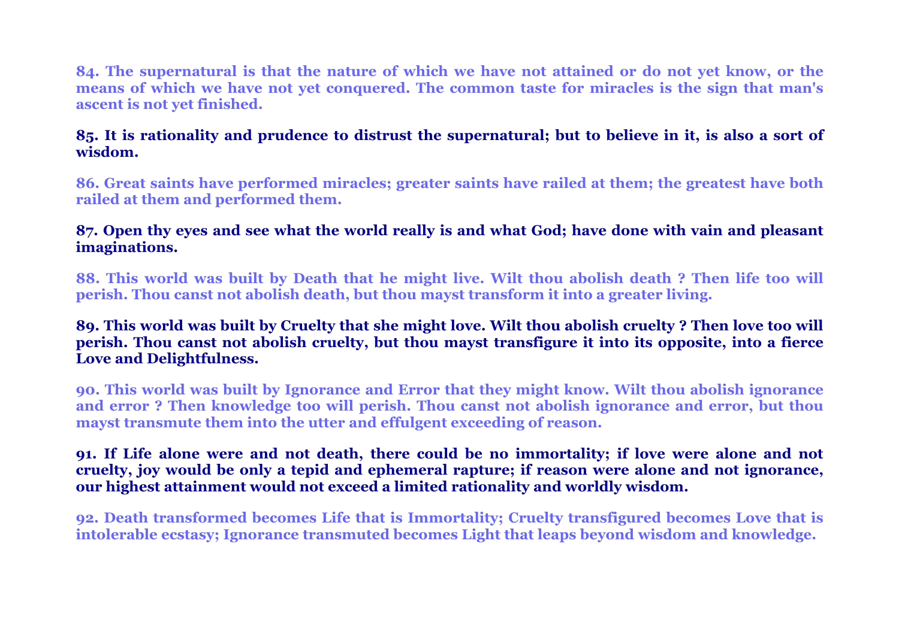**84. The supernatural is that the nature of which we have not attained or do not yet know, or the means of which we have not yet conquered. The common taste for miracles is the sign that man's ascent is not yet finished.**

**85. It is rationality and prudence to distrust the supernatural; but to believe in it, is also a sort of wisdom.**

**86. Great saints have performed miracles; greater saints have railed at them; the greatest have both railed at them and performed them.**

**87. Open thy eyes and see what the world really is and what God; have done with vain and pleasant imaginations.**

**88. This world was built by Death that he might live. Wilt thou abolish death ? Then life too will perish. Thou canst not abolish death, but thou mayst transform it into a greater living.**

**89. This world was built by Cruelty that she might love. Wilt thou abolish cruelty ? Then love too will perish. Thou canst not abolish cruelty, but thou mayst transfigure it into its opposite, into a fierce Love and Delightfulness.**

**90. This world was built by Ignorance and Error that they might know. Wilt thou abolish ignorance and error ? Then knowledge too will perish. Thou canst not abolish ignorance and error, but thou mayst transmute them into the utter and effulgent exceeding of reason.**

**91. If Life alone were and not death, there could be no immortality; if love were alone and not cruelty, joy would be only a tepid and ephemeral rapture; if reason were alone and not ignorance, our highest attainment would not exceed a limited rationality and worldly wisdom.**

**92. Death transformed becomes Life that is Immortality; Cruelty transfigured becomes Love that is intolerable ecstasy; Ignorance transmuted becomes Light that leaps beyond wisdom and knowledge.**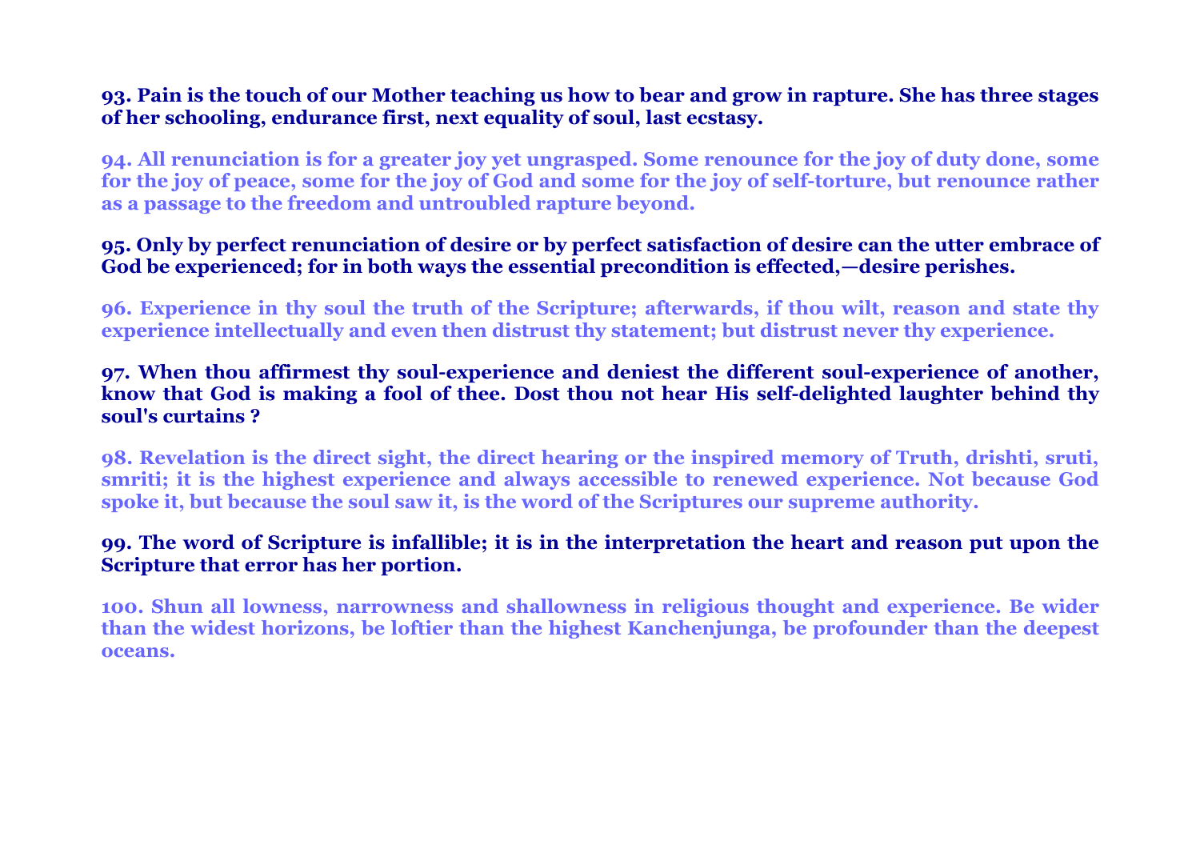**93. Pain is the touch of our Mother teaching us how to bear and grow in rapture. She has three stages of her schooling, endurance first, next equality of soul, last ecstasy.**

**94. All renunciation is for a greater joy yet ungrasped. Some renounce for the joy of duty done, some for the joy of peace, some for the joy of God and some for the joy of self-torture, but renounce rather as a passage to the freedom and untroubled rapture beyond.**

**95. Only by perfect renunciation of desire or by perfect satisfaction of desire can the utter embrace of God be experienced; for in both ways the essential precondition is effected,—desire perishes.**

**96. Experience in thy soul the truth of the Scripture; afterwards, if thou wilt, reason and state thy experience intellectually and even then distrust thy statement; but distrust never thy experience.**

**97. When thou affirmest thy soul-experience and deniest the different soul-experience of another, know that God is making a fool of thee. Dost thou not hear His self-delighted laughter behind thy soul's curtains ?**

**98. Revelation is the direct sight, the direct hearing or the inspired memory of Truth, drishti, sruti, smriti; it is the highest experience and always accessible to renewed experience. Not because God spoke it, but because the soul saw it, is the word of the Scriptures our supreme authority.**

**99. The word of Scripture is infallible; it is in the interpretation the heart and reason put upon the Scripture that error has her portion.**

**100. Shun all lowness, narrowness and shallowness in religious thought and experience. Be wider than the widest horizons, be loftier than the highest Kanchenjunga, be profounder than the deepest oceans.**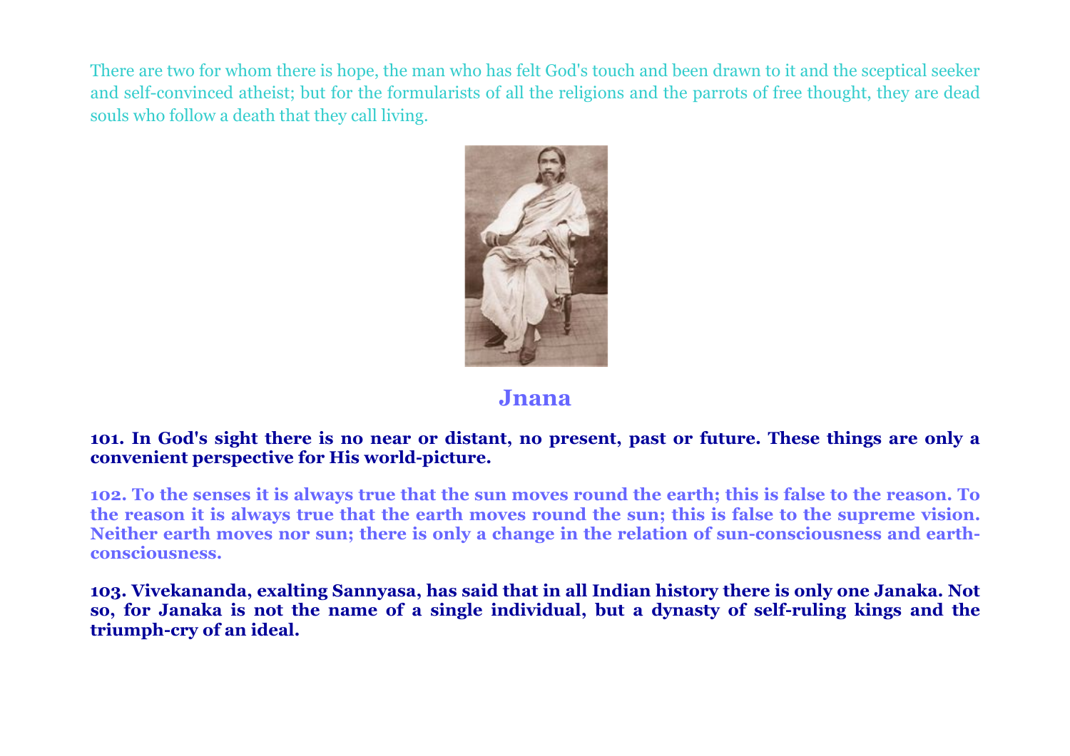There are two for whom there is hope, the man who has felt God's touch and been drawn to it and the sceptical seeker and self-convinced atheist; but for the formularists of all the religions and the parrots of free thought, they are dead souls who follow a death that they call living.

## Jnana

**101. In God's sight there is no near or distant, no present, past or future. These things are only a convenient perspective for His world-picture.**

**102. To the senses it is always true that the sun moves round the earth; this is false to the reason. To the reason it is always true that the earth moves round the sun; this is false to the supreme vision. Neither earth moves nor sun; there is only a change in the relation of sun-consciousness and earth-consciousness.**

**103. Vivekananda, exalting Sannyasa, has said that in all Indian history there is only one Janaka. Not so, for Janaka is not the name of a single individual, but a dynasty of self-ruling kings and the triumph-cry of an ideal.**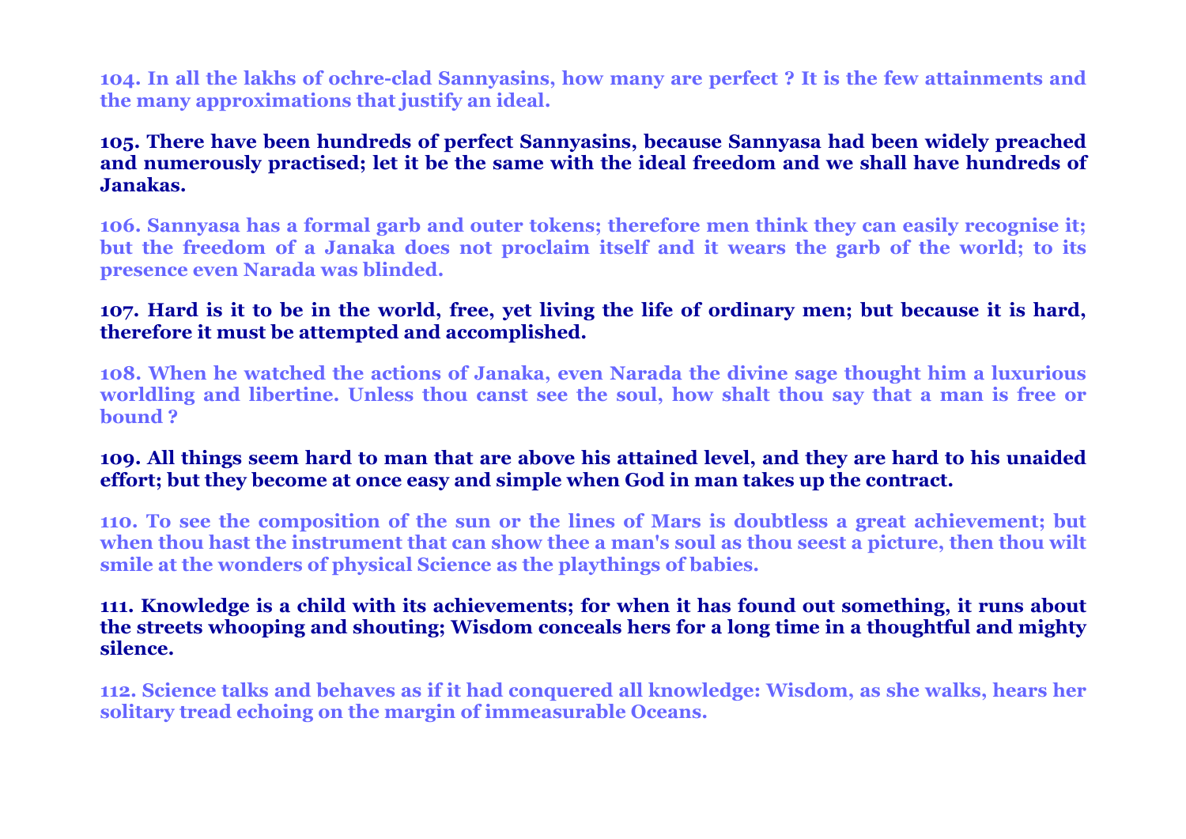**104. In all the lakhs of ochre-clad Sannyasins, how many are perfect ? It is the few attainments and the many approximations that justify an ideal.**

**105. There have been hundreds of perfect Sannyasins, because Sannyasa had been widely preached and numerously practised; let it be the same with the ideal freedom and we shall have hundreds of Janakas.**

**106. Sannyasa has a formal garb and outer tokens; therefore men think they can easily recognise it; but the freedom of a Janaka does not proclaim itself and it wears the garb of the world; to its presence even Narada was blinded.**

**107. Hard is it to be in the world, free, yet living the life of ordinary men; but because it is hard, therefore it must be attempted and accomplished.**

**108. When he watched the actions of Janaka, even Narada the divine sage thought him a luxurious worldling and libertine. Unless thou canst see the soul, how shalt thou say that a man is free or bound ?**

**109. All things seem hard to man that are above his attained level, and they are hard to his unaided effort; but they become at once easy and simple when God in man takes up the contract.**

**110. To see the composition of the sun or the lines of Mars is doubtless a great achievement; but when thou hast the instrument that can show thee a man's soul as thou seest a picture, then thou wilt smile at the wonders of physical Science as the playthings of babies.**

**111. Knowledge is a child with its achievements; for when it has found out something, it runs about the streets whooping and shouting; Wisdom conceals hers for a long time in a thoughtful and mighty silence.**

**112. Science talks and behaves as if it had conquered all knowledge: Wisdom, as she walks, hears her solitary tread echoing on the margin of immeasurable Oceans.**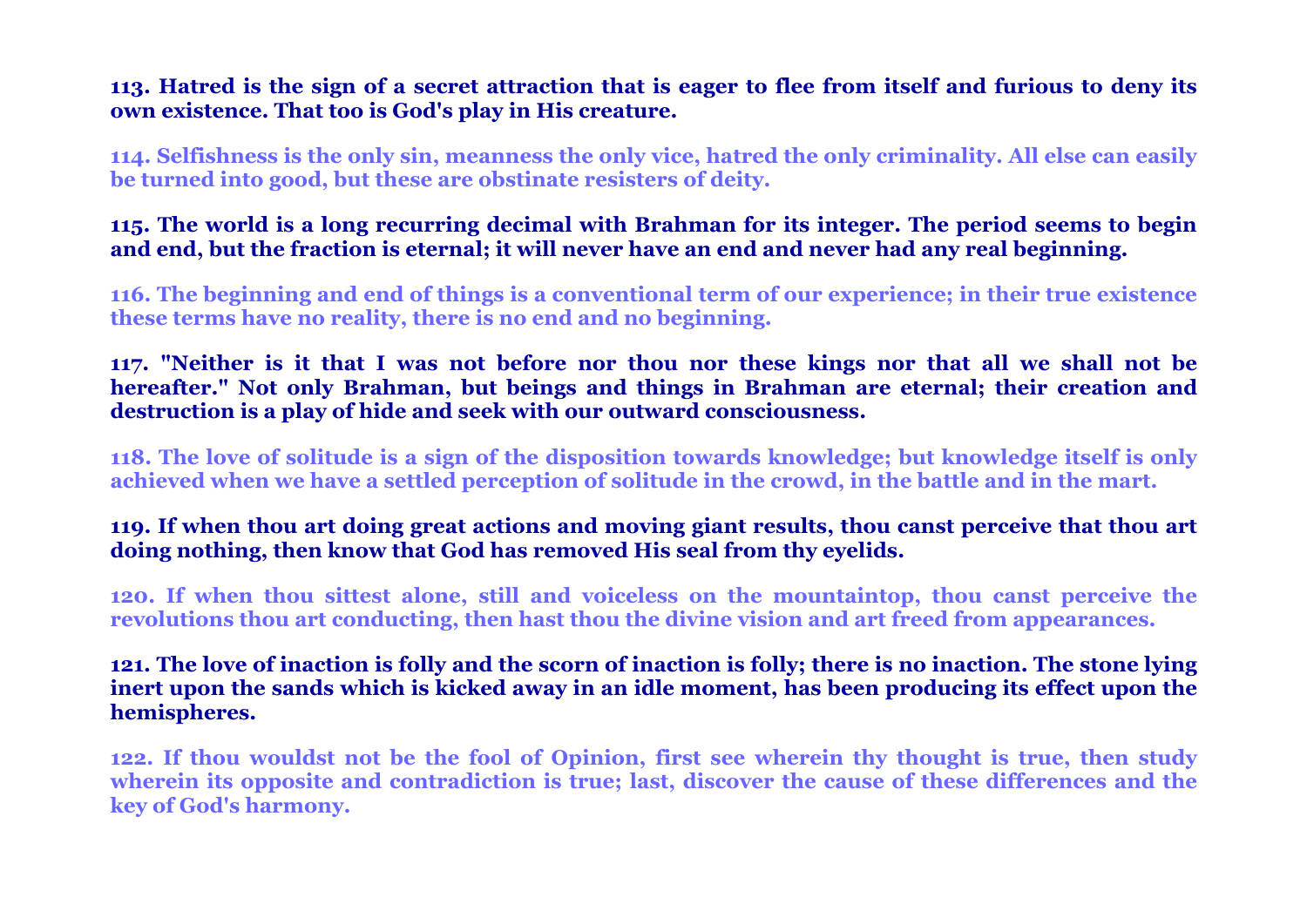**113. Hatred is the sign of a secret attraction that is eager to flee from itself and furious to deny its own existence. That too is God's play in His creature.**

**114. Selfishness is the only sin, meanness the only vice, hatred the only criminality. All else can easily be turned into good, but these are obstinate resisters of deity.**

**115. The world is a long recurring decimal with Brahman for its integer. The period seems to begin and end, but the fraction is eternal; it will never have an end and never had any real beginning.**

**116. The beginning and end of things is a conventional term of our experience; in their true existence these terms have no reality, there is no end and no beginning.**

**117. "Neither is it that I was not before nor thou nor these kings nor that all we shall not be hereafter." Not only Brahman, but beings and things in Brahman are eternal; their creation and destruction is a play of hide and seek with our outward consciousness.**

**118. The love of solitude is a sign of the disposition towards knowledge; but knowledge itself is only achieved when we have a settled perception of solitude in the crowd, in the battle and in the mart.**

**119. If when thou art doing great actions and moving giant results, thou canst perceive that thou art doing nothing, then know that God has removed His seal from thy eyelids.**

**120. If when thou sittest alone, still and voiceless on the mountaintop, thou canst perceive the revolutions thou art conducting, then hast thou the divine vision and art freed from appearances.**

**121. The love of inaction is folly and the scorn of inaction is folly; there is no inaction. The stone lying inert upon the sands which is kicked away in an idle moment, has been producing its effect upon the hemispheres.**

**122. If thou wouldst not be the fool of Opinion, first see wherein thy thought is true, then study wherein its opposite and contradiction is true; last, discover the cause of these differences and the key of God's harmony.**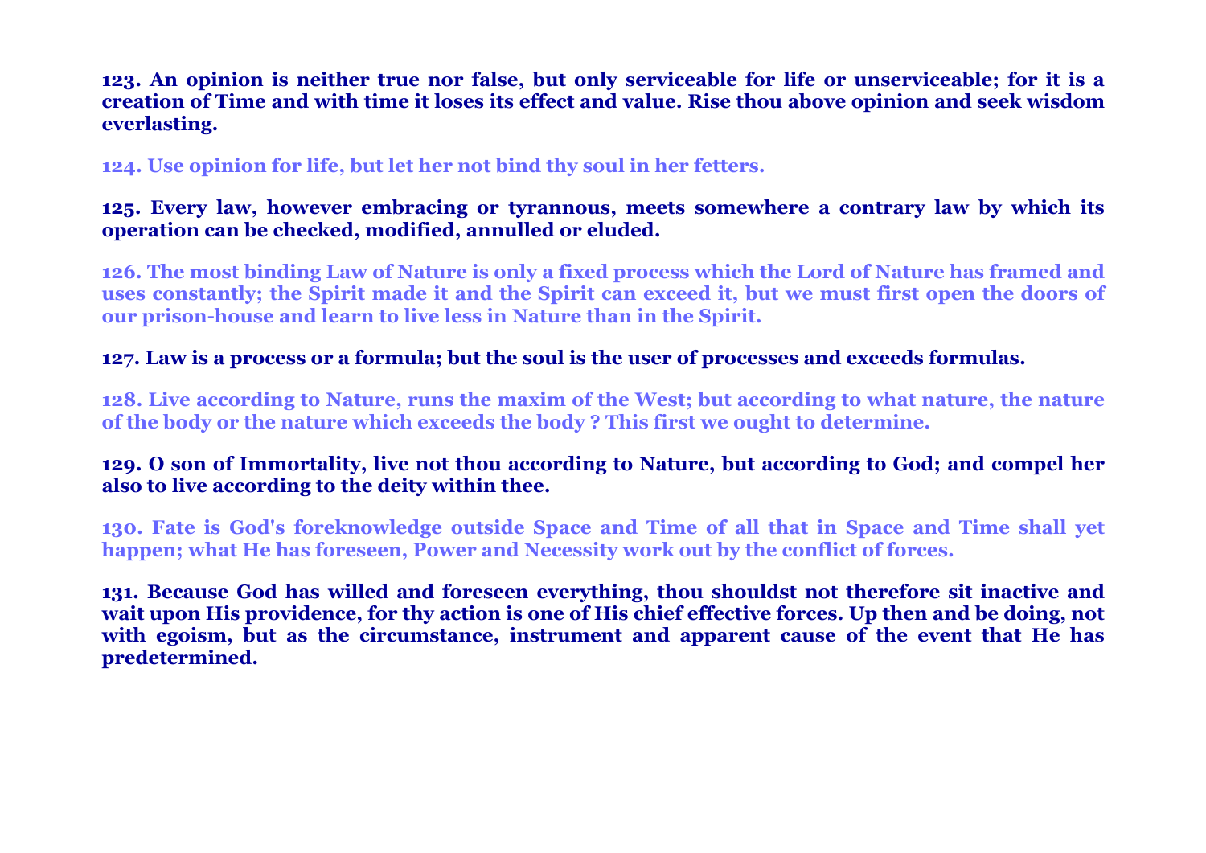**123. An opinion is neither true nor false, but only serviceable for life or unserviceable; for it is a creation of Time and with time it loses its effect and value. Rise thou above opinion and seek wisdom everlasting.**

**124. Use opinion for life, but let her not bind thy soul in her fetters.**

**125. Every law, however embracing or tyrannous, meets somewhere a contrary law by which its operation can be checked, modified, annulled or eluded.**

**126. The most binding Law of Nature is only a fixed process which the Lord of Nature has framed and uses constantly; the Spirit made it and the Spirit can exceed it, but we must first open the doors of our prison-house and learn to live less in Nature than in the Spirit.**

**127. Law is a process or a formula; but the soul is the user of processes and exceeds formulas.**

**128. Live according to Nature, runs the maxim of the West; but according to what nature, the nature of the body or the nature which exceeds the body ? This first we ought to determine.**

**129. O son of Immortality, live not thou according to Nature, but according to God; and compel her also to live according to the deity within thee.**

**130. Fate is God's foreknowledge outside Space and Time of all that in Space and Time shall yet happen; what He has foreseen, Power and Necessity work out by the conflict of forces.**

**131. Because God has willed and foreseen everything, thou shouldst not therefore sit inactive and wait upon His providence, for thy action is one of His chief effective forces. Up then and be doing, not with egoism, but as the circumstance, instrument and apparent cause of the event that He has predetermined.**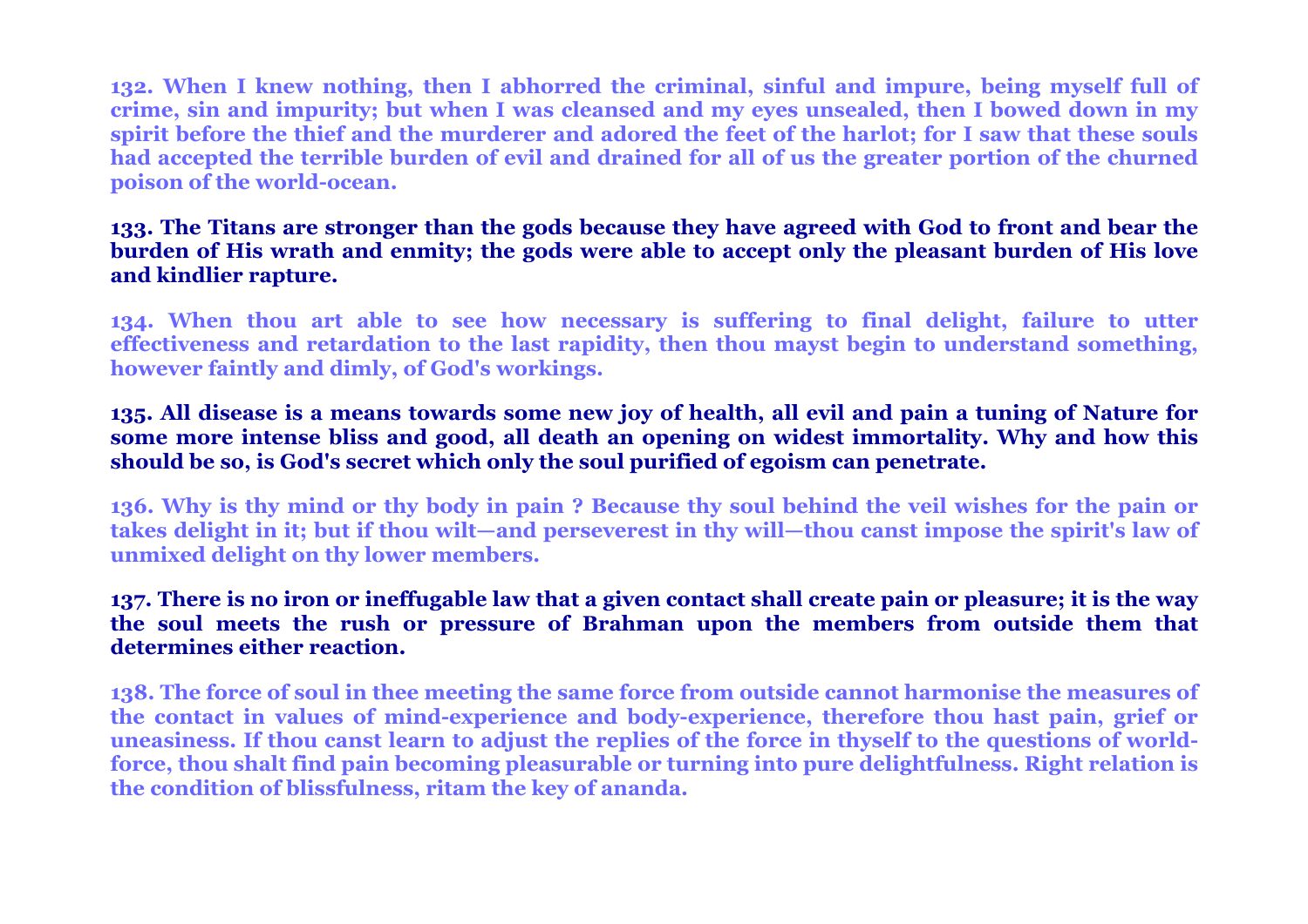**132. When I knew nothing, then I abhorred the criminal, sinful and impure, being myself full of crime, sin and impurity; but when I was cleansed and my eyes unsealed, then I bowed down in my spirit before the thief and the murderer and adored the feet of the harlot; for I saw that these souls had accepted the terrible burden of evil and drained for all of us the greater portion of the churned poison of the world-ocean.**

**133. The Titans are stronger than the gods because they have agreed with God to front and bear the burden of His wrath and enmity; the gods were able to accept only the pleasant burden of His love and kindlier rapture.**

**134. When thou art able to see how necessary is suffering to final delight, failure to utter effectiveness and retardation to the last rapidity, then thou mayst begin to understand something, however faintly and dimly, of God's workings.**

**135. All disease is a means towards some new joy of health, all evil and pain a tuning of Nature for some more intense bliss and good, all death an opening on widest immortality. Why and how this should be so, is God's secret which only the soul purified of egoism can penetrate.**

**136. Why is thy mind or thy body in pain ? Because thy soul behind the veil wishes for the pain or takes delight in it; but if thou wilt—and perseverest in thy will—thou canst impose the spirit's law of unmixed delight on thy lower members.**

**137. There is no iron or ineffugable law that a given contact shall create pain or pleasure; it is the way the soul meets the rush or pressure of Brahman upon the members from outside them that determines either reaction.**

**138. The force of soul in thee meeting the same force from outside cannot harmonise the measures of the contact in values of mind-experience and body-experience, therefore thou hast pain, grief or uneasiness. If thou canst learn to adjust the replies of the force in thyself to the questions of world-force, thou shalt find pain becoming pleasurable or turning into pure delightfulness. Right relation is the condition of blissfulness, ritam the key of ananda.**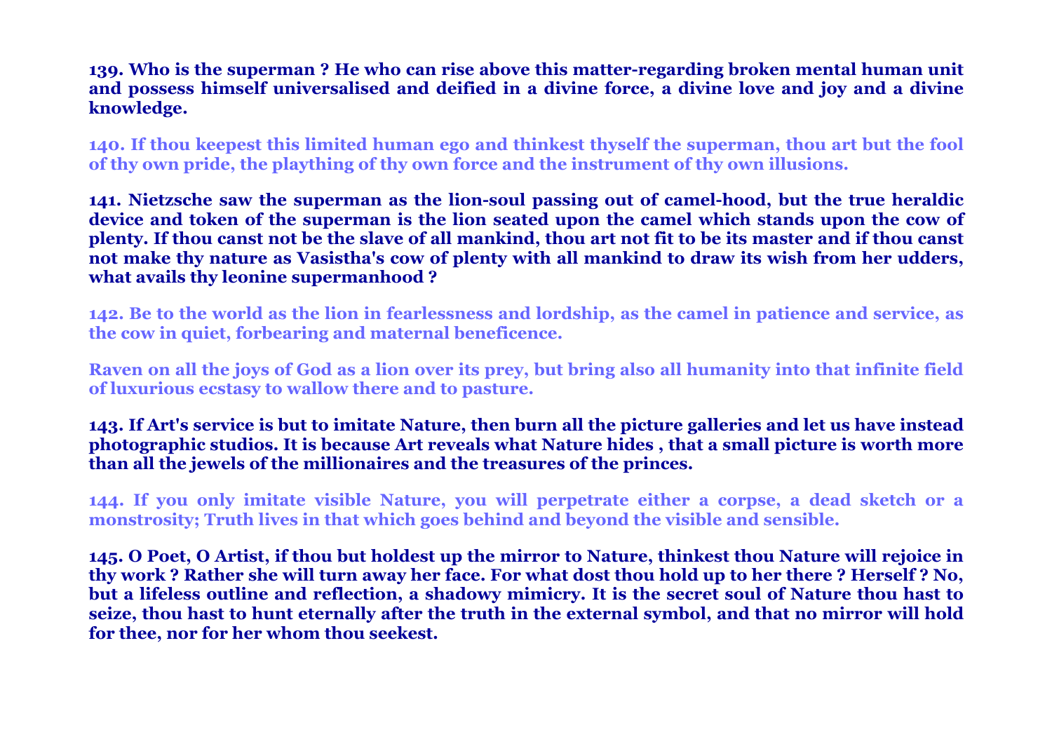**139. Who is the superman ? He who can rise above this matter-regarding broken mental human unit and possess himself universalised and deified in a divine force, a divine love and joy and a divine knowledge.**

**140. If thou keepest this limited human ego and thinkest thyself the superman, thou art but the fool of thy own pride, the plaything of thy own force and the instrument of thy own illusions.**

**141. Nietzsche saw the superman as the lion-soul passing out of camel-hood, but the true heraldic device and token of the superman is the lion seated upon the camel which stands upon the cow of plenty. If thou canst not be the slave of all mankind, thou art not fit to be its master and if thou canst not make thy nature as Vasistha's cow of plenty with all mankind to draw its wish from her udders, what avails thy leonine supermanhood ?**

**142. Be to the world as the lion in fearlessness and lordship, as the camel in patience and service, as the cow in quiet, forbearing and maternal beneficence.**

**Raven on all the joys of God as a lion over its prey, but bring also all humanity into that infinite field of luxurious ecstasy to wallow there and to pasture.**

**143. If Art's service is but to imitate Nature, then burn all the picture galleries and let us have instead photographic studios. It is because Art reveals what Nature hides , that a small picture is worth more than all the jewels of the millionaires and the treasures of the princes.**

**144. If you only imitate visible Nature, you will perpetrate either a corpse, a dead sketch or a monstrosity; Truth lives in that which goes behind and beyond the visible and sensible.**

**145. O Poet, O Artist, if thou but holdest up the mirror to Nature, thinkest thou Nature will rejoice in thy work ? Rather she will turn away her face. For what dost thou hold up to her there ? Herself ? No, but a lifeless outline and reflection, a shadowy mimicry. It is the secret soul of Nature thou hast to seize, thou hast to hunt eternally after the truth in the external symbol, and that no mirror will hold for thee, nor for her whom thou seekest.**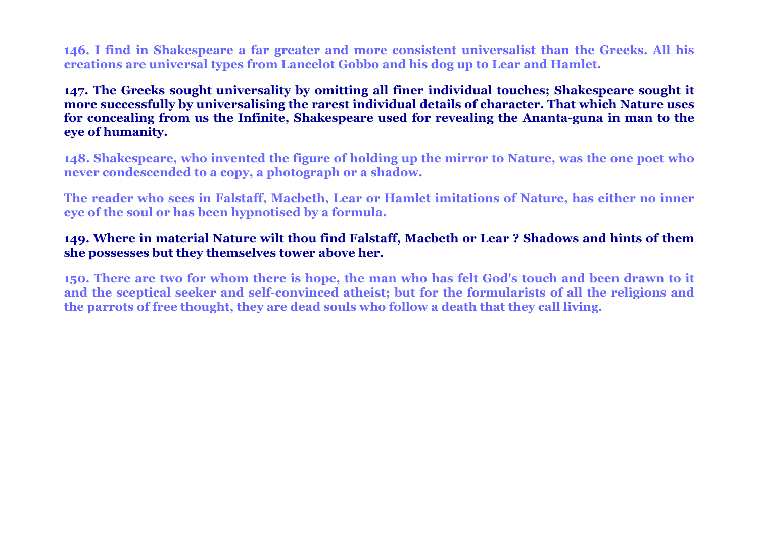**146. I find in Shakespeare a far greater and more consistent universalist than the Greeks. All his creations are universal types from Lancelot Gobbo and his dog up to Lear and Hamlet.**

**147. The Greeks sought universality by omitting all finer individual touches; Shakespeare sought it more successfully by universalising the rarest individual details of character. That which Nature uses for concealing from us the Infinite, Shakespeare used for revealing the Ananta-guna in man to the eye of humanity.**

**148. Shakespeare, who invented the figure of holding up the mirror to Nature, was the one poet who never condescended to a copy, a photograph or a shadow.**

**The reader who sees in Falstaff, Macbeth, Lear or Hamlet imitations of Nature, has either no inner eye of the soul or has been hypnotised by a formula.**

**149. Where in material Nature wilt thou find Falstaff, Macbeth or Lear ? Shadows and hints of them she possesses but they themselves tower above her.**

**150. There are two for whom there is hope, the man who has felt God's touch and been drawn to it and the sceptical seeker and self-convinced atheist; but for the formularists of all the religions and the parrots of free thought, they are dead souls who follow a death that they call living.**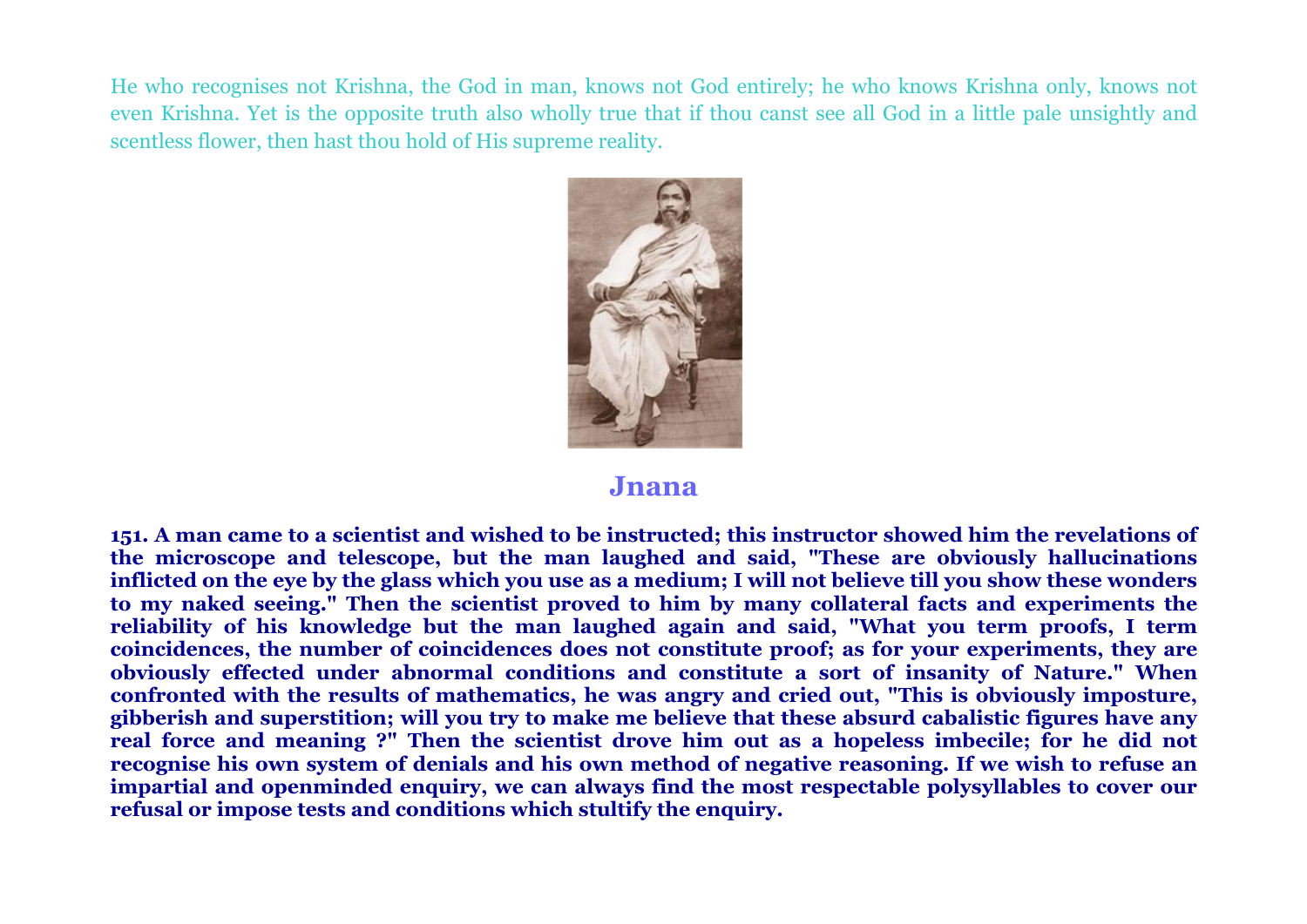He who recognises not Krishna, the God in man, knows not God entirely; he who knows Krishna only, knows not even Krishna. Yet is the opposite truth also wholly true that if thou canst see all God in a little pale unsightly and scentless flower, then hast thou hold of His supreme reality.

## Jnana

**151. A man came to a scientist and wished to be instructed; this instructor showed him the revelations of the microscope and telescope, but the man laughed and said, "These are obviously hallucinations inflicted on the eye by the glass which you use as a medium; I will not believe till you show these wonders to my naked seeing." Then the scientist proved to him by many collateral facts and experiments the reliability of his knowledge but the man laughed again and said, "What you term proofs, I term coincidences, the number of coincidences does not constitute proof; as for your experiments, they are obviously effected under abnormal conditions and constitute a sort of insanity of Nature." When confronted with the results of mathematics, he was angry and cried out, "This is obviously imposture, gibberish and superstition; will you try to make me believe that these absurd cabalistic figures have any real force and meaning ?" Then the scientist drove him out as a hopeless imbecile; for he did not recognise his own system of denials and his own method of negative reasoning. If we wish to refuse an impartial and openminded enquiry, we can always find the most respectable polysyllables to cover our refusal or impose tests and conditions which stultify the enquiry.**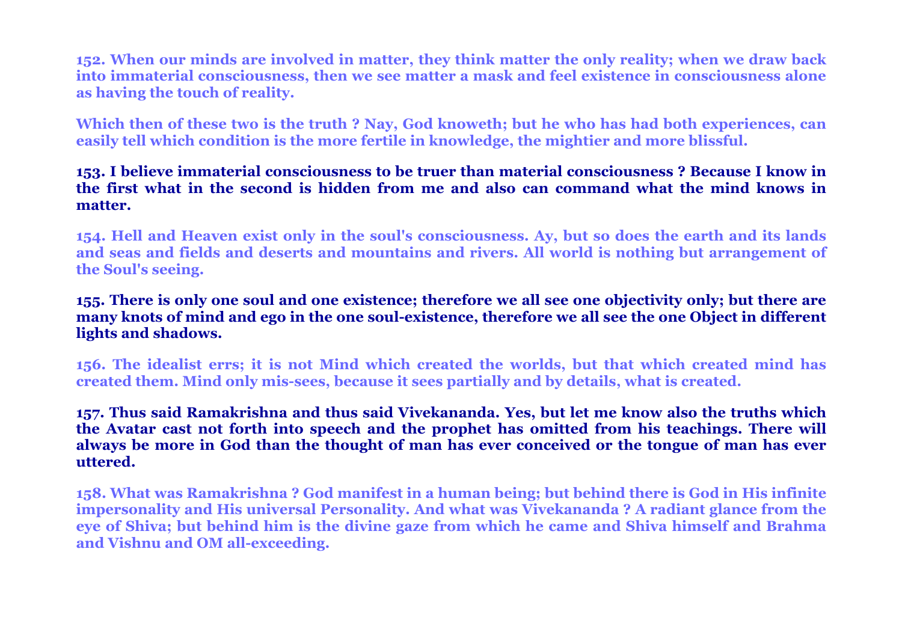**152. When our minds are involved in matter, they think matter the only reality; when we draw back into immaterial consciousness, then we see matter a mask and feel existence in consciousness alone as having the touch of reality.**

**Which then of these two is the truth ? Nay, God knoweth; but he who has had both experiences, can easily tell which condition is the more fertile in knowledge, the mightier and more blissful.**

**153. I believe immaterial consciousness to be truer than material consciousness ? Because I know in the first what in the second is hidden from me and also can command what the mind knows in matter.**

**154. Hell and Heaven exist only in the soul's consciousness. Ay, but so does the earth and its lands and seas and fields and deserts and mountains and rivers. All world is nothing but arrangement of the Soul's seeing.**

**155. There is only one soul and one existence; therefore we all see one objectivity only; but there are many knots of mind and ego in the one soul-existence, therefore we all see the one Object in different lights and shadows.**

**156. The idealist errs; it is not Mind which created the worlds, but that which created mind has created them. Mind only mis-sees, because it sees partially and by details, what is created.**

**157. Thus said Ramakrishna and thus said Vivekananda. Yes, but let me know also the truths which the Avatar cast not forth into speech and the prophet has omitted from his teachings. There will always be more in God than the thought of man has ever conceived or the tongue of man has ever uttered.**

**158. What was Ramakrishna ? God manifest in a human being; but behind there is God in His infinite impersonality and His universal Personality. And what was Vivekananda ? A radiant glance from the eye of Shiva; but behind him is the divine gaze from which he came and Shiva himself and Brahma and Vishnu and OM all-exceeding.**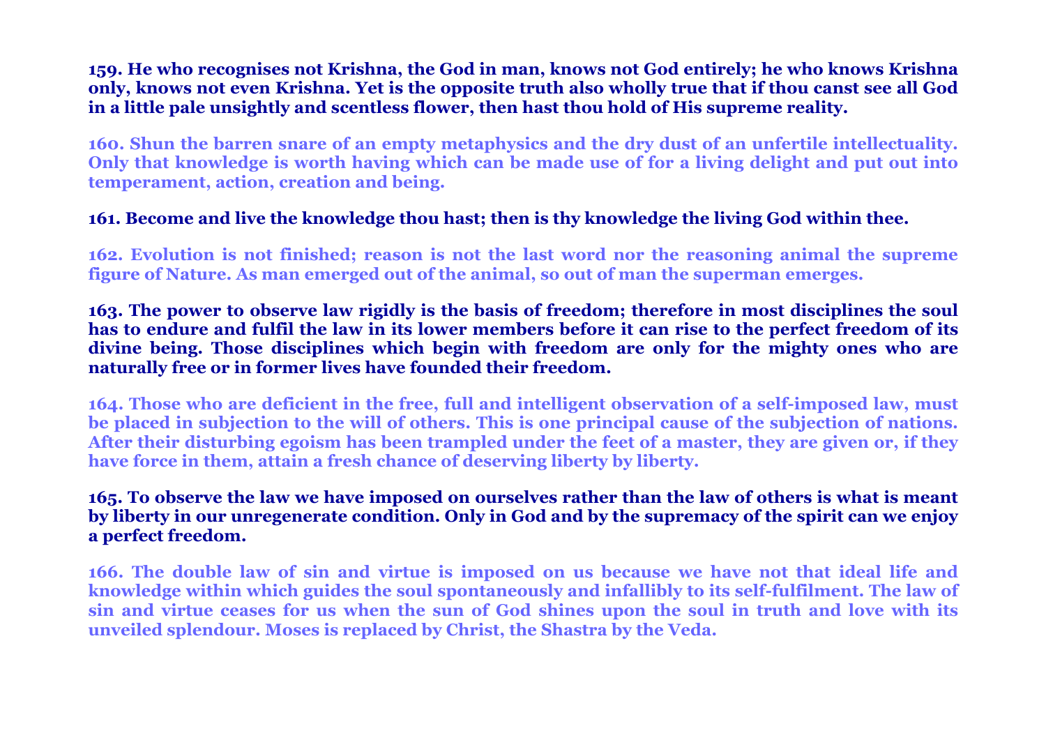**159. He who recognises not Krishna, the God in man, knows not God entirely; he who knows Krishna only, knows not even Krishna. Yet is the opposite truth also wholly true that if thou canst see all God in a little pale unsightly and scentless flower, then hast thou hold of His supreme reality.**

**160. Shun the barren snare of an empty metaphysics and the dry dust of an unfertile intellectuality. Only that knowledge is worth having which can be made use of for a living delight and put out into temperament, action, creation and being.**

**161. Become and live the knowledge thou hast; then is thy knowledge the living God within thee.**

**162. Evolution is not finished; reason is not the last word nor the reasoning animal the supreme figure of Nature. As man emerged out of the animal, so out of man the superman emerges.**

**163. The power to observe law rigidly is the basis of freedom; therefore in most disciplines the soul has to endure and fulfil the law in its lower members before it can rise to the perfect freedom of its divine being. Those disciplines which begin with freedom are only for the mighty ones who are naturally free or in former lives have founded their freedom.**

**164. Those who are deficient in the free, full and intelligent observation of a self-imposed law, must be placed in subjection to the will of others. This is one principal cause of the subjection of nations. After their disturbing egoism has been trampled under the feet of a master, they are given or, if they have force in them, attain a fresh chance of deserving liberty by liberty.**

**165. To observe the law we have imposed on ourselves rather than the law of others is what is meant by liberty in our unregenerate condition. Only in God and by the supremacy of the spirit can we enjoy a perfect freedom.**

**166. The double law of sin and virtue is imposed on us because we have not that ideal life and knowledge within which guides the soul spontaneously and infallibly to its self-fulfilment. The law of sin and virtue ceases for us when the sun of God shines upon the soul in truth and love with its unveiled splendour. Moses is replaced by Christ, the Shastra by the Veda.**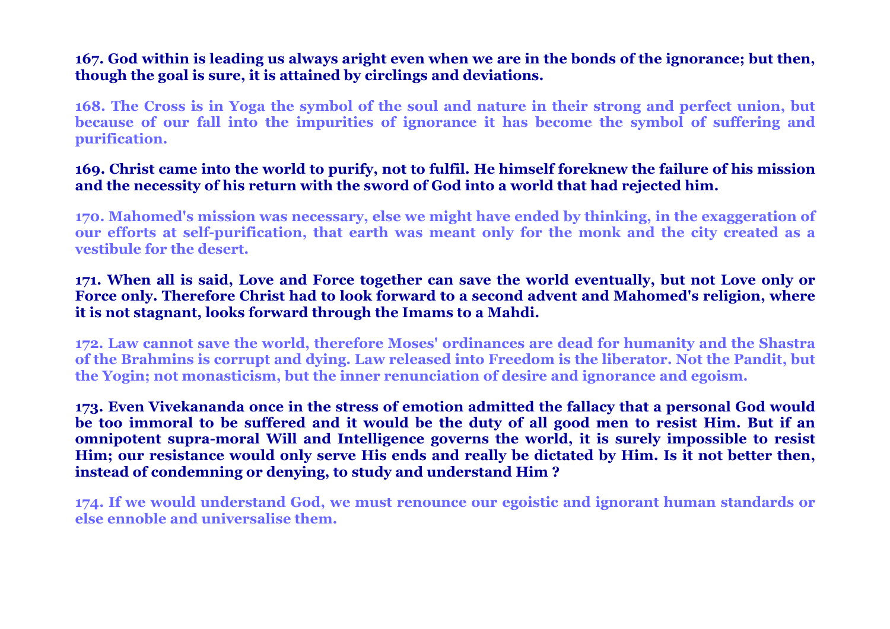**167. God within is leading us always aright even when we are in the bonds of the ignorance; but then, though the goal is sure, it is attained by circlings and deviations.**

**168. The Cross is in Yoga the symbol of the soul and nature in their strong and perfect union, but because of our fall into the impurities of ignorance it has become the symbol of suffering and purification.**

**169. Christ came into the world to purify, not to fulfil. He himself foreknew the failure of his mission and the necessity of his return with the sword of God into a world that had rejected him.**

**170. Mahomed's mission was necessary, else we might have ended by thinking, in the exaggeration of our efforts at self-purification, that earth was meant only for the monk and the city created as a vestibule for the desert.**

**171. When all is said, Love and Force together can save the world eventually, but not Love only or Force only. Therefore Christ had to look forward to a second advent and Mahomed's religion, where it is not stagnant, looks forward through the Imams to a Mahdi.**

**172. Law cannot save the world, therefore Moses' ordinances are dead for humanity and the Shastra of the Brahmins is corrupt and dying. Law released into Freedom is the liberator. Not the Pandit, but the Yogin; not monasticism, but the inner renunciation of desire and ignorance and egoism.**

**173. Even Vivekananda once in the stress of emotion admitted the fallacy that a personal God would be too immoral to be suffered and it would be the duty of all good men to resist Him. But if an omnipotent supra-moral Will and Intelligence governs the world, it is surely impossible to resist Him; our resistance would only serve His ends and really be dictated by Him. Is it not better then, instead of condemning or denying, to study and understand Him ?**

**174. If we would understand God, we must renounce our egoistic and ignorant human standards or else ennoble and universalise them.**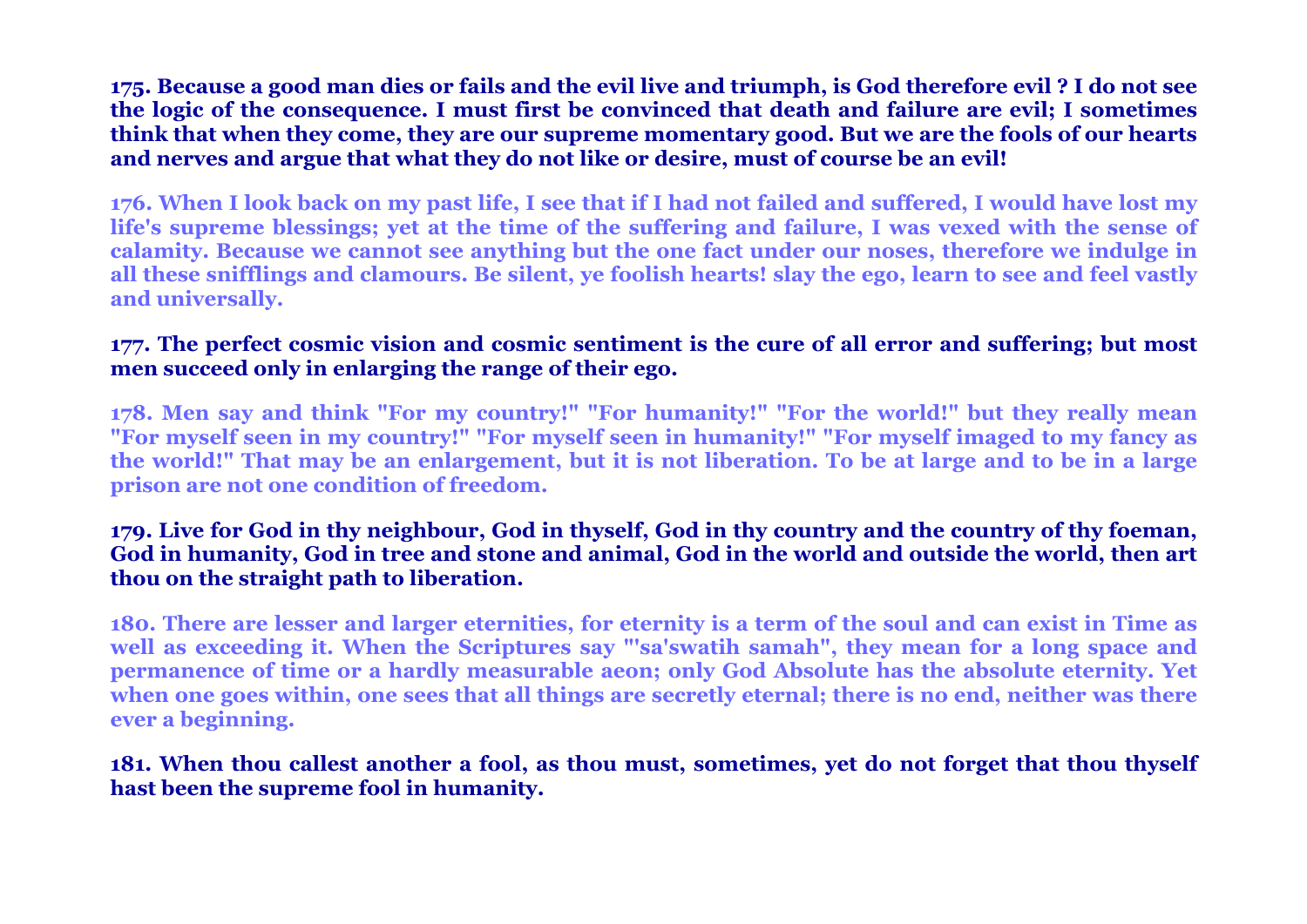**175. Because a good man dies or fails and the evil live and triumph, is God therefore evil ? I do not see the logic of the consequence. I must first be convinced that death and failure are evil; I sometimes think that when they come, they are our supreme momentary good. But we are the fools of our hearts and nerves and argue that what they do not like or desire, must of course be an evil!**

**176. When I look back on my past life, I see that if I had not failed and suffered, I would have lost my life's supreme blessings; yet at the time of the suffering and failure, I was vexed with the sense of calamity. Because we cannot see anything but the one fact under our noses, therefore we indulge in all these snifflings and clamours. Be silent, ye foolish hearts! slay the ego, learn to see and feel vastly and universally.**

**177. The perfect cosmic vision and cosmic sentiment is the cure of all error and suffering; but most men succeed only in enlarging the range of their ego.**

**178. Men say and think "For my country!" "For humanity!" "For the world!" but they really mean "For myself seen in my country!" "For myself seen in humanity!" "For myself imaged to my fancy as the world!" That may be an enlargement, but it is not liberation. To be at large and to be in a large prison are not one condition of freedom.**

**179. Live for God in thy neighbour, God in thyself, God in thy country and the country of thy foeman, God in humanity, God in tree and stone and animal, God in the world and outside the world, then art thou on the straight path to liberation.**

**180. There are lesser and larger eternities, for eternity is a term of the soul and can exist in Time as well as exceeding it. When the Scriptures say "'sa'swatih samah", they mean for a long space and permanence of time or a hardly measurable aeon; only God Absolute has the absolute eternity. Yet when one goes within, one sees that all things are secretly eternal; there is no end, neither was there ever a beginning.**

**181. When thou callest another a fool, as thou must, sometimes, yet do not forget that thou thyself hast been the supreme fool in humanity.**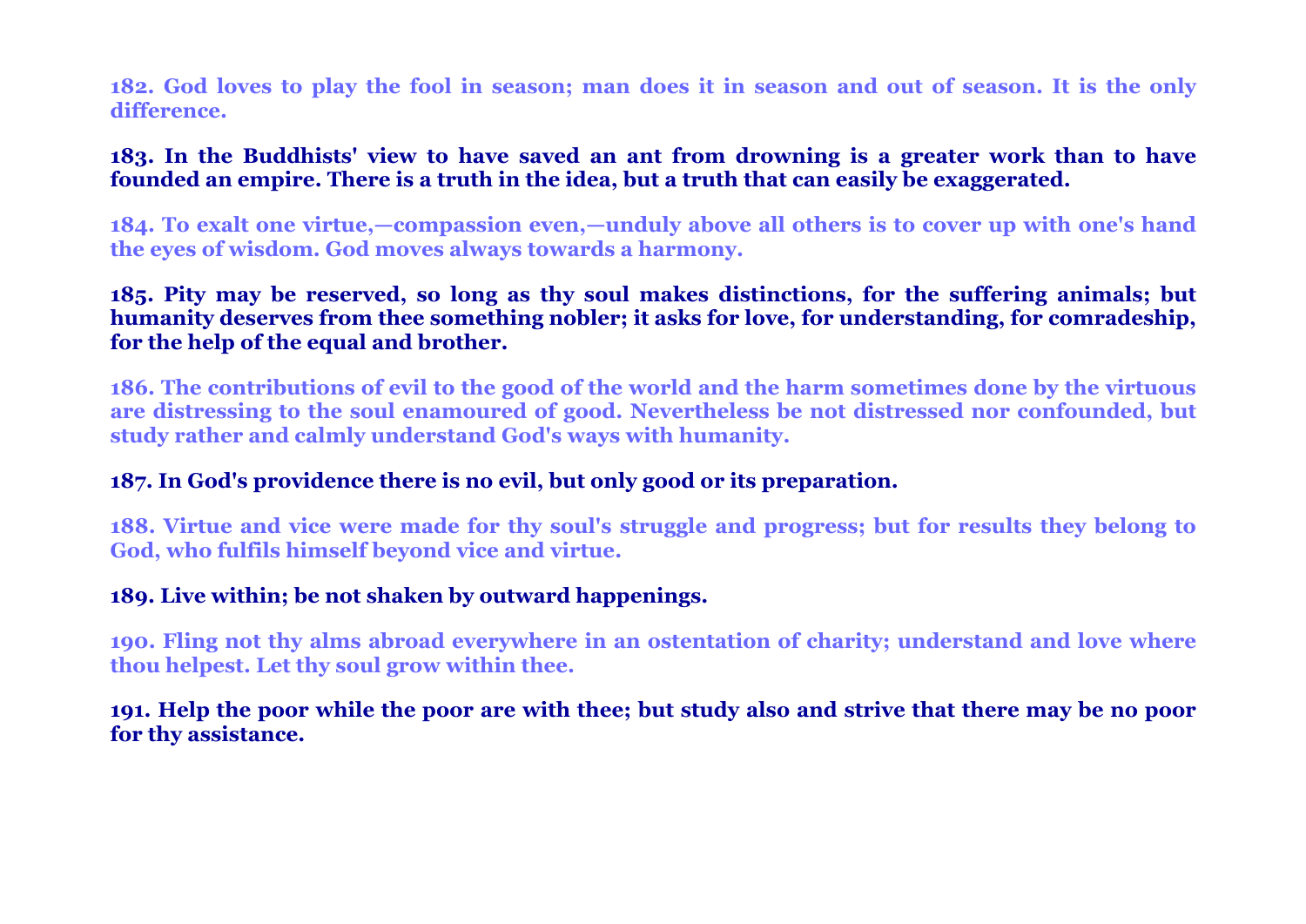**182. God loves to play the fool in season; man does it in season and out of season. It is the only difference.**

**183. In the Buddhists' view to have saved an ant from drowning is a greater work than to have founded an empire. There is a truth in the idea, but a truth that can easily be exaggerated.**

**184. To exalt one virtue,—compassion even,—unduly above all others is to cover up with one's hand the eyes of wisdom. God moves always towards a harmony.**

**185. Pity may be reserved, so long as thy soul makes distinctions, for the suffering animals; but humanity deserves from thee something nobler; it asks for love, for understanding, for comradeship, for the help of the equal and brother.**

**186. The contributions of evil to the good of the world and the harm sometimes done by the virtuous are distressing to the soul enamoured of good. Nevertheless be not distressed nor confounded, but study rather and calmly understand God's ways with humanity.**

**187. In God's providence there is no evil, but only good or its preparation.**

**188. Virtue and vice were made for thy soul's struggle and progress; but for results they belong to God, who fulfils himself beyond vice and virtue.**

**189. Live within; be not shaken by outward happenings.**

**190. Fling not thy alms abroad everywhere in an ostentation of charity; understand and love where thou helpest. Let thy soul grow within thee.**

**191. Help the poor while the poor are with thee; but study also and strive that there may be no poor for thy assistance.**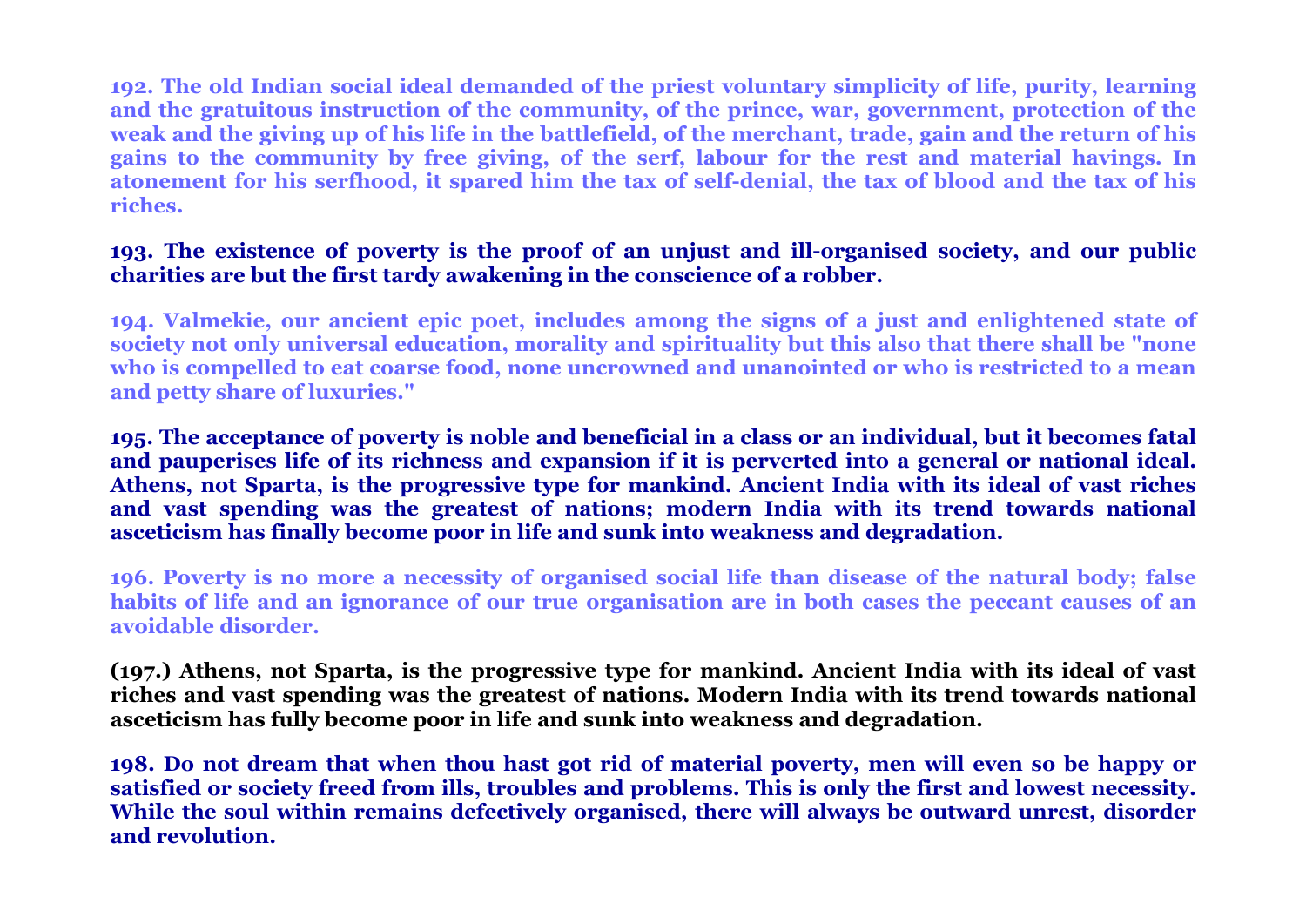**192. The old Indian social ideal demanded of the priest voluntary simplicity of life, purity, learning and the gratuitous instruction of the community, of the prince, war, government, protection of the weak and the giving up of his life in the battlefield, of the merchant, trade, gain and the return of his gains to the community by free giving, of the serf, labour for the rest and material havings. In atonement for his serfhood, it spared him the tax of self-denial, the tax of blood and the tax of his riches.**

**193. The existence of poverty is the proof of an unjust and ill-organised society, and our public charities are but the first tardy awakening in the conscience of a robber.**

**194. Valmekie, our ancient epic poet, includes among the signs of a just and enlightened state of society not only universal education, morality and spirituality but this also that there shall be "none who is compelled to eat coarse food, none uncrowned and unanointed or who is restricted to a mean and petty share of luxuries."**

**195. The acceptance of poverty is noble and beneficial in a class or an individual, but it becomes fatal and pauperises life of its richness and expansion if it is perverted into a general or national ideal. Athens, not Sparta, is the progressive type for mankind. Ancient India with its ideal of vast riches and vast spending was the greatest of nations; modern India with its trend towards national asceticism has finally become poor in life and sunk into weakness and degradation.**

**196. Poverty is no more a necessity of organised social life than disease of the natural body; false habits of life and an ignorance of our true organisation are in both cases the peccant causes of an avoidable disorder.**

**(197.) Athens, not Sparta, is the progressive type for mankind. Ancient India with its ideal of vast riches and vast spending was the greatest of nations. Modern India with its trend towards national asceticism has fully become poor in life and sunk into weakness and degradation.**

**198. Do not dream that when thou hast got rid of material poverty, men will even so be happy or satisfied or society freed from ills, troubles and problems. This is only the first and lowest necessity. While the soul within remains defectively organised, there will always be outward unrest, disorder and revolution.**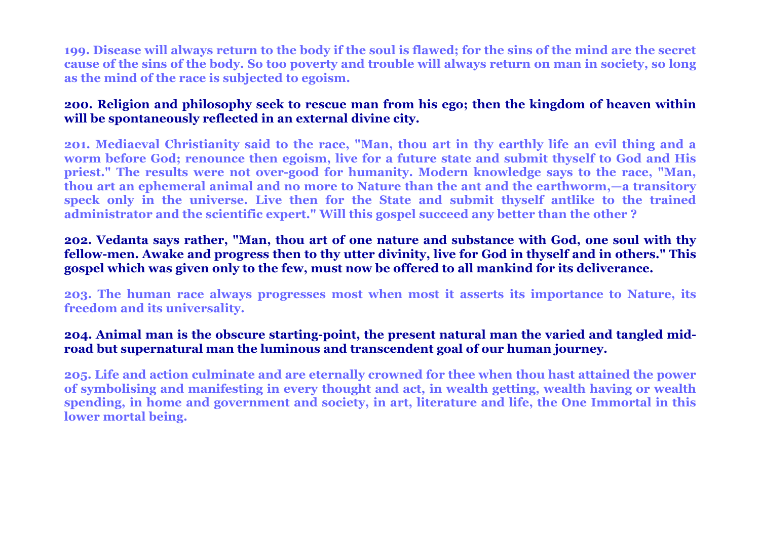**199. Disease will always return to the body if the soul is flawed; for the sins of the mind are the secret cause of the sins of the body. So too poverty and trouble will always return on man in society, so long as the mind of the race is subjected to egoism.**

**200. Religion and philosophy seek to rescue man from his ego; then the kingdom of heaven within will be spontaneously reflected in an external divine city.**

**201. Mediaeval Christianity said to the race, "Man, thou art in thy earthly life an evil thing and a worm before God; renounce then egoism, live for a future state and submit thyself to God and His priest." The results were not over-good for humanity. Modern knowledge says to the race, "Man, thou art an ephemeral animal and no more to Nature than the ant and the earthworm,—a transitory speck only in the universe. Live then for the State and submit thyself antlike to the trained administrator and the scientific expert." Will this gospel succeed any better than the other ?**

**202. Vedanta says rather, "Man, thou art of one nature and substance with God, one soul with thy fellow-men. Awake and progress then to thy utter divinity, live for God in thyself and in others." This gospel which was given only to the few, must now be offered to all mankind for its deliverance.**

**203. The human race always progresses most when most it asserts its importance to Nature, its freedom and its universality.**

**204. Animal man is the obscure starting-point, the present natural man the varied and tangled mid-road but supernatural man the luminous and transcendent goal of our human journey.**

**205. Life and action culminate and are eternally crowned for thee when thou hast attained the power of symbolising and manifesting in every thought and act, in wealth getting, wealth having or wealth spending, in home and government and society, in art, literature and life, the One Immortal in this lower mortal being.**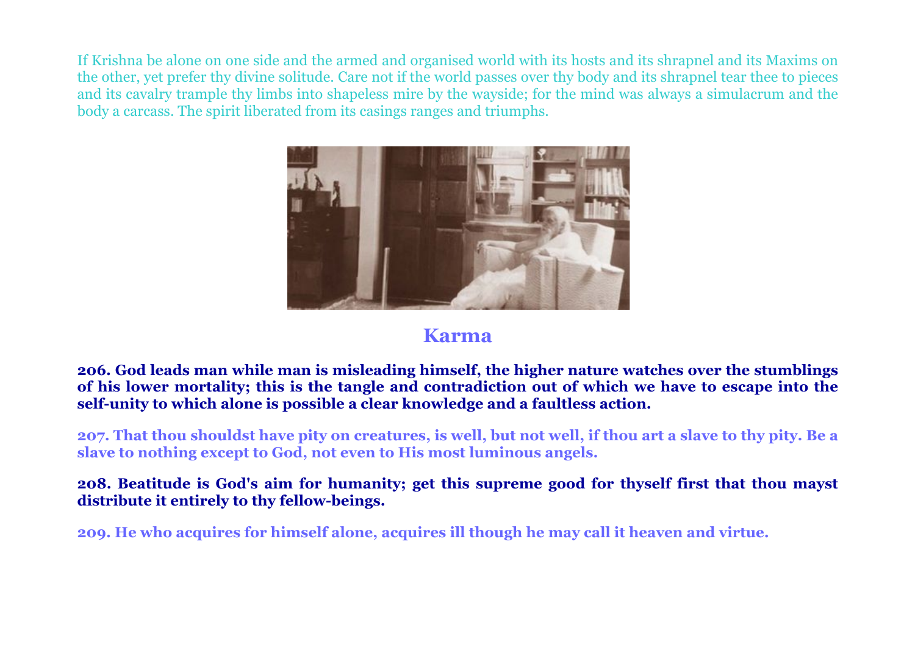If Krishna be alone on one side and the armed and organised world with its hosts and its shrapnel and its Maxims on the other, yet prefer thy divine solitude. Care not if the world passes over thy body and its shrapnel tear thee to pieces and its cavalry trample thy limbs into shapeless mire by the wayside; for the mind was always a simulacrum and the body a carcass. The spirit liberated from its casings ranges and triumphs.

## Karma

**206. God leads man while man is misleading himself, the higher nature watches over the stumblings of his lower mortality; this is the tangle and contradiction out of which we have to escape into the self-unity to which alone is possible a clear knowledge and a faultless action.**

**207. That thou shouldst have pity on creatures, is well, but not well, if thou art a slave to thy pity. Be a slave to nothing except to God, not even to His most luminous angels.**

**208. Beatitude is God's aim for humanity; get this supreme good for thyself first that thou mayst distribute it entirely to thy fellow-beings.**

**209. He who acquires for himself alone, acquires ill though he may call it heaven and virtue.**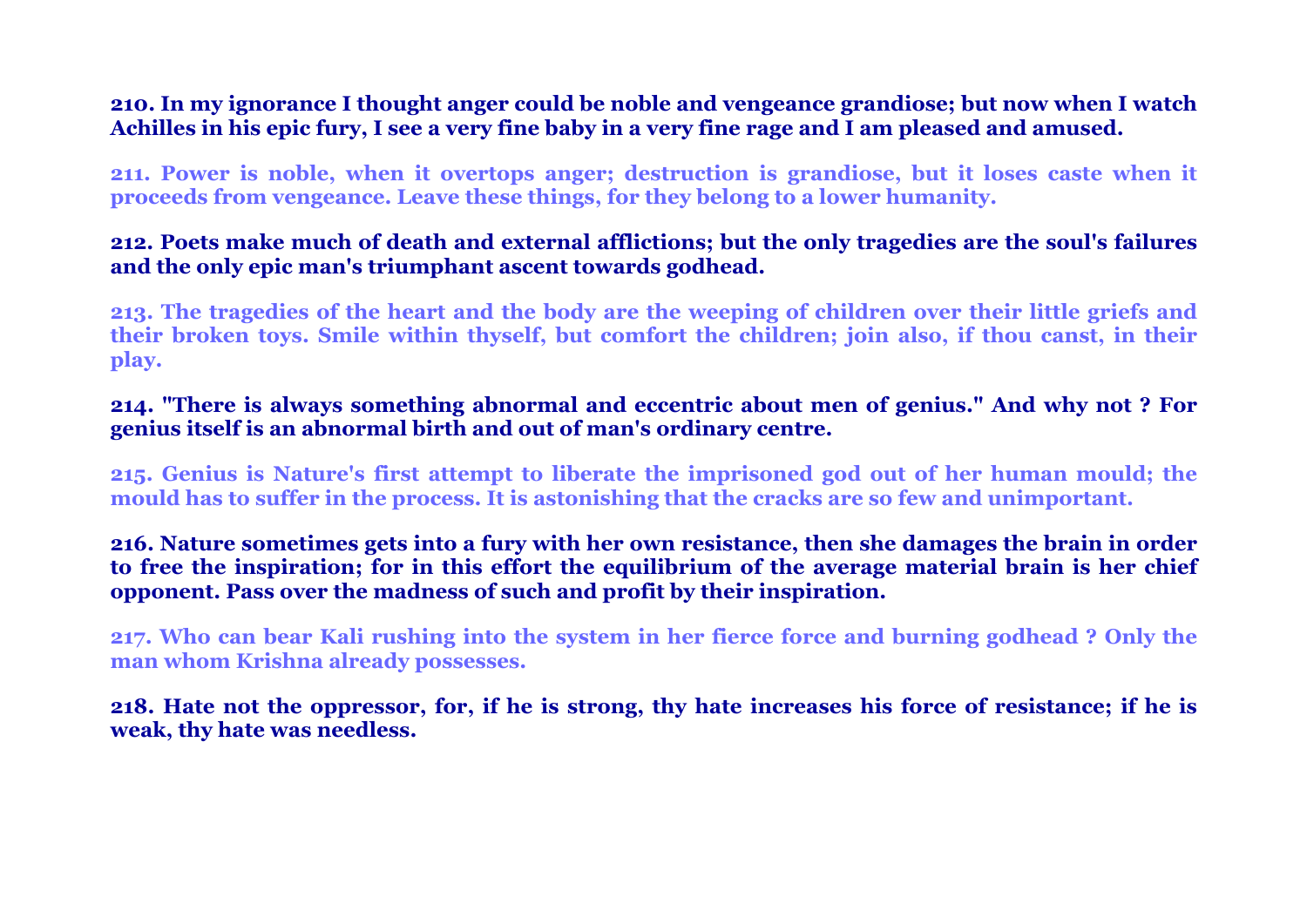**210. In my ignorance I thought anger could be noble and vengeance grandiose; but now when I watch Achilles in his epic fury, I see a very fine baby in a very fine rage and I am pleased and amused.**

**211. Power is noble, when it overtops anger; destruction is grandiose, but it loses caste when it proceeds from vengeance. Leave these things, for they belong to a lower humanity.**

**212. Poets make much of death and external afflictions; but the only tragedies are the soul's failures and the only epic man's triumphant ascent towards godhead.**

**213. The tragedies of the heart and the body are the weeping of children over their little griefs and their broken toys. Smile within thyself, but comfort the children; join also, if thou canst, in their play.**

**214. "There is always something abnormal and eccentric about men of genius." And why not ? For genius itself is an abnormal birth and out of man's ordinary centre.**

**215. Genius is Nature's first attempt to liberate the imprisoned god out of her human mould; the mould has to suffer in the process. It is astonishing that the cracks are so few and unimportant.**

**216. Nature sometimes gets into a fury with her own resistance, then she damages the brain in order to free the inspiration; for in this effort the equilibrium of the average material brain is her chief opponent. Pass over the madness of such and profit by their inspiration.**

**217. Who can bear Kali rushing into the system in her fierce force and burning godhead ? Only the man whom Krishna already possesses.**

**218. Hate not the oppressor, for, if he is strong, thy hate increases his force of resistance; if he is weak, thy hate was needless.**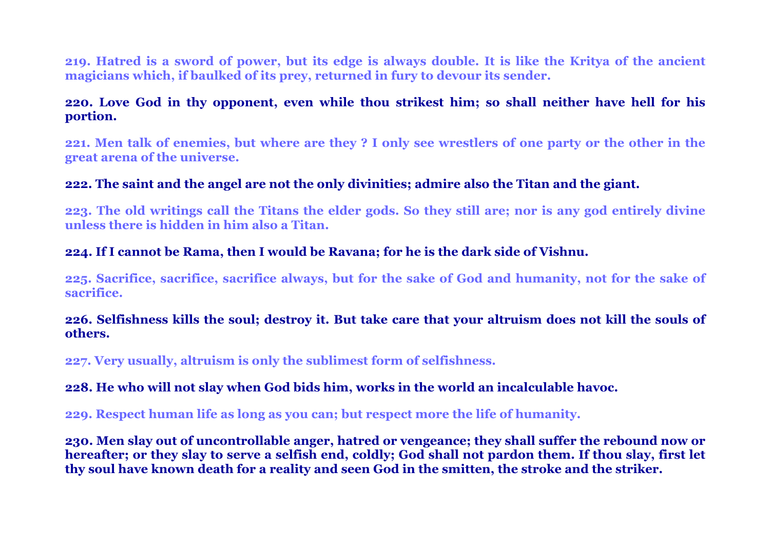**219. Hatred is a sword of power, but its edge is always double. It is like the Kritya of the ancient magicians which, if baulked of its prey, returned in fury to devour its sender.**

**220. Love God in thy opponent, even while thou strikest him; so shall neither have hell for his portion.**

**221. Men talk of enemies, but where are they ? I only see wrestlers of one party or the other in the great arena of the universe.**

**222. The saint and the angel are not the only divinities; admire also the Titan and the giant.**

**223. The old writings call the Titans the elder gods. So they still are; nor is any god entirely divine unless there is hidden in him also a Titan.**

**224. If I cannot be Rama, then I would be Ravana; for he is the dark side of Vishnu.**

**225. Sacrifice, sacrifice, sacrifice always, but for the sake of God and humanity, not for the sake of sacrifice.**

**226. Selfishness kills the soul; destroy it. But take care that your altruism does not kill the souls of others.**

**227. Very usually, altruism is only the sublimest form of selfishness.**

**228. He who will not slay when God bids him, works in the world an incalculable havoc.**

**229. Respect human life as long as you can; but respect more the life of humanity.**

**230. Men slay out of uncontrollable anger, hatred or vengeance; they shall suffer the rebound now or hereafter; or they slay to serve a selfish end, coldly; God shall not pardon them. If thou slay, first let thy soul have known death for a reality and seen God in the smitten, the stroke and the striker.**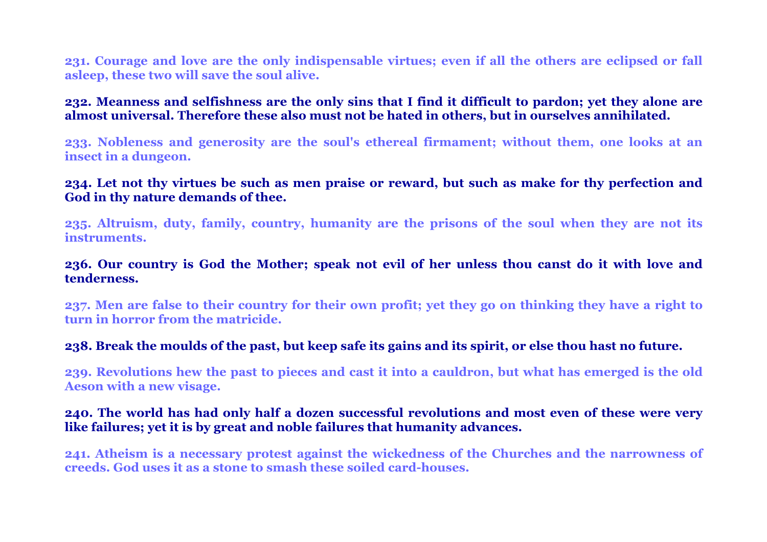**231. Courage and love are the only indispensable virtues; even if all the others are eclipsed or fall asleep, these two will save the soul alive.**

**232. Meanness and selfishness are the only sins that I find it difficult to pardon; yet they alone are almost universal. Therefore these also must not be hated in others, but in ourselves annihilated.**

**233. Nobleness and generosity are the soul's ethereal firmament; without them, one looks at an insect in a dungeon.**

**234. Let not thy virtues be such as men praise or reward, but such as make for thy perfection and God in thy nature demands of thee.**

**235. Altruism, duty, family, country, humanity are the prisons of the soul when they are not its instruments.**

**236. Our country is God the Mother; speak not evil of her unless thou canst do it with love and tenderness.**

**237. Men are false to their country for their own profit; yet they go on thinking they have a right to turn in horror from the matricide.**

**238. Break the moulds of the past, but keep safe its gains and its spirit, or else thou hast no future.**

**239. Revolutions hew the past to pieces and cast it into a cauldron, but what has emerged is the old Aeson with a new visage.**

**240. The world has had only half a dozen successful revolutions and most even of these were very like failures; yet it is by great and noble failures that humanity advances.**

**241. Atheism is a necessary protest against the wickedness of the Churches and the narrowness of creeds. God uses it as a stone to smash these soiled card-houses.**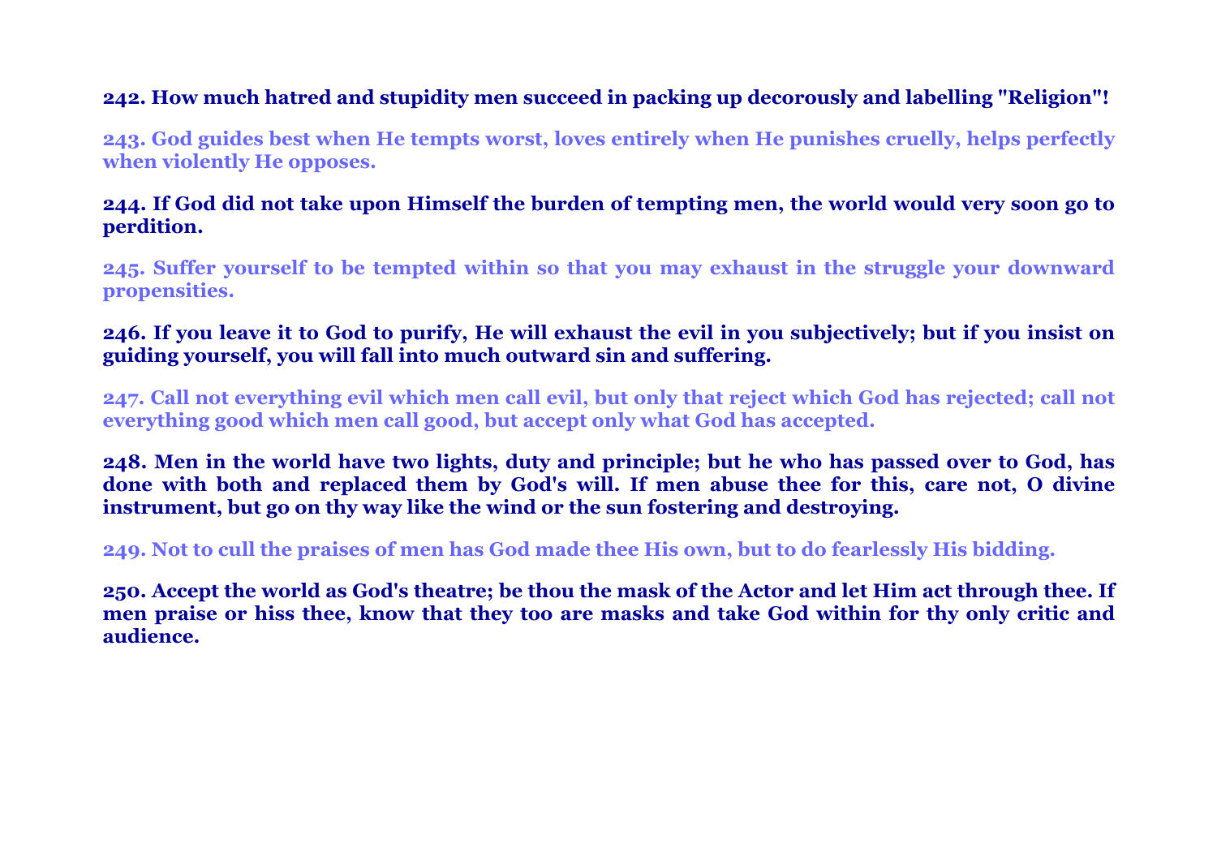**242. How much hatred and stupidity men succeed in packing up decorously and labelling "Religion"!**

**243. God guides best when He tempts worst, loves entirely when He punishes cruelly, helps perfectly when violently He opposes.**

**244. If God did not take upon Himself the burden of tempting men, the world would very soon go to perdition.**

**245. Suffer yourself to be tempted within so that you may exhaust in the struggle your downward propensities.**

**246. If you leave it to God to purify, He will exhaust the evil in you subjectively; but if you insist on guiding yourself, you will fall into much outward sin and suffering.**

**247. Call not everything evil which men call evil, but only that reject which God has rejected; call not everything good which men call good, but accept only what God has accepted.**

**248. Men in the world have two lights, duty and principle; but he who has passed over to God, has done with both and replaced them by God's will. If men abuse thee for this, care not, O divine instrument, but go on thy way like the wind or the sun fostering and destroying.**

**249. Not to cull the praises of men has God made thee His own, but to do fearlessly His bidding.**

**250. Accept the world as God's theatre; be thou the mask of the Actor and let Him act through thee. If men praise or hiss thee, know that they too are masks and take God within for thy only critic and audience.**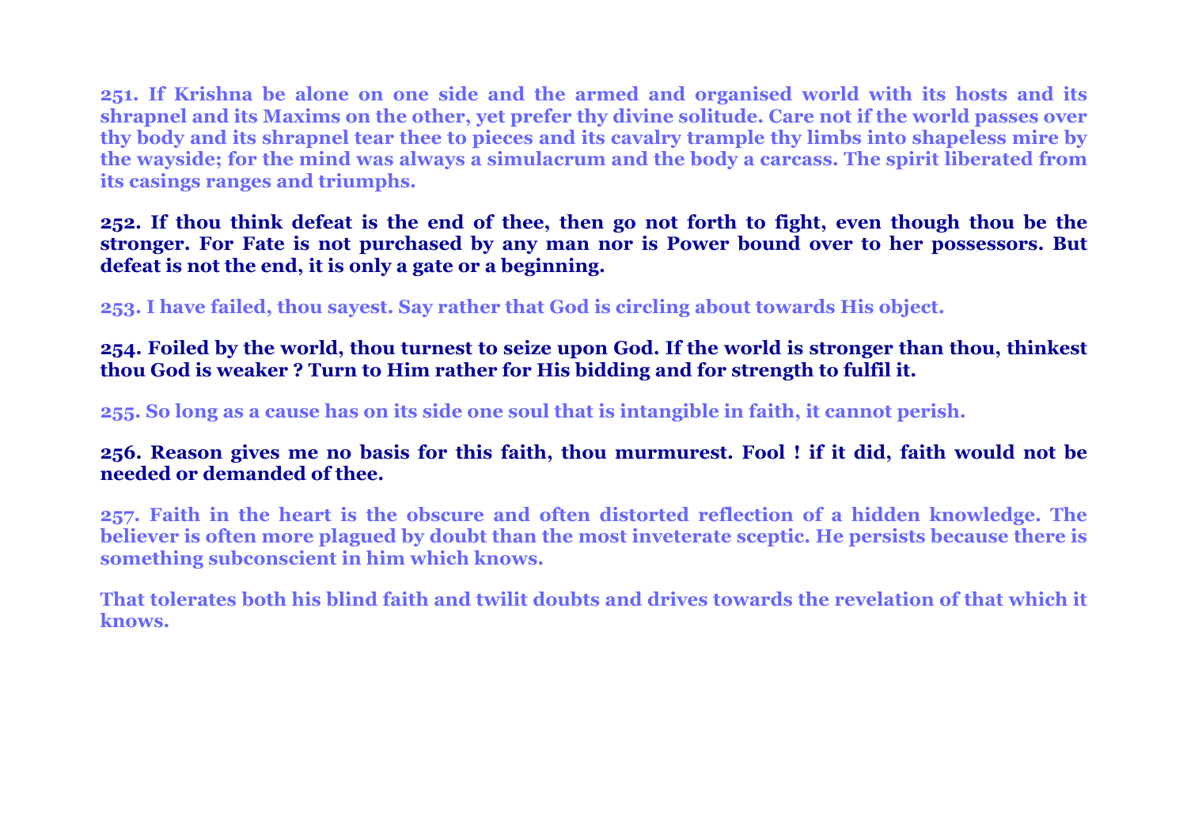**251. If Krishna be alone on one side and the armed and organised world with its hosts and its shrapnel and its Maxims on the other, yet prefer thy divine solitude. Care not if the world passes over thy body and its shrapnel tear thee to pieces and its cavalry trample thy limbs into shapeless mire by the wayside; for the mind was always a simulacrum and the body a carcass. The spirit liberated from its casings ranges and triumphs.**

**252. If thou think defeat is the end of thee, then go not forth to fight, even though thou be the stronger. For Fate is not purchased by any man nor is Power bound over to her possessors. But defeat is not the end, it is only a gate or a beginning.**

**253. I have failed, thou sayest. Say rather that God is circling about towards His object.**

**254. Foiled by the world, thou turnest to seize upon God. If the world is stronger than thou, thinkest thou God is weaker ? Turn to Him rather for His bidding and for strength to fulfil it.**

**255. So long as a cause has on its side one soul that is intangible in faith, it cannot perish.**

**256. Reason gives me no basis for this faith, thou murmurest. Fool ! if it did, faith would not be needed or demanded of thee.**

**257. Faith in the heart is the obscure and often distorted reflection of a hidden knowledge. The believer is often more plagued by doubt than the most inveterate sceptic. He persists because there is something subconscient in him which knows.**

**That tolerates both his blind faith and twilit doubts and drives towards the revelation of that which it knows.**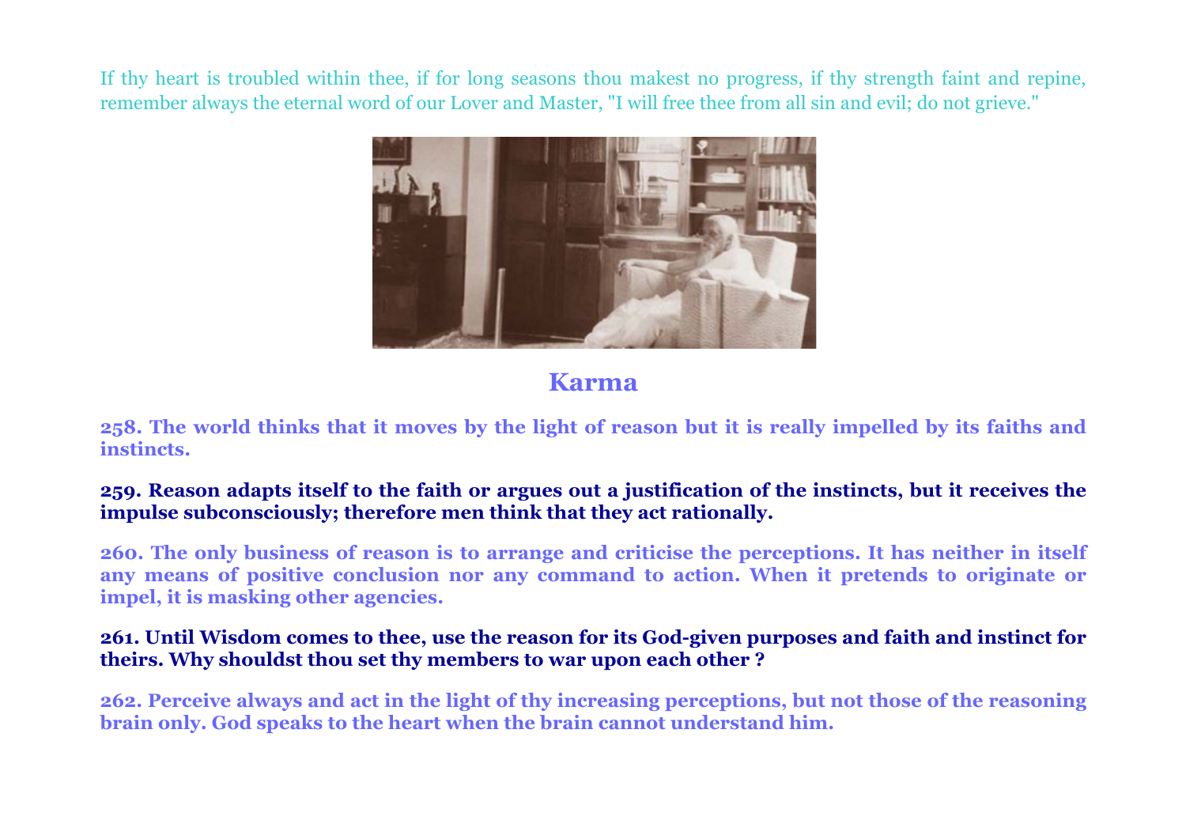If thy heart is troubled within thee, if for long seasons thou makest no progress, if thy strength faint and repine, remember always the eternal word of our Lover and Master, "I will free thee from all sin and evil; do not grieve."

## Karma

**258. The world thinks that it moves by the light of reason but it is really impelled by its faiths and instincts.**

**259. Reason adapts itself to the faith or argues out a justification of the instincts, but it receives the impulse subconsciously; therefore men think that they act rationally.**

**260. The only business of reason is to arrange and criticise the perceptions. It has neither in itself any means of positive conclusion nor any command to action. When it pretends to originate or impel, it is masking other agencies.**

**261. Until Wisdom comes to thee, use the reason for its God-given purposes and faith and instinct for theirs. Why shouldst thou set thy members to war upon each other ?**

**262. Perceive always and act in the light of thy increasing perceptions, but not those of the reasoning brain only. God speaks to the heart when the brain cannot understand him.**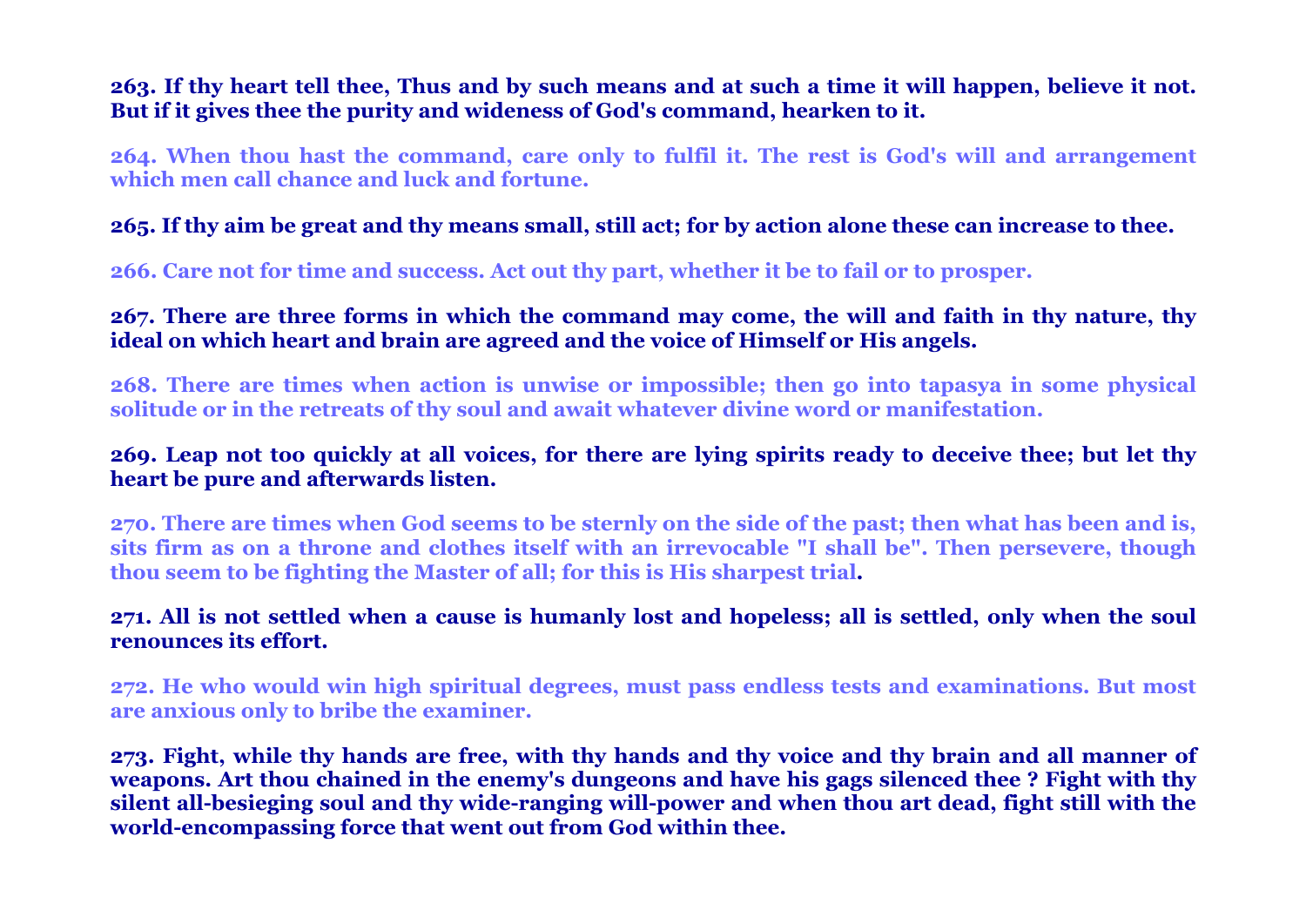**263. If thy heart tell thee, Thus and by such means and at such a time it will happen, believe it not. But if it gives thee the purity and wideness of God's command, hearken to it.**

**264. When thou hast the command, care only to fulfil it. The rest is God's will and arrangement which men call chance and luck and fortune.**

**265. If thy aim be great and thy means small, still act; for by action alone these can increase to thee.**

**266. Care not for time and success. Act out thy part, whether it be to fail or to prosper.**

**267. There are three forms in which the command may come, the will and faith in thy nature, thy ideal on which heart and brain are agreed and the voice of Himself or His angels.**

**268. There are times when action is unwise or impossible; then go into tapasya in some physical solitude or in the retreats of thy soul and await whatever divine word or manifestation.**

**269. Leap not too quickly at all voices, for there are lying spirits ready to deceive thee; but let thy heart be pure and afterwards listen.**

**270. There are times when God seems to be sternly on the side of the past; then what has been and is, sits firm as on a throne and clothes itself with an irrevocable "I shall be". Then persevere, though thou seem to be fighting the Master of all; for this is His sharpest trial.**

**271. All is not settled when a cause is humanly lost and hopeless; all is settled, only when the soul renounces its effort.**

**272. He who would win high spiritual degrees, must pass endless tests and examinations. But most are anxious only to bribe the examiner.**

**273. Fight, while thy hands are free, with thy hands and thy voice and thy brain and all manner of weapons. Art thou chained in the enemy's dungeons and have his gags silenced thee ? Fight with thy silent all-besieging soul and thy wide-ranging will-power and when thou art dead, fight still with the world-encompassing force that went out from God within thee.**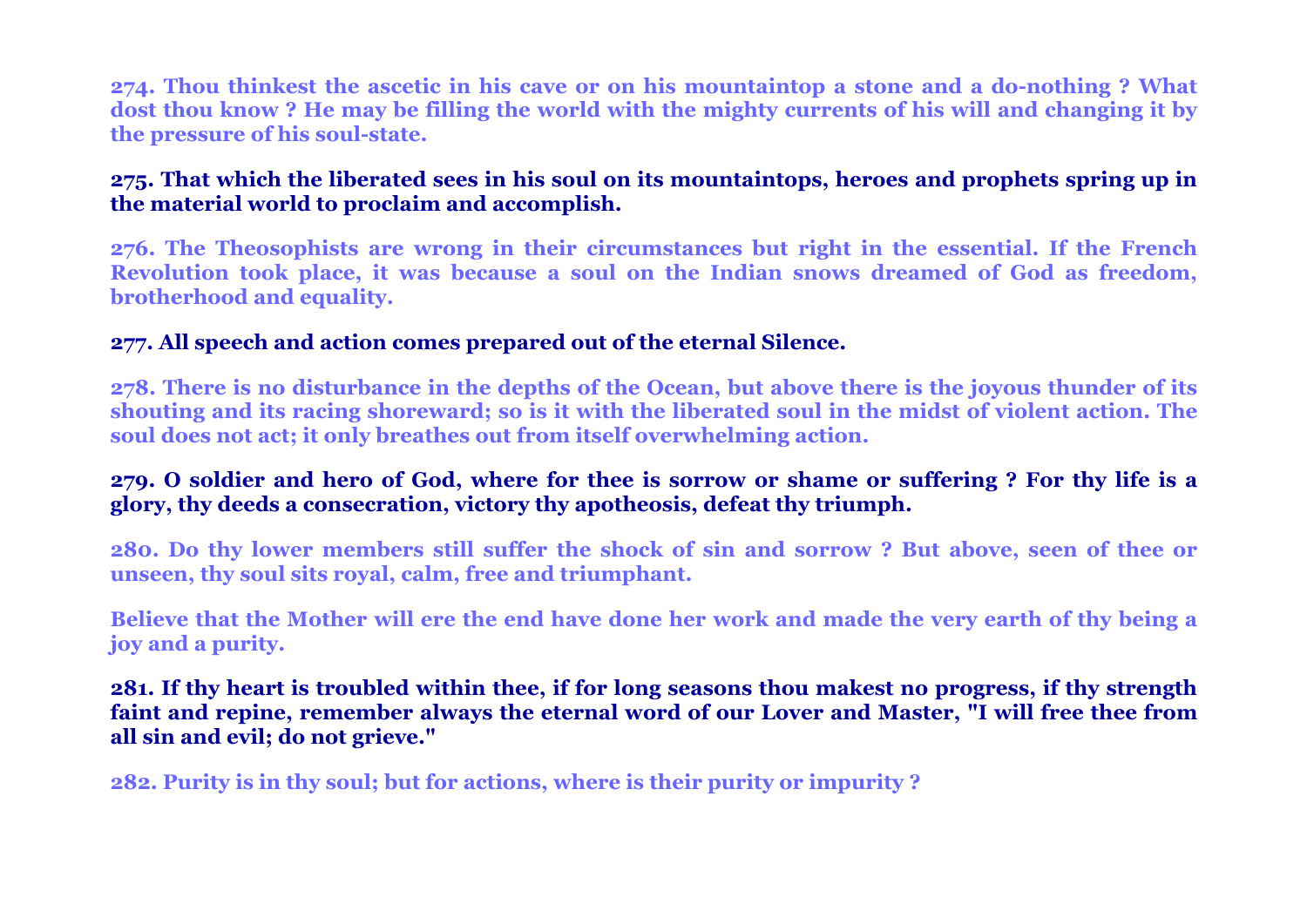**274. Thou thinkest the ascetic in his cave or on his mountaintop a stone and a do-nothing ? What dost thou know ? He may be filling the world with the mighty currents of his will and changing it by the pressure of his soul-state.**

**275. That which the liberated sees in his soul on its mountaintops, heroes and prophets spring up in the material world to proclaim and accomplish.**

**276. The Theosophists are wrong in their circumstances but right in the essential. If the French Revolution took place, it was because a soul on the Indian snows dreamed of God as freedom, brotherhood and equality.**

**277. All speech and action comes prepared out of the eternal Silence.**

**278. There is no disturbance in the depths of the Ocean, but above there is the joyous thunder of its shouting and its racing shoreward; so is it with the liberated soul in the midst of violent action. The soul does not act; it only breathes out from itself overwhelming action.**

**279. O soldier and hero of God, where for thee is sorrow or shame or suffering ? For thy life is a glory, thy deeds a consecration, victory thy apotheosis, defeat thy triumph.**

**280. Do thy lower members still suffer the shock of sin and sorrow ? But above, seen of thee or unseen, thy soul sits royal, calm, free and triumphant.**

**Believe that the Mother will ere the end have done her work and made the very earth of thy being a joy and a purity.**

**281. If thy heart is troubled within thee, if for long seasons thou makest no progress, if thy strength faint and repine, remember always the eternal word of our Lover and Master, "I will free thee from all sin and evil; do not grieve."**

**282. Purity is in thy soul; but for actions, where is their purity or impurity ?**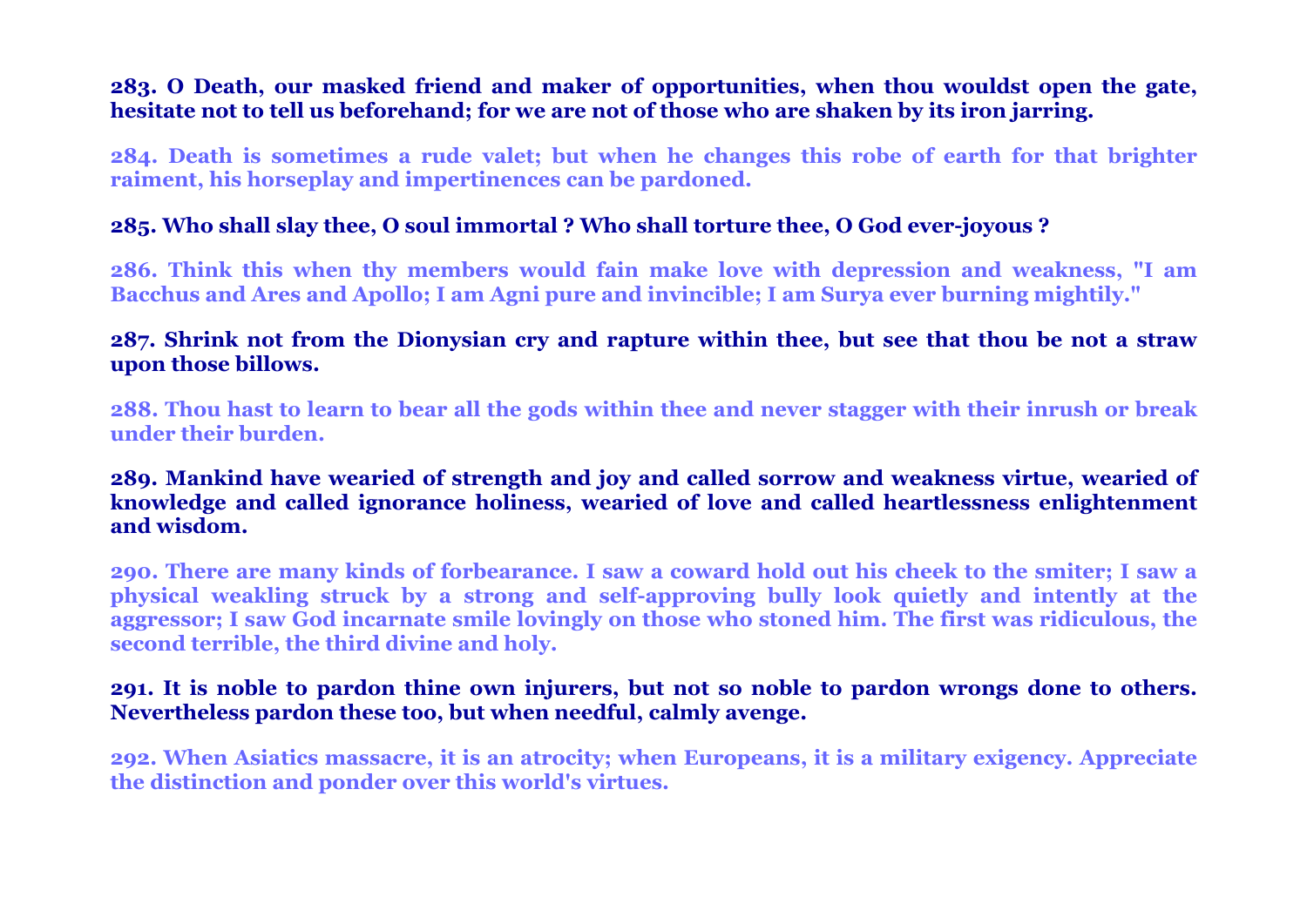**283. O Death, our masked friend and maker of opportunities, when thou wouldst open the gate, hesitate not to tell us beforehand; for we are not of those who are shaken by its iron jarring.**

**284. Death is sometimes a rude valet; but when he changes this robe of earth for that brighter raiment, his horseplay and impertinences can be pardoned.**

**285. Who shall slay thee, O soul immortal ? Who shall torture thee, O God ever-joyous ?**

**286. Think this when thy members would fain make love with depression and weakness, "I am Bacchus and Ares and Apollo; I am Agni pure and invincible; I am Surya ever burning mightily."**

**287. Shrink not from the Dionysian cry and rapture within thee, but see that thou be not a straw upon those billows.**

**288. Thou hast to learn to bear all the gods within thee and never stagger with their inrush or break under their burden.**

**289. Mankind have wearied of strength and joy and called sorrow and weakness virtue, wearied of knowledge and called ignorance holiness, wearied of love and called heartlessness enlightenment and wisdom.**

**290. There are many kinds of forbearance. I saw a coward hold out his cheek to the smiter; I saw a physical weakling struck by a strong and self-approving bully look quietly and intently at the aggressor; I saw God incarnate smile lovingly on those who stoned him. The first was ridiculous, the second terrible, the third divine and holy.**

**291. It is noble to pardon thine own injurers, but not so noble to pardon wrongs done to others. Nevertheless pardon these too, but when needful, calmly avenge.**

**292. When Asiatics massacre, it is an atrocity; when Europeans, it is a military exigency. Appreciate the distinction and ponder over this world's virtues.**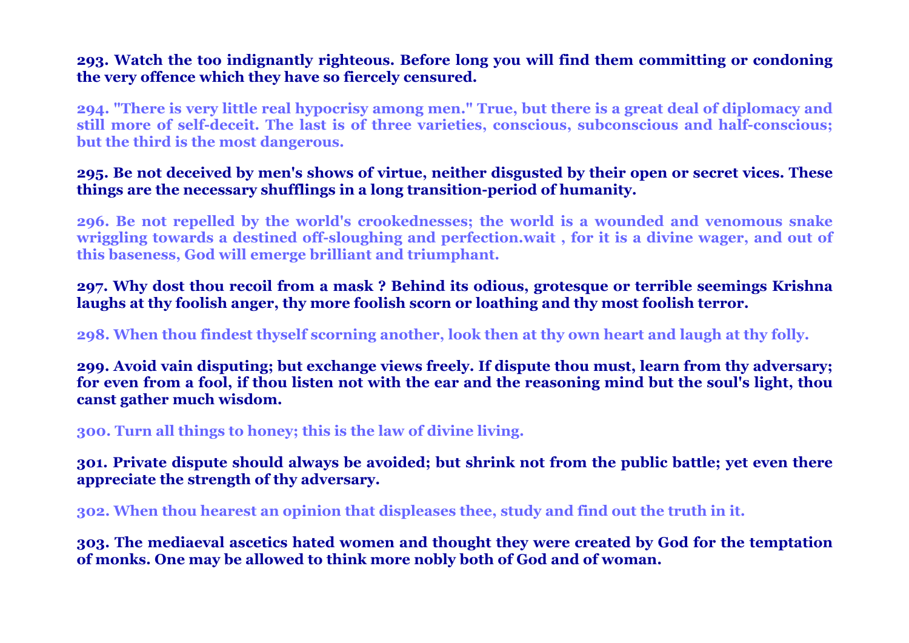**293. Watch the too indignantly righteous. Before long you will find them committing or condoning the very offence which they have so fiercely censured.**

**294. "There is very little real hypocrisy among men." True, but there is a great deal of diplomacy and still more of self-deceit. The last is of three varieties, conscious, subconscious and half-conscious; but the third is the most dangerous.**

**295. Be not deceived by men's shows of virtue, neither disgusted by their open or secret vices. These things are the necessary shufflings in a long transition-period of humanity.**

**296. Be not repelled by the world's crookednesses; the world is a wounded and venomous snake wriggling towards a destined off-sloughing and perfection.wait , for it is a divine wager, and out of this baseness, God will emerge brilliant and triumphant.**

**297. Why dost thou recoil from a mask ? Behind its odious, grotesque or terrible seemings Krishna laughs at thy foolish anger, thy more foolish scorn or loathing and thy most foolish terror.**

**298. When thou findest thyself scorning another, look then at thy own heart and laugh at thy folly.**

**299. Avoid vain disputing; but exchange views freely. If dispute thou must, learn from thy adversary; for even from a fool, if thou listen not with the ear and the reasoning mind but the soul's light, thou canst gather much wisdom.**

**300. Turn all things to honey; this is the law of divine living.**

**301. Private dispute should always be avoided; but shrink not from the public battle; yet even there appreciate the strength of thy adversary.**

**302. When thou hearest an opinion that displeases thee, study and find out the truth in it.**

**303. The mediaeval ascetics hated women and thought they were created by God for the temptation of monks. One may be allowed to think more nobly both of God and of woman.**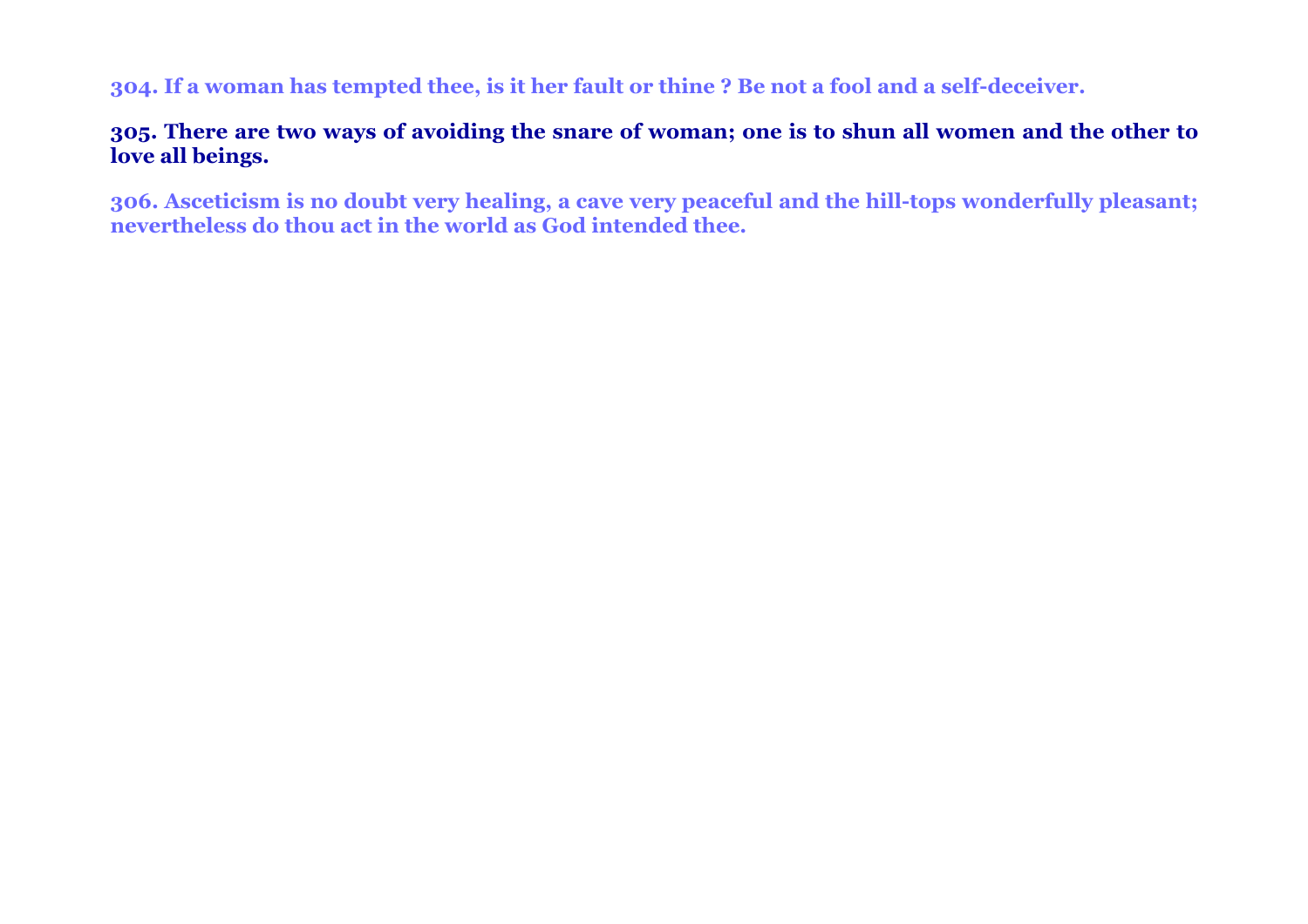**304. If a woman has tempted thee, is it her fault or thine ? Be not a fool and a self-deceiver.**

**305. There are two ways of avoiding the snare of woman; one is to shun all women and the other to love all beings.**

**306. Asceticism is no doubt very healing, a cave very peaceful and the hill-tops wonderfully pleasant; nevertheless do thou act in the world as God intended thee.**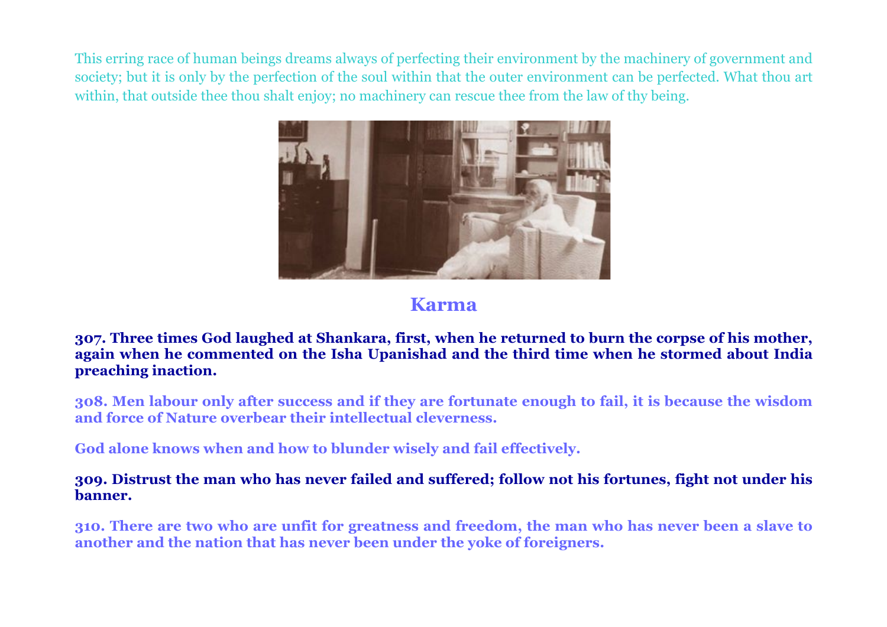This erring race of human beings dreams always of perfecting their environment by the machinery of government and society; but it is only by the perfection of the soul within that the outer environment can be perfected. What thou art within, that outside thee thou shalt enjoy; no machinery can rescue thee from the law of thy being.

## Karma

**307. Three times God laughed at Shankara, first, when he returned to burn the corpse of his mother, again when he commented on the Isha Upanishad and the third time when he stormed about India preaching inaction.**

**308. Men labour only after success and if they are fortunate enough to fail, it is because the wisdom and force of Nature overbear their intellectual cleverness.**

**God alone knows when and how to blunder wisely and fail effectively.**

**309. Distrust the man who has never failed and suffered; follow not his fortunes, fight not under his banner.**

**310. There are two who are unfit for greatness and freedom, the man who has never been a slave to another and the nation that has never been under the yoke of foreigners.**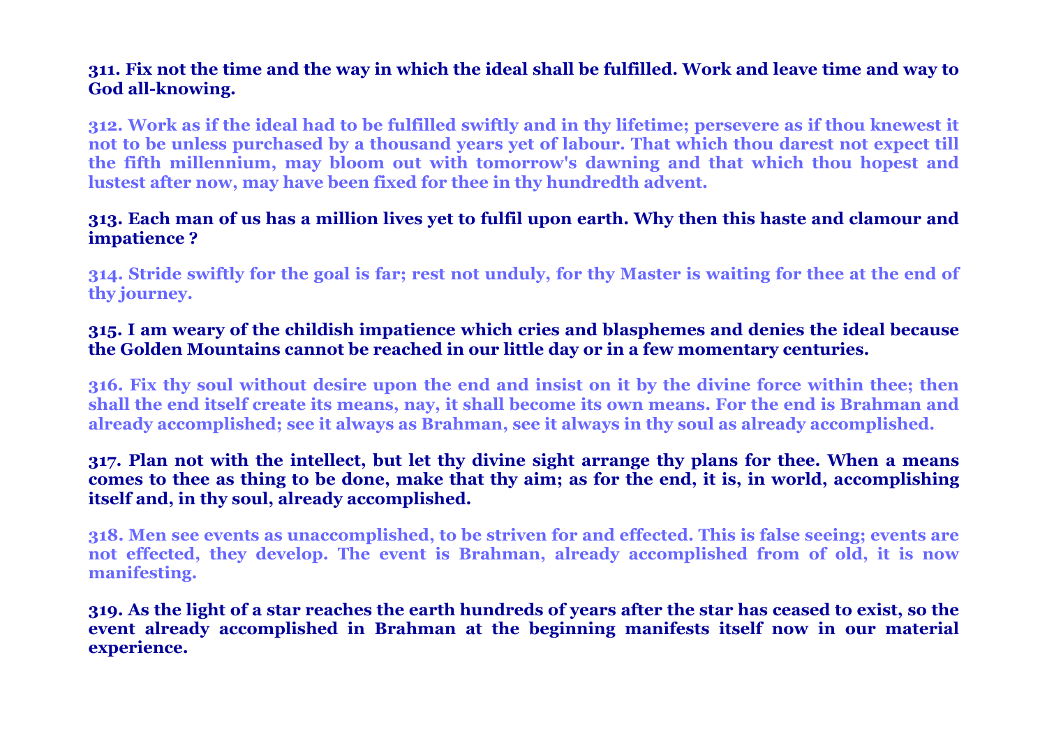**311. Fix not the time and the way in which the ideal shall be fulfilled. Work and leave time and way to God all-knowing.**

**312. Work as if the ideal had to be fulfilled swiftly and in thy lifetime; persevere as if thou knewest it not to be unless purchased by a thousand years yet of labour. That which thou darest not expect till the fifth millennium, may bloom out with tomorrow's dawning and that which thou hopest and lustest after now, may have been fixed for thee in thy hundredth advent.**

**313. Each man of us has a million lives yet to fulfil upon earth. Why then this haste and clamour and impatience ?**

**314. Stride swiftly for the goal is far; rest not unduly, for thy Master is waiting for thee at the end of thy journey.**

**315. I am weary of the childish impatience which cries and blasphemes and denies the ideal because the Golden Mountains cannot be reached in our little day or in a few momentary centuries.**

**316. Fix thy soul without desire upon the end and insist on it by the divine force within thee; then shall the end itself create its means, nay, it shall become its own means. For the end is Brahman and already accomplished; see it always as Brahman, see it always in thy soul as already accomplished.**

**317. Plan not with the intellect, but let thy divine sight arrange thy plans for thee. When a means comes to thee as thing to be done, make that thy aim; as for the end, it is, in world, accomplishing itself and, in thy soul, already accomplished.**

**318. Men see events as unaccomplished, to be striven for and effected. This is false seeing; events are not effected, they develop. The event is Brahman, already accomplished from of old, it is now manifesting.**

**319. As the light of a star reaches the earth hundreds of years after the star has ceased to exist, so the event already accomplished in Brahman at the beginning manifests itself now in our material experience.**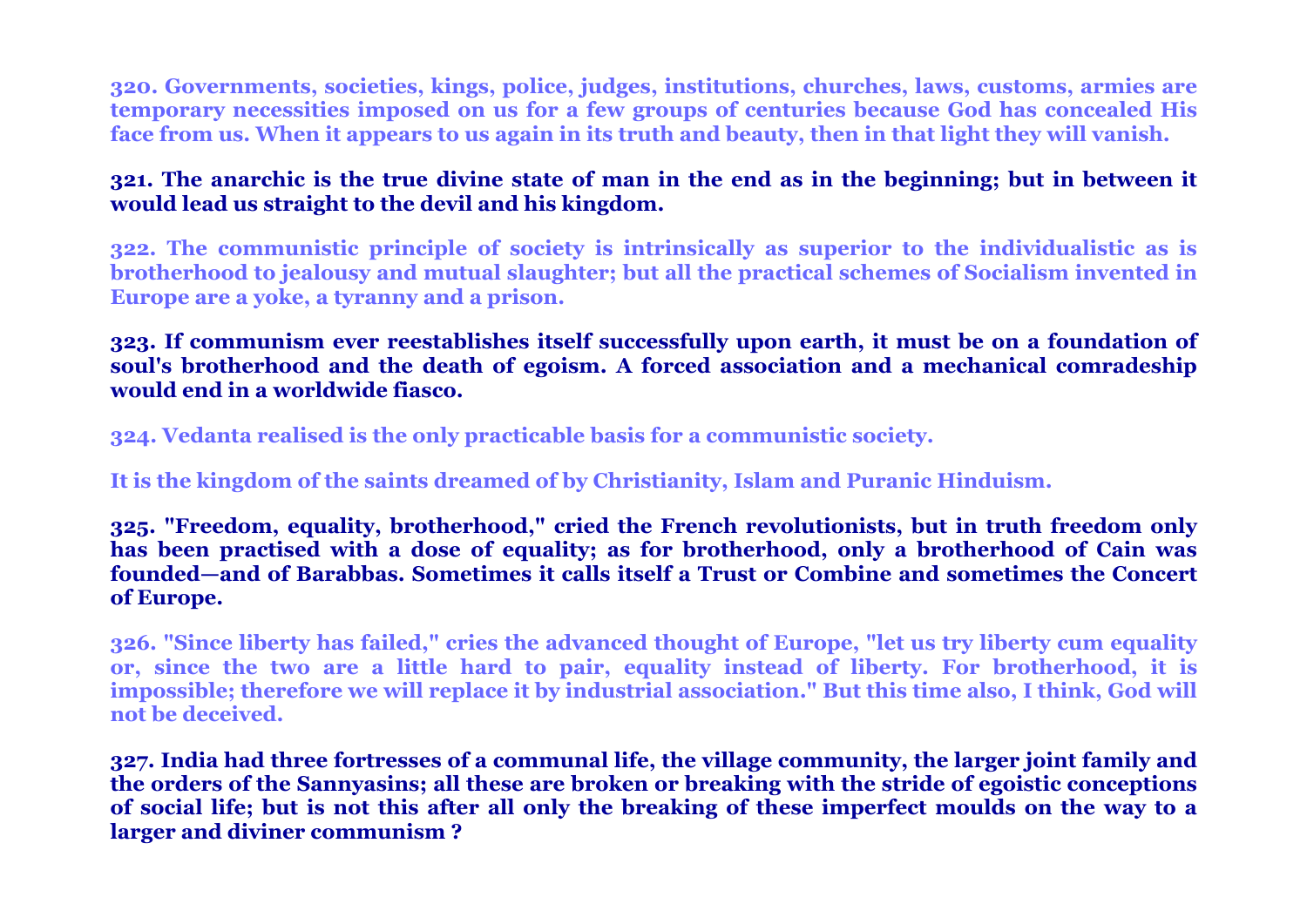**320. Governments, societies, kings, police, judges, institutions, churches, laws, customs, armies are temporary necessities imposed on us for a few groups of centuries because God has concealed His face from us. When it appears to us again in its truth and beauty, then in that light they will vanish.**

**321. The anarchic is the true divine state of man in the end as in the beginning; but in between it would lead us straight to the devil and his kingdom.**

**322. The communistic principle of society is intrinsically as superior to the individualistic as is brotherhood to jealousy and mutual slaughter; but all the practical schemes of Socialism invented in Europe are a yoke, a tyranny and a prison.**

**323. If communism ever reestablishes itself successfully upon earth, it must be on a foundation of soul's brotherhood and the death of egoism. A forced association and a mechanical comradeship would end in a worldwide fiasco.**

**324. Vedanta realised is the only practicable basis for a communistic society.**

**It is the kingdom of the saints dreamed of by Christianity, Islam and Puranic Hinduism.**

**325. "Freedom, equality, brotherhood," cried the French revolutionists, but in truth freedom only has been practised with a dose of equality; as for brotherhood, only a brotherhood of Cain was founded—and of Barabbas. Sometimes it calls itself a Trust or Combine and sometimes the Concert of Europe.**

**326. "Since liberty has failed," cries the advanced thought of Europe, "let us try liberty cum equality or, since the two are a little hard to pair, equality instead of liberty. For brotherhood, it is impossible; therefore we will replace it by industrial association." But this time also, I think, God will not be deceived.**

**327. India had three fortresses of a communal life, the village community, the larger joint family and the orders of the Sannyasins; all these are broken or breaking with the stride of egoistic conceptions of social life; but is not this after all only the breaking of these imperfect moulds on the way to a larger and diviner communism ?**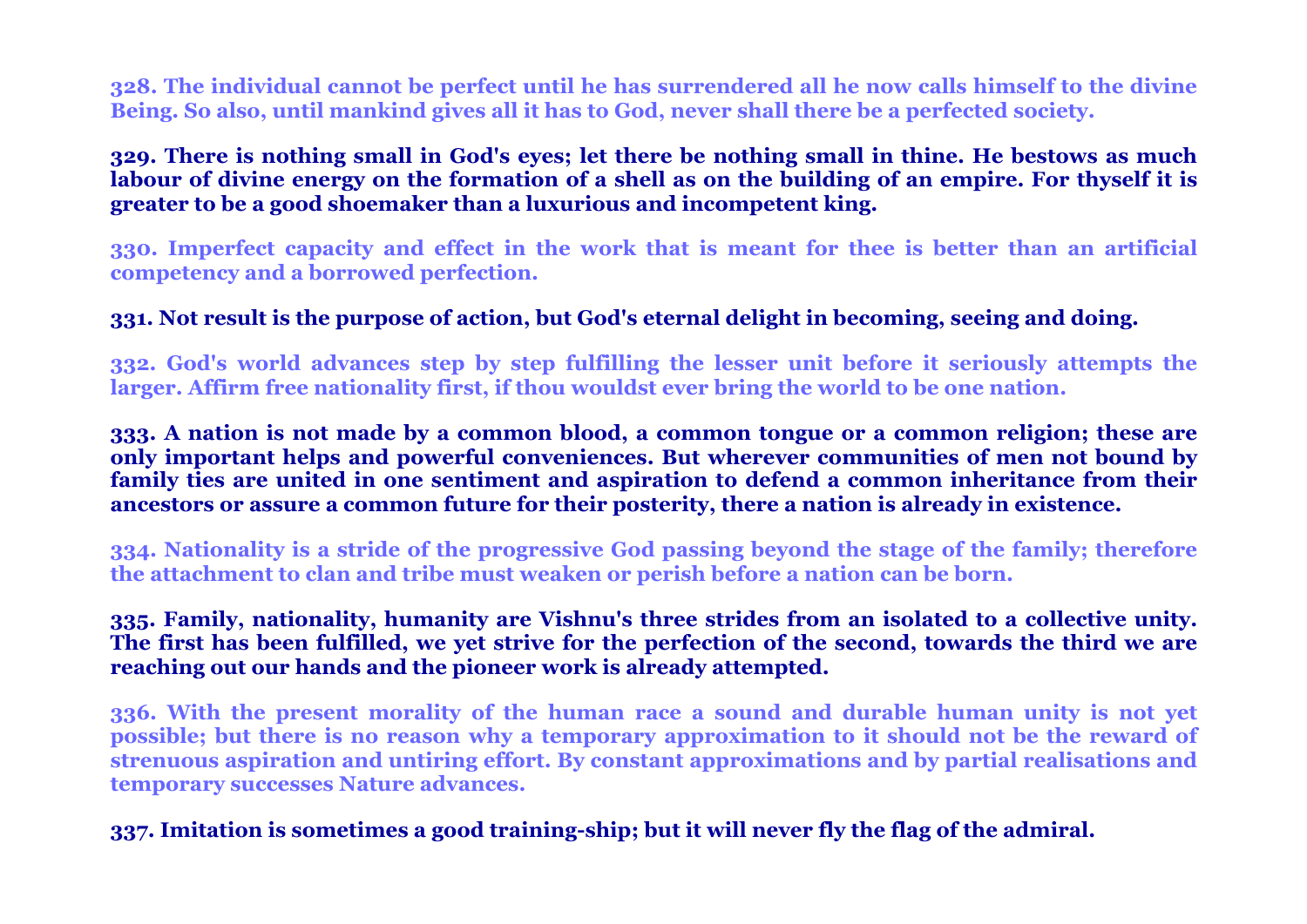**328. The individual cannot be perfect until he has surrendered all he now calls himself to the divine Being. So also, until mankind gives all it has to God, never shall there be a perfected society.**

**329. There is nothing small in God's eyes; let there be nothing small in thine. He bestows as much labour of divine energy on the formation of a shell as on the building of an empire. For thyself it is greater to be a good shoemaker than a luxurious and incompetent king.**

**330. Imperfect capacity and effect in the work that is meant for thee is better than an artificial competency and a borrowed perfection.**

**331. Not result is the purpose of action, but God's eternal delight in becoming, seeing and doing.**

**332. God's world advances step by step fulfilling the lesser unit before it seriously attempts the larger. Affirm free nationality first, if thou wouldst ever bring the world to be one nation.**

**333. A nation is not made by a common blood, a common tongue or a common religion; these are only important helps and powerful conveniences. But wherever communities of men not bound by family ties are united in one sentiment and aspiration to defend a common inheritance from their ancestors or assure a common future for their posterity, there a nation is already in existence.**

**334. Nationality is a stride of the progressive God passing beyond the stage of the family; therefore the attachment to clan and tribe must weaken or perish before a nation can be born.**

**335. Family, nationality, humanity are Vishnu's three strides from an isolated to a collective unity. The first has been fulfilled, we yet strive for the perfection of the second, towards the third we are reaching out our hands and the pioneer work is already attempted.**

**336. With the present morality of the human race a sound and durable human unity is not yet possible; but there is no reason why a temporary approximation to it should not be the reward of strenuous aspiration and untiring effort. By constant approximations and by partial realisations and temporary successes Nature advances.**

**337. Imitation is sometimes a good training-ship; but it will never fly the flag of the admiral.**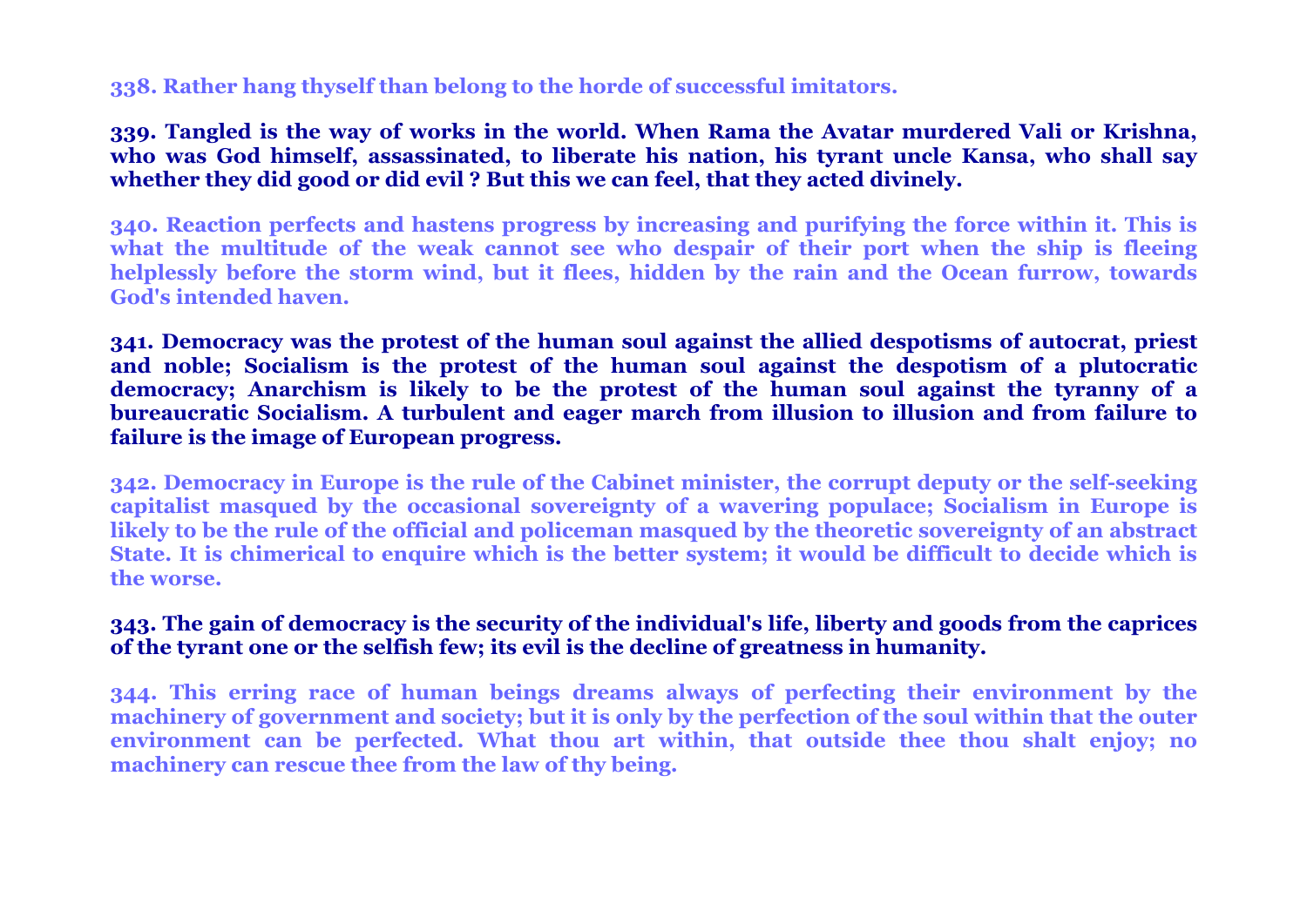**338. Rather hang thyself than belong to the horde of successful imitators.**

**339. Tangled is the way of works in the world. When Rama the Avatar murdered Vali or Krishna, who was God himself, assassinated, to liberate his nation, his tyrant uncle Kansa, who shall say whether they did good or did evil ? But this we can feel, that they acted divinely.**

**340. Reaction perfects and hastens progress by increasing and purifying the force within it. This is what the multitude of the weak cannot see who despair of their port when the ship is fleeing helplessly before the storm wind, but it flees, hidden by the rain and the Ocean furrow, towards God's intended haven.**

**341. Democracy was the protest of the human soul against the allied despotisms of autocrat, priest and noble; Socialism is the protest of the human soul against the despotism of a plutocratic democracy; Anarchism is likely to be the protest of the human soul against the tyranny of a bureaucratic Socialism. A turbulent and eager march from illusion to illusion and from failure to failure is the image of European progress.**

**342. Democracy in Europe is the rule of the Cabinet minister, the corrupt deputy or the self-seeking capitalist masqued by the occasional sovereignty of a wavering populace; Socialism in Europe is likely to be the rule of the official and policeman masqued by the theoretic sovereignty of an abstract State. It is chimerical to enquire which is the better system; it would be difficult to decide which is the worse.**

**343. The gain of democracy is the security of the individual's life, liberty and goods from the caprices of the tyrant one or the selfish few; its evil is the decline of greatness in humanity.**

**344. This erring race of human beings dreams always of perfecting their environment by the machinery of government and society; but it is only by the perfection of the soul within that the outer environment can be perfected. What thou art within, that outside thee thou shalt enjoy; no machinery can rescue thee from the law of thy being.**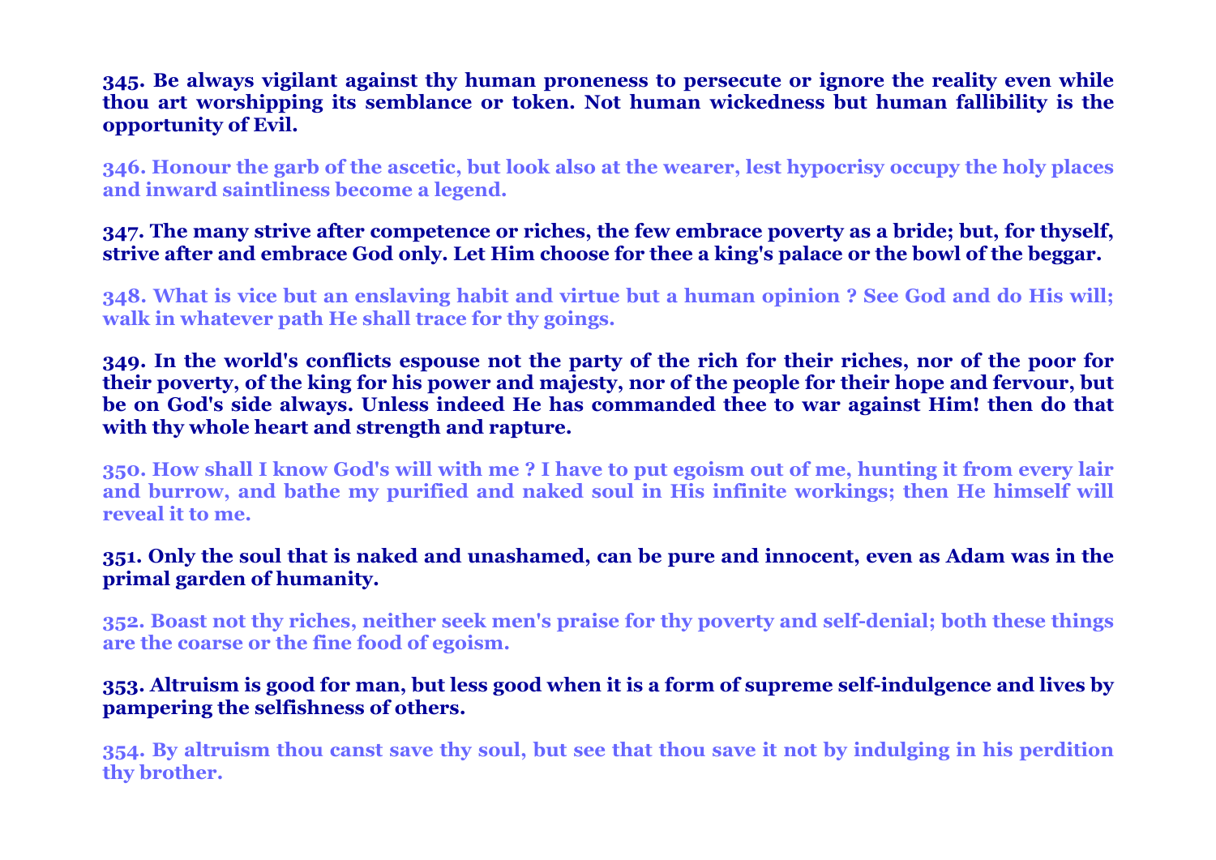**345. Be always vigilant against thy human proneness to persecute or ignore the reality even while thou art worshipping its semblance or token. Not human wickedness but human fallibility is the opportunity of Evil.**

**346. Honour the garb of the ascetic, but look also at the wearer, lest hypocrisy occupy the holy places and inward saintliness become a legend.**

**347. The many strive after competence or riches, the few embrace poverty as a bride; but, for thyself, strive after and embrace God only. Let Him choose for thee a king's palace or the bowl of the beggar.**

**348. What is vice but an enslaving habit and virtue but a human opinion ? See God and do His will; walk in whatever path He shall trace for thy goings.**

**349. In the world's conflicts espouse not the party of the rich for their riches, nor of the poor for their poverty, of the king for his power and majesty, nor of the people for their hope and fervour, but be on God's side always. Unless indeed He has commanded thee to war against Him! then do that with thy whole heart and strength and rapture.**

**350. How shall I know God's will with me ? I have to put egoism out of me, hunting it from every lair and burrow, and bathe my purified and naked soul in His infinite workings; then He himself will reveal it to me.**

**351. Only the soul that is naked and unashamed, can be pure and innocent, even as Adam was in the primal garden of humanity.**

**352. Boast not thy riches, neither seek men's praise for thy poverty and self-denial; both these things are the coarse or the fine food of egoism.**

**353. Altruism is good for man, but less good when it is a form of supreme self-indulgence and lives by pampering the selfishness of others.**

**354. By altruism thou canst save thy soul, but see that thou save it not by indulging in his perdition thy brother.**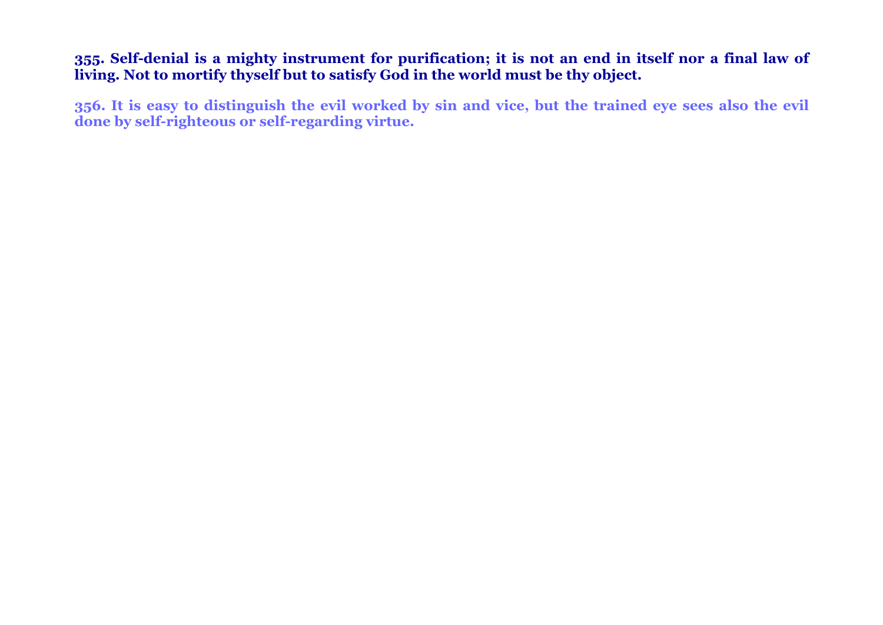**355. Self-denial is a mighty instrument for purification; it is not an end in itself nor a final law of living. Not to mortify thyself but to satisfy God in the world must be thy object.**

**356. It is easy to distinguish the evil worked by sin and vice, but the trained eye sees also the evil done by self-righteous or self-regarding virtue.**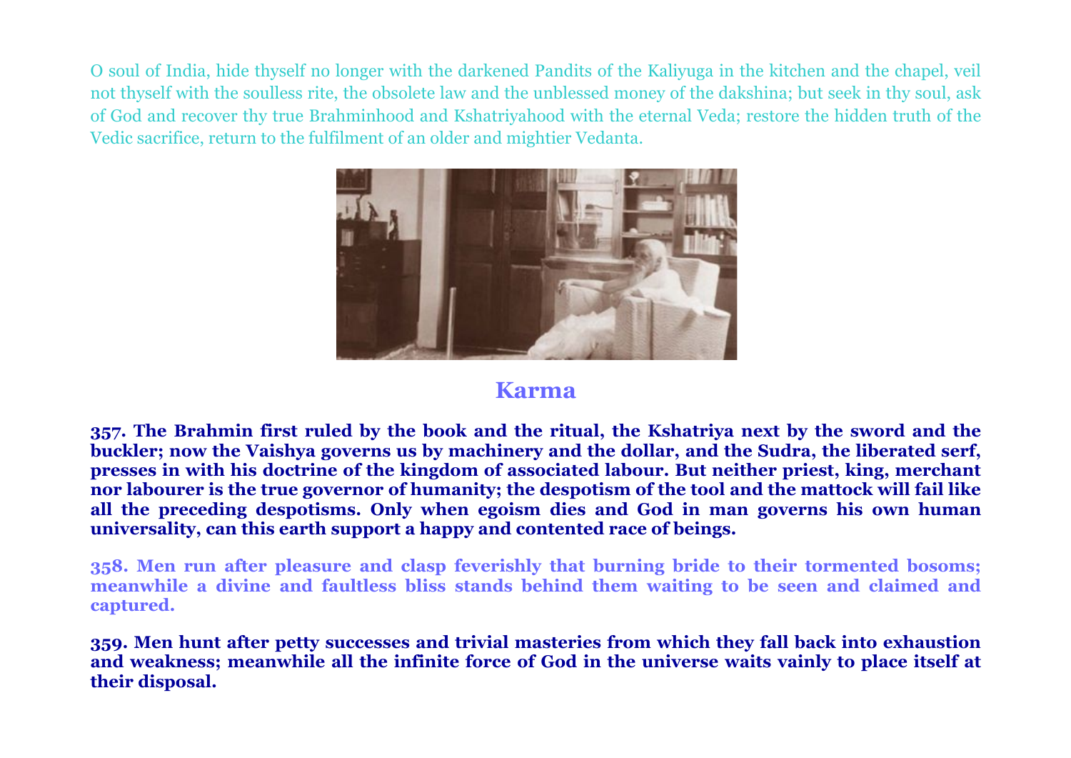O soul of India, hide thyself no longer with the darkened Pandits of the Kaliyuga in the kitchen and the chapel, veil not thyself with the soulless rite, the obsolete law and the unblessed money of the dakshina; but seek in thy soul, ask of God and recover thy true Brahminhood and Kshatriyahood with the eternal Veda; restore the hidden truth of the Vedic sacrifice, return to the fulfilment of an older and mightier Vedanta.

## Karma

**357. The Brahmin first ruled by the book and the ritual, the Kshatriya next by the sword and the buckler; now the Vaishya governs us by machinery and the dollar, and the Sudra, the liberated serf, presses in with his doctrine of the kingdom of associated labour. But neither priest, king, merchant nor labourer is the true governor of humanity; the despotism of the tool and the mattock will fail like all the preceding despotisms. Only when egoism dies and God in man governs his own human universality, can this earth support a happy and contented race of beings.**

**358. Men run after pleasure and clasp feverishly that burning bride to their tormented bosoms; meanwhile a divine and faultless bliss stands behind them waiting to be seen and claimed and captured.**

**359. Men hunt after petty successes and trivial masteries from which they fall back into exhaustion and weakness; meanwhile all the infinite force of God in the universe waits vainly to place itself at their disposal.**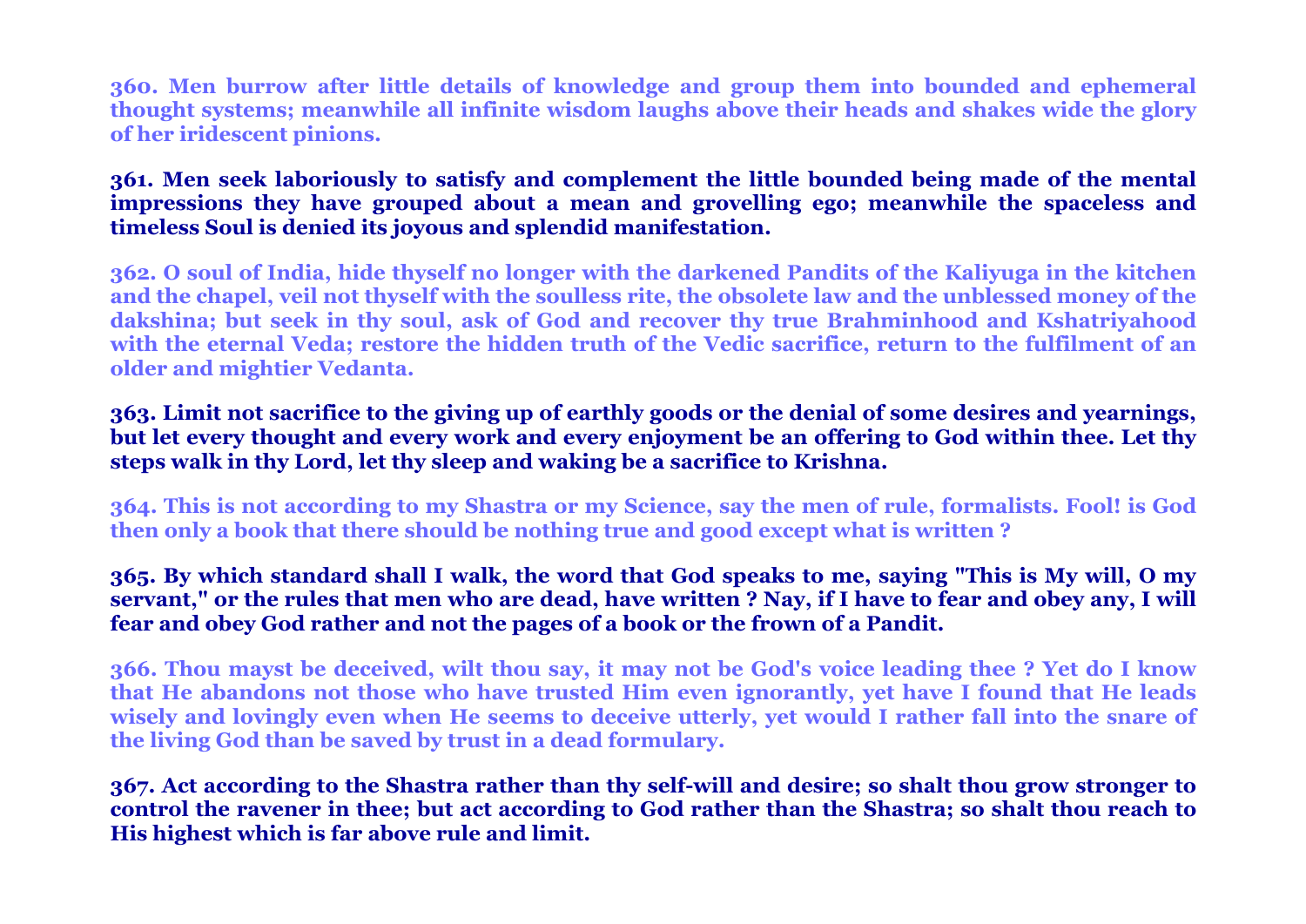**360. Men burrow after little details of knowledge and group them into bounded and ephemeral thought systems; meanwhile all infinite wisdom laughs above their heads and shakes wide the glory of her iridescent pinions.**

**361. Men seek laboriously to satisfy and complement the little bounded being made of the mental impressions they have grouped about a mean and grovelling ego; meanwhile the spaceless and timeless Soul is denied its joyous and splendid manifestation.**

**362. O soul of India, hide thyself no longer with the darkened Pandits of the Kaliyuga in the kitchen and the chapel, veil not thyself with the soulless rite, the obsolete law and the unblessed money of the dakshina; but seek in thy soul, ask of God and recover thy true Brahminhood and Kshatriyahood with the eternal Veda; restore the hidden truth of the Vedic sacrifice, return to the fulfilment of an older and mightier Vedanta.**

**363. Limit not sacrifice to the giving up of earthly goods or the denial of some desires and yearnings, but let every thought and every work and every enjoyment be an offering to God within thee. Let thy steps walk in thy Lord, let thy sleep and waking be a sacrifice to Krishna.**

**364. This is not according to my Shastra or my Science, say the men of rule, formalists. Fool! is God then only a book that there should be nothing true and good except what is written ?**

**365. By which standard shall I walk, the word that God speaks to me, saying "This is My will, O my servant," or the rules that men who are dead, have written ? Nay, if I have to fear and obey any, I will fear and obey God rather and not the pages of a book or the frown of a Pandit.**

**366. Thou mayst be deceived, wilt thou say, it may not be God's voice leading thee ? Yet do I know that He abandons not those who have trusted Him even ignorantly, yet have I found that He leads wisely and lovingly even when He seems to deceive utterly, yet would I rather fall into the snare of the living God than be saved by trust in a dead formulary.**

**367. Act according to the Shastra rather than thy self-will and desire; so shalt thou grow stronger to control the ravener in thee; but act according to God rather than the Shastra; so shalt thou reach to His highest which is far above rule and limit.**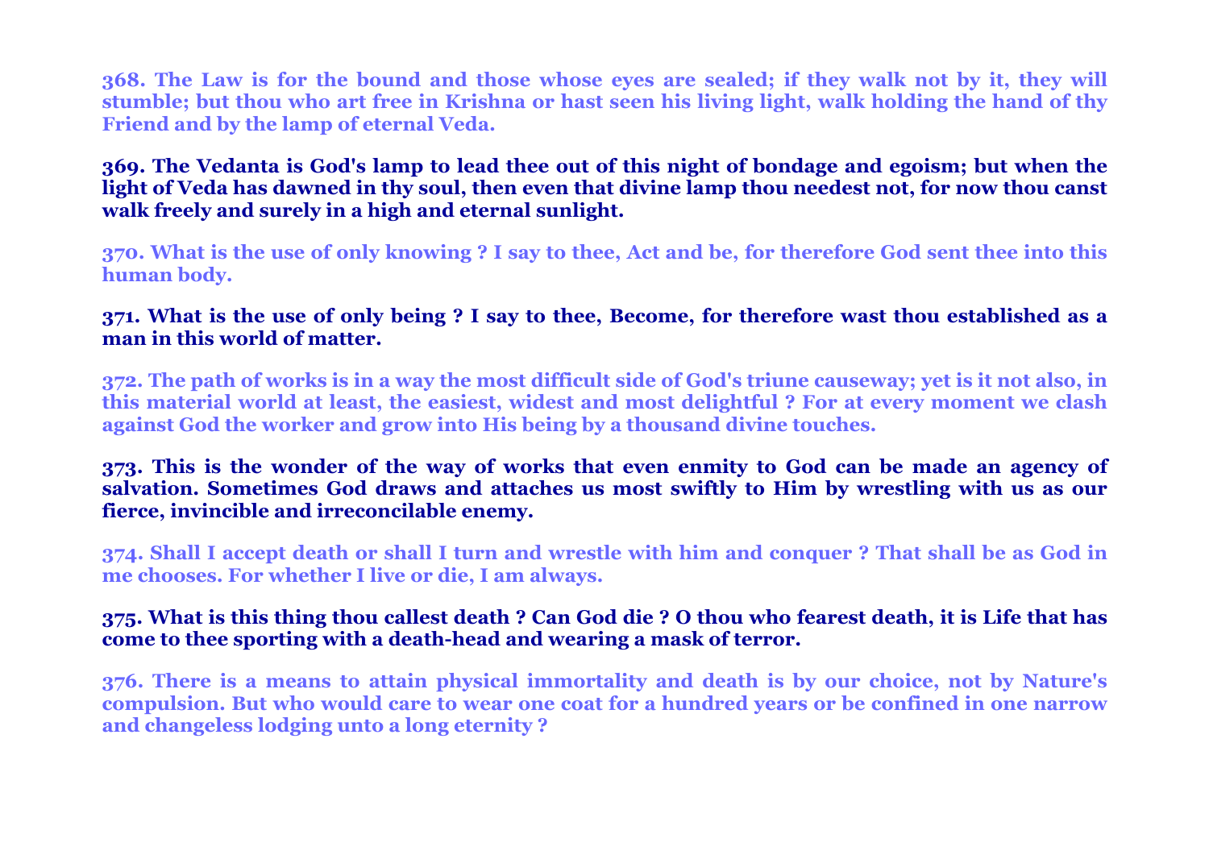**368. The Law is for the bound and those whose eyes are sealed; if they walk not by it, they will stumble; but thou who art free in Krishna or hast seen his living light, walk holding the hand of thy Friend and by the lamp of eternal Veda.**

**369. The Vedanta is God's lamp to lead thee out of this night of bondage and egoism; but when the light of Veda has dawned in thy soul, then even that divine lamp thou needest not, for now thou canst walk freely and surely in a high and eternal sunlight.**

**370. What is the use of only knowing ? I say to thee, Act and be, for therefore God sent thee into this human body.**

**371. What is the use of only being ? I say to thee, Become, for therefore wast thou established as a man in this world of matter.**

**372. The path of works is in a way the most difficult side of God's triune causeway; yet is it not also, in this material world at least, the easiest, widest and most delightful ? For at every moment we clash against God the worker and grow into His being by a thousand divine touches.**

**373. This is the wonder of the way of works that even enmity to God can be made an agency of salvation. Sometimes God draws and attaches us most swiftly to Him by wrestling with us as our fierce, invincible and irreconcilable enemy.**

**374. Shall I accept death or shall I turn and wrestle with him and conquer ? That shall be as God in me chooses. For whether I live or die, I am always.**

**375. What is this thing thou callest death ? Can God die ? O thou who fearest death, it is Life that has come to thee sporting with a death-head and wearing a mask of terror.**

**376. There is a means to attain physical immortality and death is by our choice, not by Nature's compulsion. But who would care to wear one coat for a hundred years or be confined in one narrow and changeless lodging unto a long eternity ?**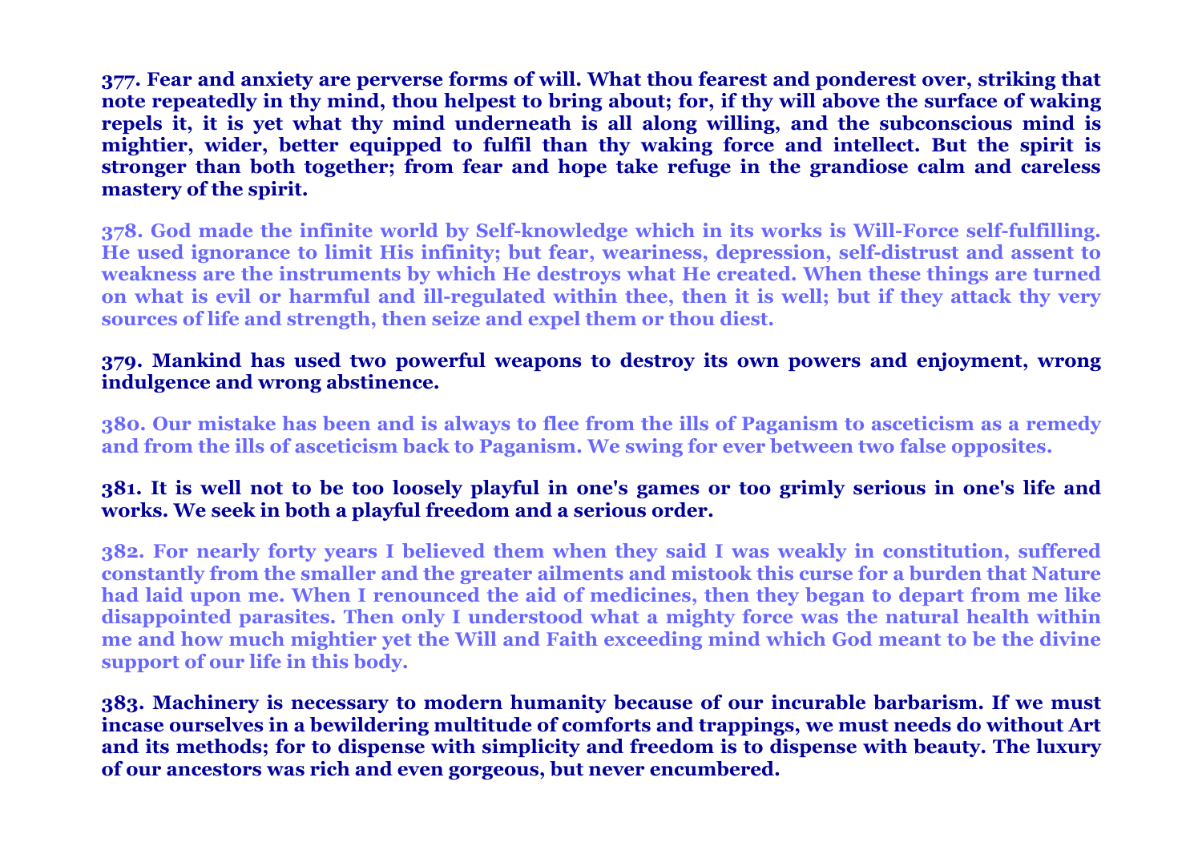**377. Fear and anxiety are perverse forms of will. What thou fearest and ponderest over, striking that note repeatedly in thy mind, thou helpest to bring about; for, if thy will above the surface of waking repels it, it is yet what thy mind underneath is all along willing, and the subconscious mind is mightier, wider, better equipped to fulfil than thy waking force and intellect. But the spirit is stronger than both together; from fear and hope take refuge in the grandiose calm and careless mastery of the spirit.**

**378. God made the infinite world by Self-knowledge which in its works is Will-Force self-fulfilling. He used ignorance to limit His infinity; but fear, weariness, depression, self-distrust and assent to weakness are the instruments by which He destroys what He created. When these things are turned on what is evil or harmful and ill-regulated within thee, then it is well; but if they attack thy very sources of life and strength, then seize and expel them or thou diest.**

**379. Mankind has used two powerful weapons to destroy its own powers and enjoyment, wrong indulgence and wrong abstinence.**

**380. Our mistake has been and is always to flee from the ills of Paganism to asceticism as a remedy and from the ills of asceticism back to Paganism. We swing for ever between two false opposites.**

**381. It is well not to be too loosely playful in one's games or too grimly serious in one's life and works. We seek in both a playful freedom and a serious order.**

**382. For nearly forty years I believed them when they said I was weakly in constitution, suffered constantly from the smaller and the greater ailments and mistook this curse for a burden that Nature had laid upon me. When I renounced the aid of medicines, then they began to depart from me like disappointed parasites. Then only I understood what a mighty force was the natural health within me and how much mightier yet the Will and Faith exceeding mind which God meant to be the divine support of our life in this body.**

**383. Machinery is necessary to modern humanity because of our incurable barbarism. If we must incase ourselves in a bewildering multitude of comforts and trappings, we must needs do without Art and its methods; for to dispense with simplicity and freedom is to dispense with beauty. The luxury of our ancestors was rich and even gorgeous, but never encumbered.**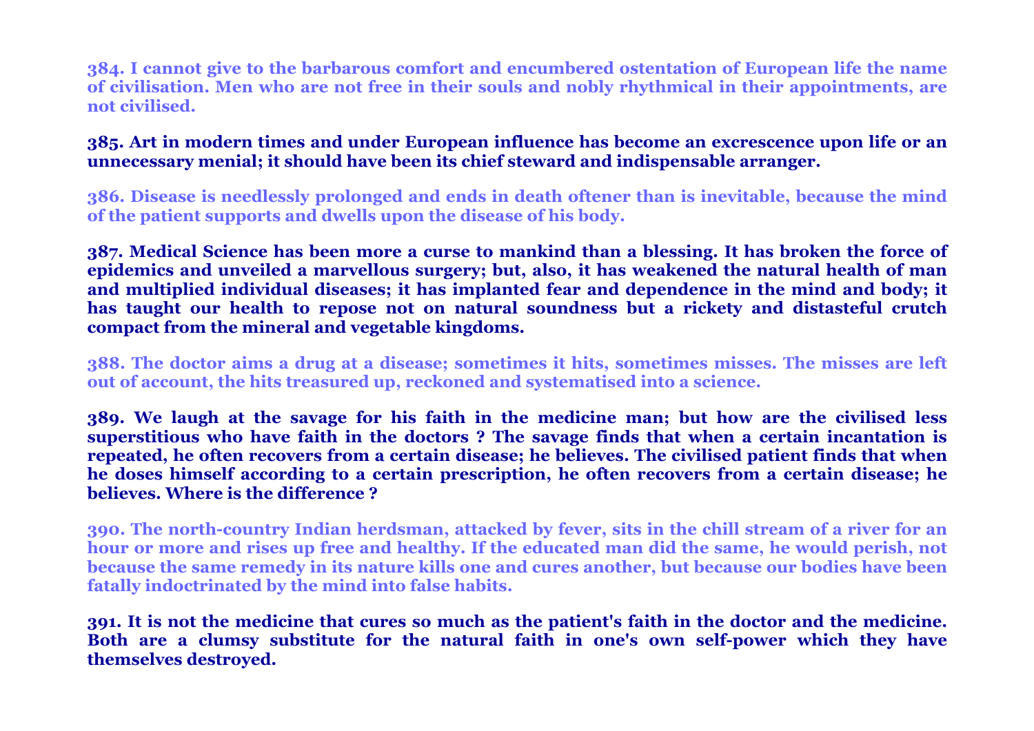**384. I cannot give to the barbarous comfort and encumbered ostentation of European life the name of civilisation. Men who are not free in their souls and nobly rhythmical in their appointments, are not civilised.**

**385. Art in modern times and under European influence has become an excrescence upon life or an unnecessary menial; it should have been its chief steward and indispensable arranger.**

**386. Disease is needlessly prolonged and ends in death oftener than is inevitable, because the mind of the patient supports and dwells upon the disease of his body.**

**387. Medical Science has been more a curse to mankind than a blessing. It has broken the force of epidemics and unveiled a marvellous surgery; but, also, it has weakened the natural health of man and multiplied individual diseases; it has implanted fear and dependence in the mind and body; it has taught our health to repose not on natural soundness but a rickety and distasteful crutch compact from the mineral and vegetable kingdoms.**

**388. The doctor aims a drug at a disease; sometimes it hits, sometimes misses. The misses are left out of account, the hits treasured up, reckoned and systematised into a science.**

**389. We laugh at the savage for his faith in the medicine man; but how are the civilised less superstitious who have faith in the doctors ? The savage finds that when a certain incantation is repeated, he often recovers from a certain disease; he believes. The civilised patient finds that when he doses himself according to a certain prescription, he often recovers from a certain disease; he believes. Where is the difference ?**

**390. The north-country Indian herdsman, attacked by fever, sits in the chill stream of a river for an hour or more and rises up free and healthy. If the educated man did the same, he would perish, not because the same remedy in its nature kills one and cures another, but because our bodies have been fatally indoctrinated by the mind into false habits.**

**391. It is not the medicine that cures so much as the patient's faith in the doctor and the medicine. Both are a clumsy substitute for the natural faith in one's own self-power which they have themselves destroyed.**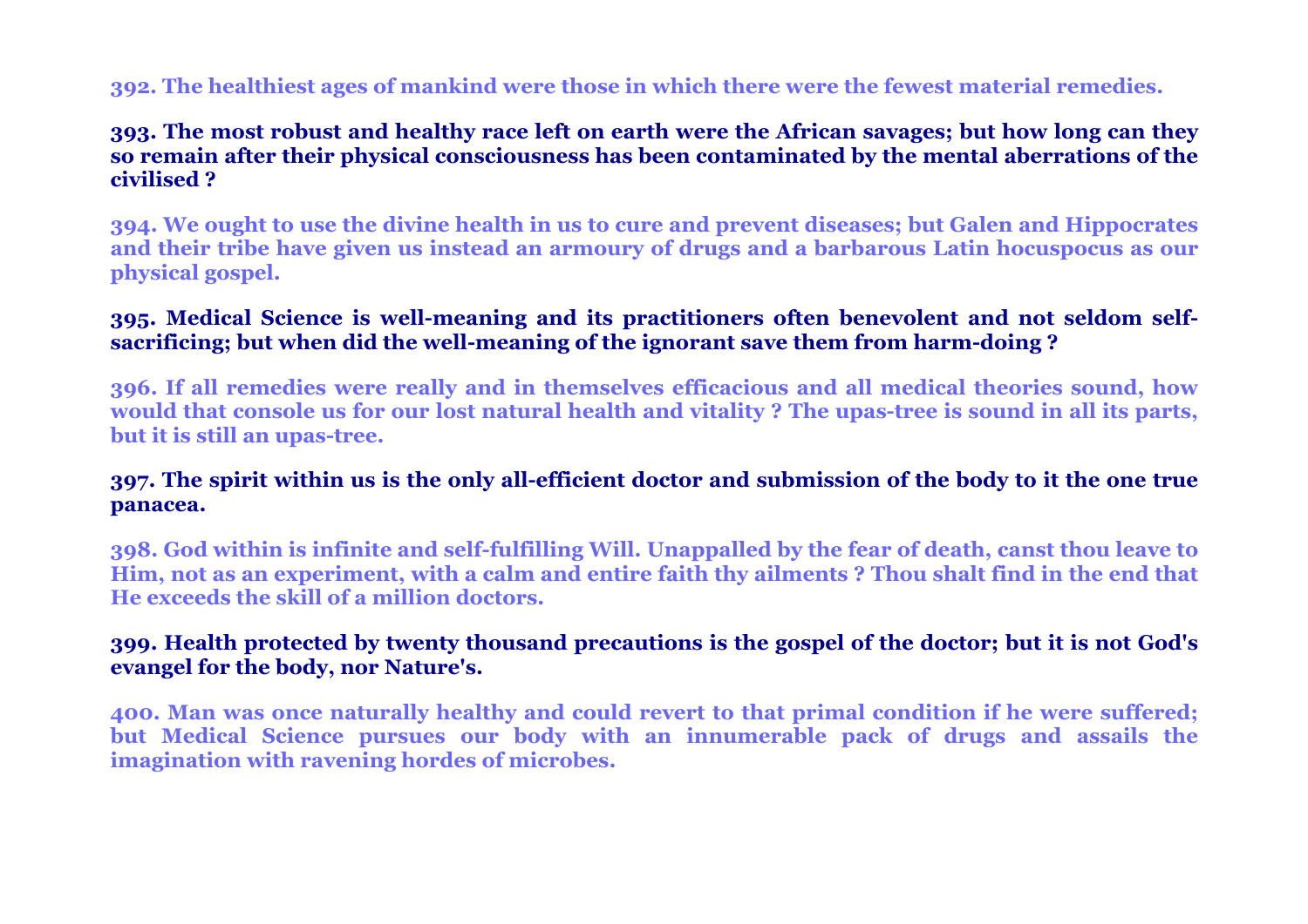**392. The healthiest ages of mankind were those in which there were the fewest material remedies.**

**393. The most robust and healthy race left on earth were the African savages; but how long can they so remain after their physical consciousness has been contaminated by the mental aberrations of the civilised ?**

**394. We ought to use the divine health in us to cure and prevent diseases; but Galen and Hippocrates and their tribe have given us instead an armoury of drugs and a barbarous Latin hocuspocus as our physical gospel.**

**395. Medical Science is well-meaning and its practitioners often benevolent and not seldom self-sacrificing; but when did the well-meaning of the ignorant save them from harm-doing ?**

**396. If all remedies were really and in themselves efficacious and all medical theories sound, how would that console us for our lost natural health and vitality ? The upas-tree is sound in all its parts, but it is still an upas-tree.**

**397. The spirit within us is the only all-efficient doctor and submission of the body to it the one true panacea.**

**398. God within is infinite and self-fulfilling Will. Unappalled by the fear of death, canst thou leave to Him, not as an experiment, with a calm and entire faith thy ailments ? Thou shalt find in the end that He exceeds the skill of a million doctors.**

**399. Health protected by twenty thousand precautions is the gospel of the doctor; but it is not God's evangel for the body, nor Nature's.**

**400. Man was once naturally healthy and could revert to that primal condition if he were suffered; but Medical Science pursues our body with an innumerable pack of drugs and assails the imagination with ravening hordes of microbes.**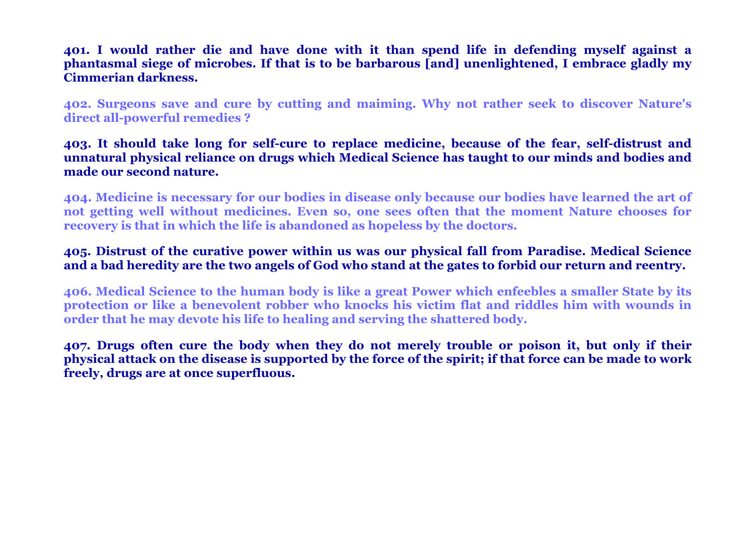**401. I would rather die and have done with it than spend life in defending myself against a phantasmal siege of microbes. If that is to be barbarous [and] unenlightened, I embrace gladly my Cimmerian darkness.**

**402. Surgeons save and cure by cutting and maiming. Why not rather seek to discover Nature's direct all-powerful remedies ?**

**403. It should take long for self-cure to replace medicine, because of the fear, self-distrust and unnatural physical reliance on drugs which Medical Science has taught to our minds and bodies and made our second nature.**

**404. Medicine is necessary for our bodies in disease only because our bodies have learned the art of not getting well without medicines. Even so, one sees often that the moment Nature chooses for recovery is that in which the life is abandoned as hopeless by the doctors.**

**405. Distrust of the curative power within us was our physical fall from Paradise. Medical Science and a bad heredity are the two angels of God who stand at the gates to forbid our return and reentry.**

**406. Medical Science to the human body is like a great Power which enfeebles a smaller State by its protection or like a benevolent robber who knocks his victim flat and riddles him with wounds in order that he may devote his life to healing and serving the shattered body.**

**407. Drugs often cure the body when they do not merely trouble or poison it, but only if their physical attack on the disease is supported by the force of the spirit; if that force can be made to work freely, drugs are at once superfluous.**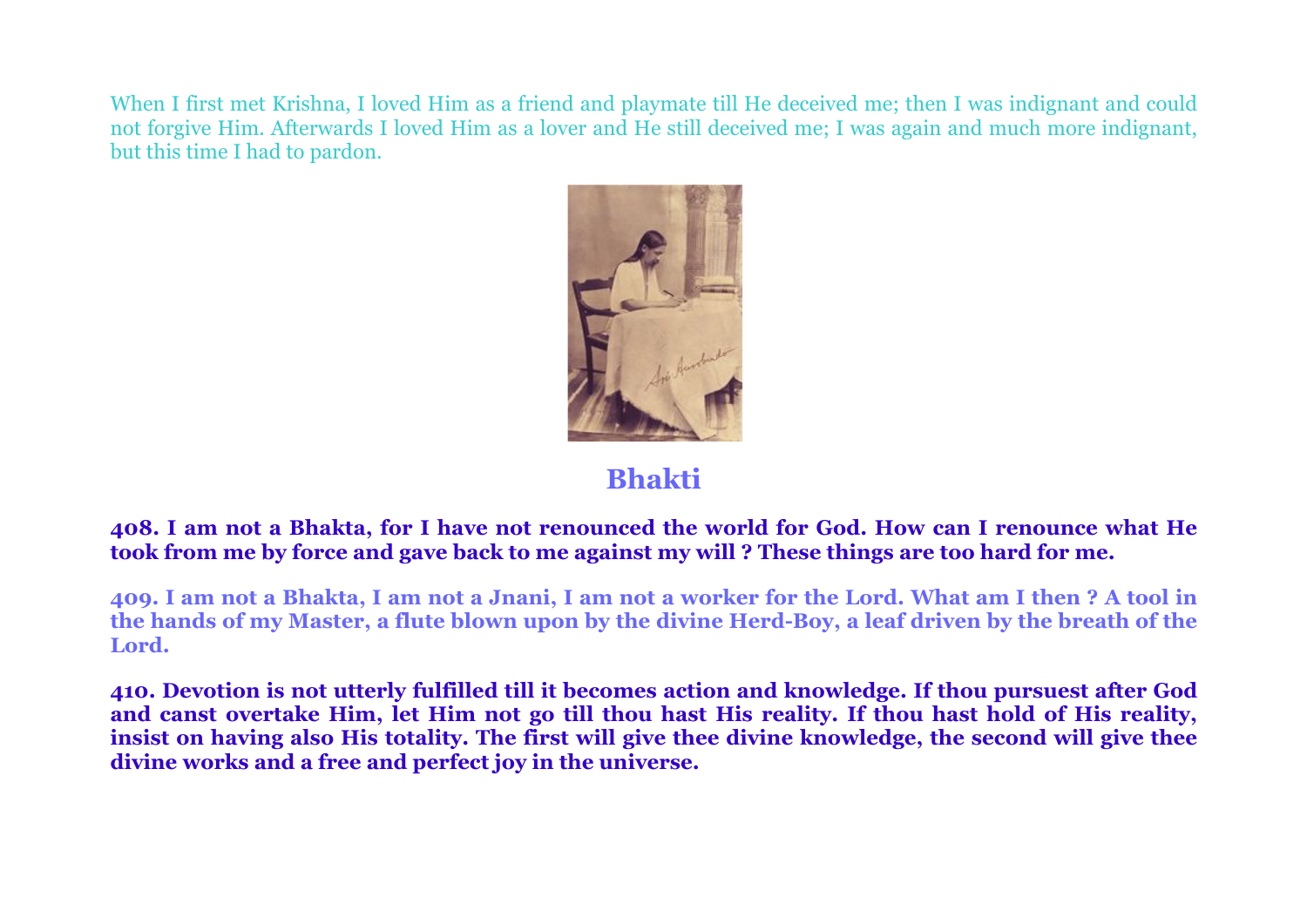When I first met Krishna, I loved Him as a friend and playmate till He deceived me; then I was indignant and could not forgive Him. Afterwards I loved Him as a lover and He still deceived me; I was again and much more indignant, but this time I had to pardon.

## Bhakti

**408. I am not a Bhakta, for I have not renounced the world for God. How can I renounce what He took from me by force and gave back to me against my will ? These things are too hard for me.**

**409. I am not a Bhakta, I am not a Jnani, I am not a worker for the Lord. What am I then ? A tool in the hands of my Master, a flute blown upon by the divine Herd-Boy, a leaf driven by the breath of the Lord.**

**410. Devotion is not utterly fulfilled till it becomes action and knowledge. If thou pursuest after God and canst overtake Him, let Him not go till thou hast His reality. If thou hast hold of His reality, insist on having also His totality. The first will give thee divine knowledge, the second will give thee divine works and a free and perfect joy in the universe.**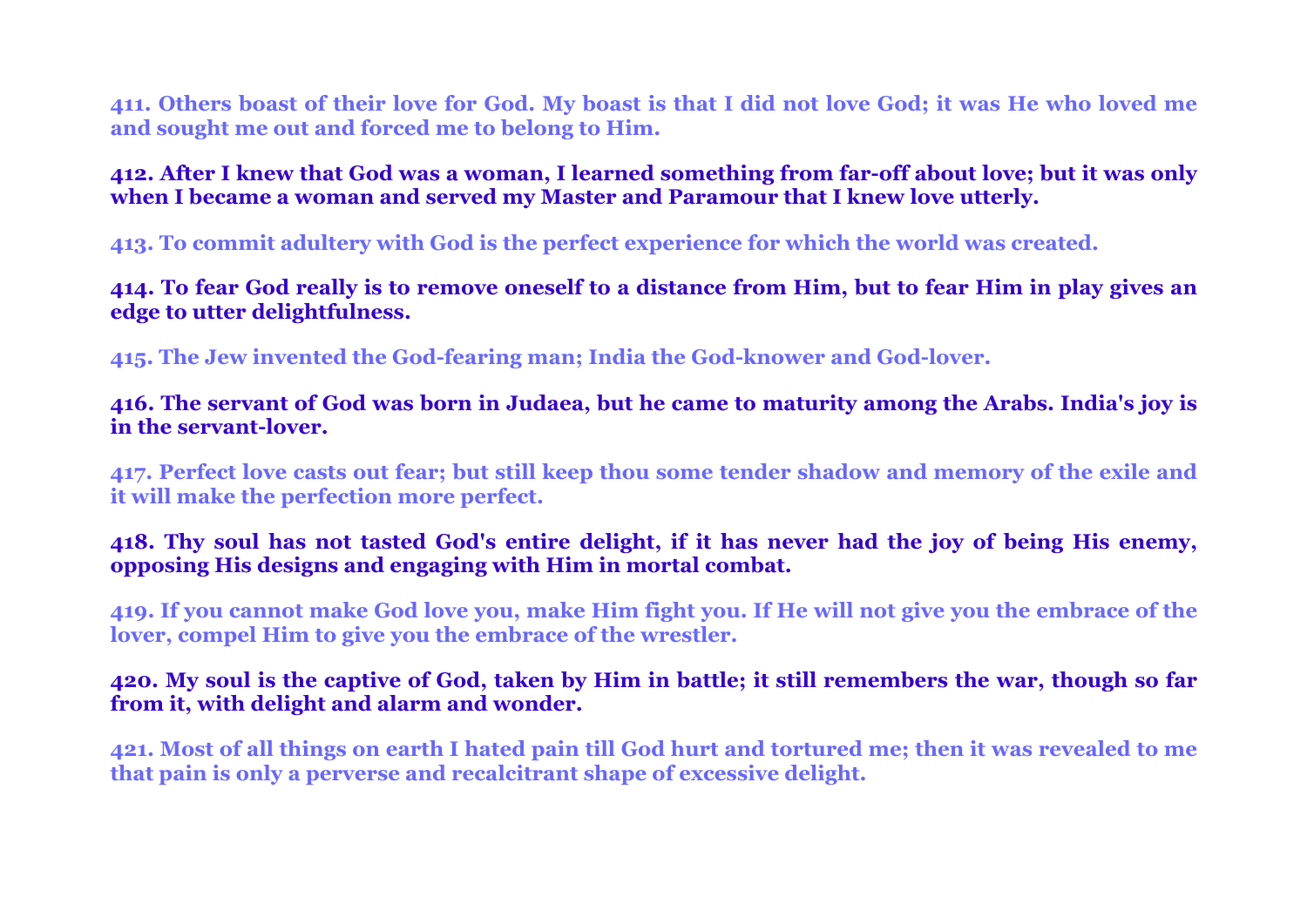**411. Others boast of their love for God. My boast is that I did not love God; it was He who loved me and sought me out and forced me to belong to Him.**

**412. After I knew that God was a woman, I learned something from far-off about love; but it was only when I became a woman and served my Master and Paramour that I knew love utterly.**

**413. To commit adultery with God is the perfect experience for which the world was created.**

**414. To fear God really is to remove oneself to a distance from Him, but to fear Him in play gives an edge to utter delightfulness.**

**415. The Jew invented the God-fearing man; India the God-knower and God-lover.**

**416. The servant of God was born in Judaea, but he came to maturity among the Arabs. India's joy is in the servant-lover.**

**417. Perfect love casts out fear; but still keep thou some tender shadow and memory of the exile and it will make the perfection more perfect.**

**418. Thy soul has not tasted God's entire delight, if it has never had the joy of being His enemy, opposing His designs and engaging with Him in mortal combat.**

**419. If you cannot make God love you, make Him fight you. If He will not give you the embrace of the lover, compel Him to give you the embrace of the wrestler.**

**420. My soul is the captive of God, taken by Him in battle; it still remembers the war, though so far from it, with delight and alarm and wonder.**

**421. Most of all things on earth I hated pain till God hurt and tortured me; then it was revealed to me that pain is only a perverse and recalcitrant shape of excessive delight.**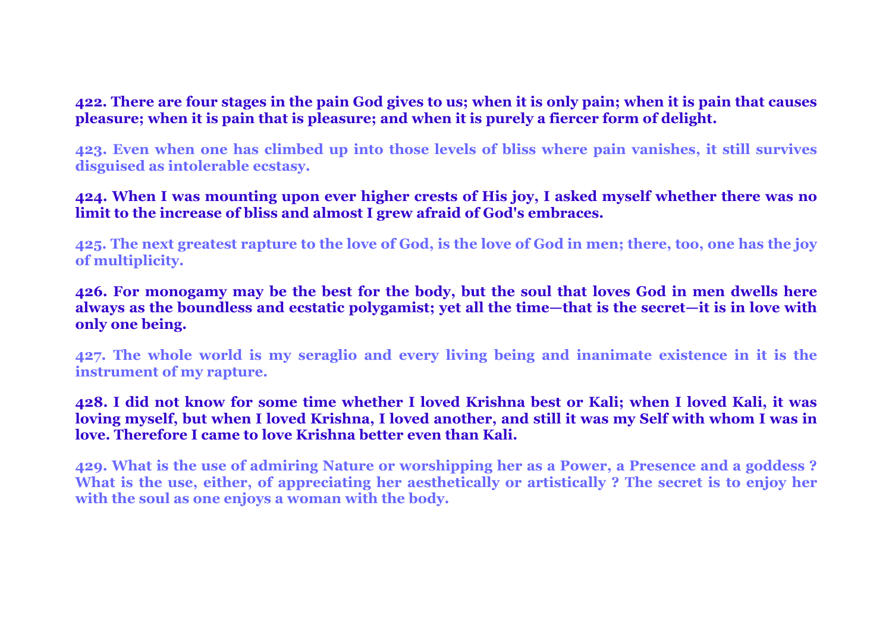**422. There are four stages in the pain God gives to us; when it is only pain; when it is pain that causes pleasure; when it is pain that is pleasure; and when it is purely a fiercer form of delight.**

**423. Even when one has climbed up into those levels of bliss where pain vanishes, it still survives disguised as intolerable ecstasy.**

**424. When I was mounting upon ever higher crests of His joy, I asked myself whether there was no limit to the increase of bliss and almost I grew afraid of God's embraces.**

**425. The next greatest rapture to the love of God, is the love of God in men; there, too, one has the joy of multiplicity.**

**426. For monogamy may be the best for the body, but the soul that loves God in men dwells here always as the boundless and ecstatic polygamist; yet all the time—that is the secret—it is in love with only one being.**

**427. The whole world is my seraglio and every living being and inanimate existence in it is the instrument of my rapture.**

**428. I did not know for some time whether I loved Krishna best or Kali; when I loved Kali, it was loving myself, but when I loved Krishna, I loved another, and still it was my Self with whom I was in love. Therefore I came to love Krishna better even than Kali.**

**429. What is the use of admiring Nature or worshipping her as a Power, a Presence and a goddess ? What is the use, either, of appreciating her aesthetically or artistically ? The secret is to enjoy her with the soul as one enjoys a woman with the body.**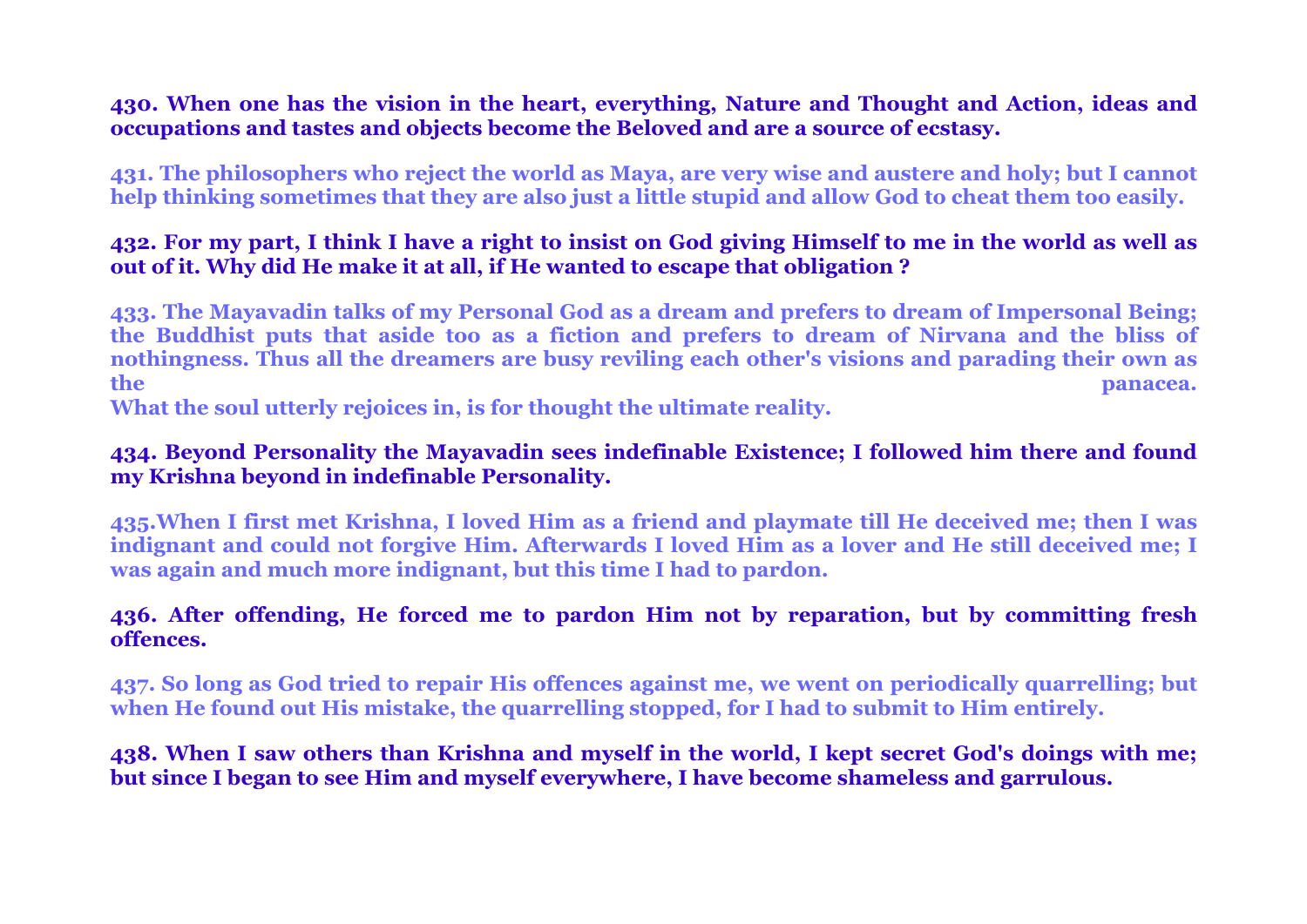**430. When one has the vision in the heart, everything, Nature and Thought and Action, ideas and occupations and tastes and objects become the Beloved and are a source of ecstasy.**

**431. The philosophers who reject the world as Maya, are very wise and austere and holy; but I cannot help thinking sometimes that they are also just a little stupid and allow God to cheat them too easily.**

**432. For my part, I think I have a right to insist on God giving Himself to me in the world as well as out of it. Why did He make it at all, if He wanted to escape that obligation ?**

**433. The Mayavadin talks of my Personal God as a dream and prefers to dream of Impersonal Being; the Buddhist puts that aside too as a fiction and prefers to dream of Nirvana and the bliss of nothingness. Thus all the dreamers are busy reviling each other's visions and parading their own as the panacea.**
**What the soul utterly rejoices in, is for thought the ultimate reality.**

**434. Beyond Personality the Mayavadin sees indefinable Existence; I followed him there and found my Krishna beyond in indefinable Personality.**

**435.When I first met Krishna, I loved Him as a friend and playmate till He deceived me; then I was indignant and could not forgive Him. Afterwards I loved Him as a lover and He still deceived me; I was again and much more indignant, but this time I had to pardon.**

**436. After offending, He forced me to pardon Him not by reparation, but by committing fresh offences.**

**437. So long as God tried to repair His offences against me, we went on periodically quarrelling; but when He found out His mistake, the quarrelling stopped, for I had to submit to Him entirely.**

**438. When I saw others than Krishna and myself in the world, I kept secret God's doings with me; but since I began to see Him and myself everywhere, I have become shameless and garrulous.**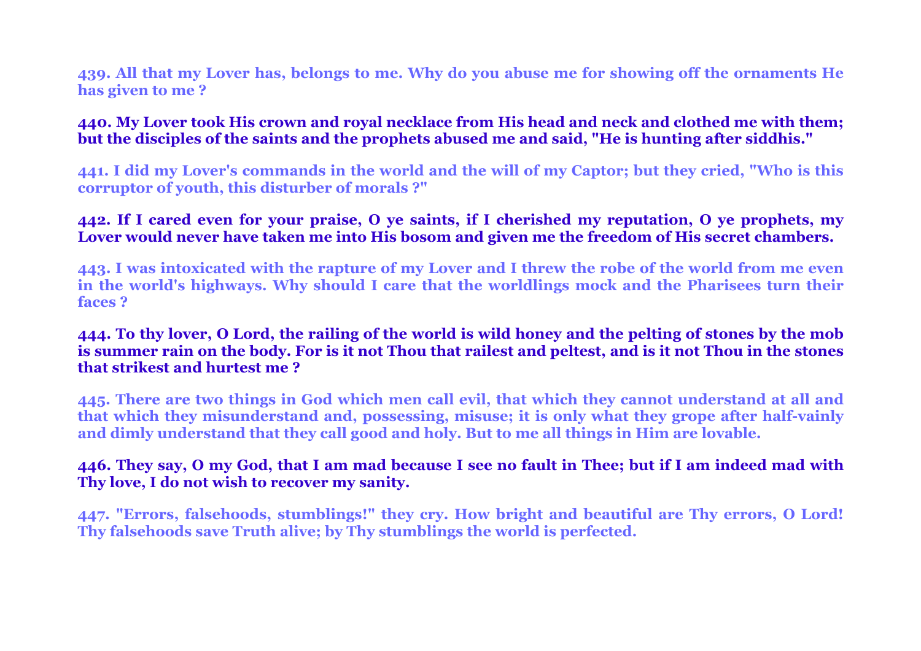**439. All that my Lover has, belongs to me. Why do you abuse me for showing off the ornaments He has given to me ?**

**440. My Lover took His crown and royal necklace from His head and neck and clothed me with them; but the disciples of the saints and the prophets abused me and said, "He is hunting after siddhis."**

**441. I did my Lover's commands in the world and the will of my Captor; but they cried, "Who is this corruptor of youth, this disturber of morals ?"**

**442. If I cared even for your praise, O ye saints, if I cherished my reputation, O ye prophets, my Lover would never have taken me into His bosom and given me the freedom of His secret chambers.**

**443. I was intoxicated with the rapture of my Lover and I threw the robe of the world from me even in the world's highways. Why should I care that the worldlings mock and the Pharisees turn their faces ?**

**444. To thy lover, O Lord, the railing of the world is wild honey and the pelting of stones by the mob is summer rain on the body. For is it not Thou that railest and peltest, and is it not Thou in the stones that strikest and hurtest me ?**

**445. There are two things in God which men call evil, that which they cannot understand at all and that which they misunderstand and, possessing, misuse; it is only what they grope after half-vainly and dimly understand that they call good and holy. But to me all things in Him are lovable.**

**446. They say, O my God, that I am mad because I see no fault in Thee; but if I am indeed mad with Thy love, I do not wish to recover my sanity.**

**447. "Errors, falsehoods, stumblings!" they cry. How bright and beautiful are Thy errors, O Lord! Thy falsehoods save Truth alive; by Thy stumblings the world is perfected.**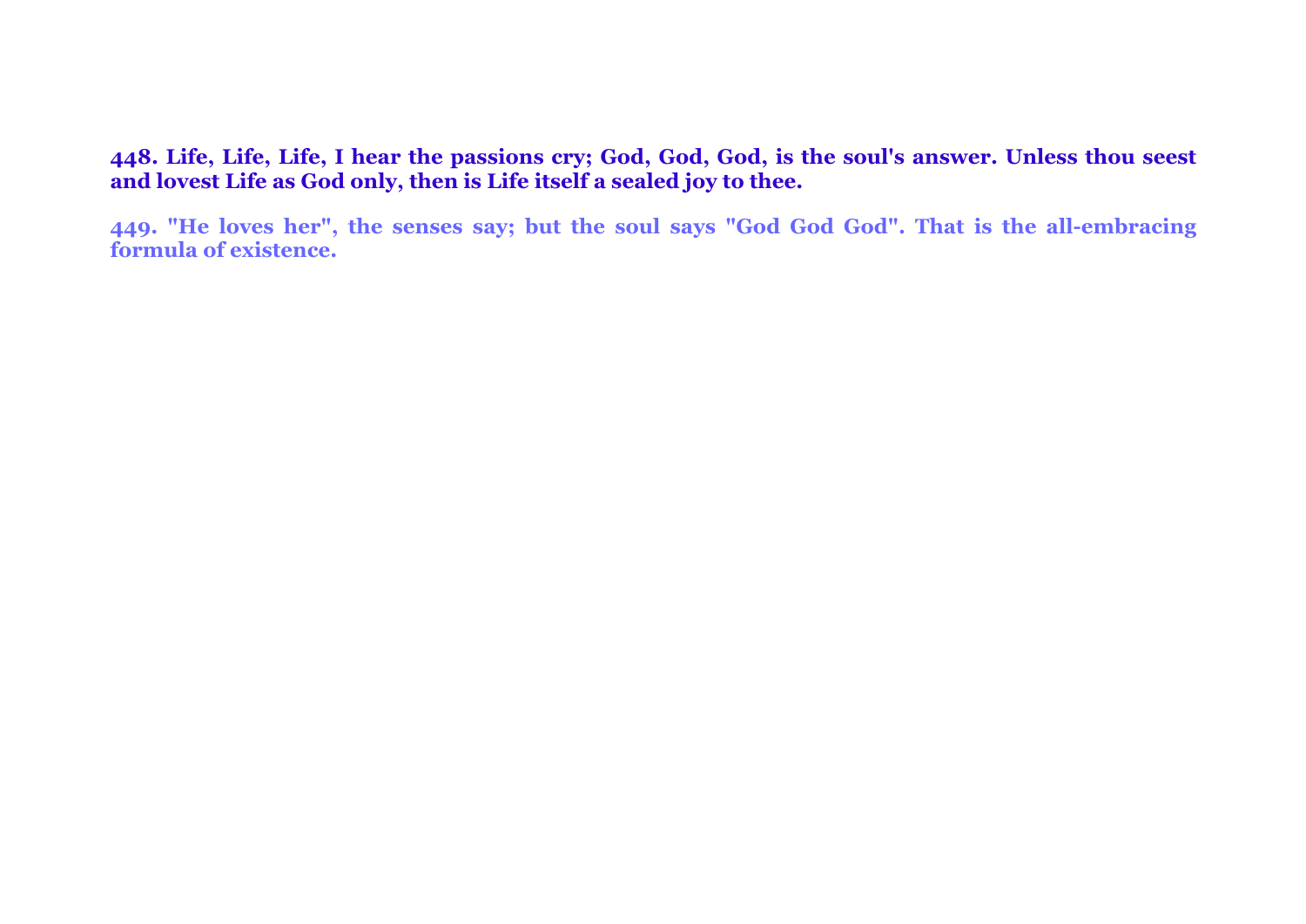**448. Life, Life, Life, I hear the passions cry; God, God, God, is the soul's answer. Unless thou seest and lovest Life as God only, then is Life itself a sealed joy to thee.**

**449. "He loves her", the senses say; but the soul says "God God God". That is the all-embracing formula of existence.**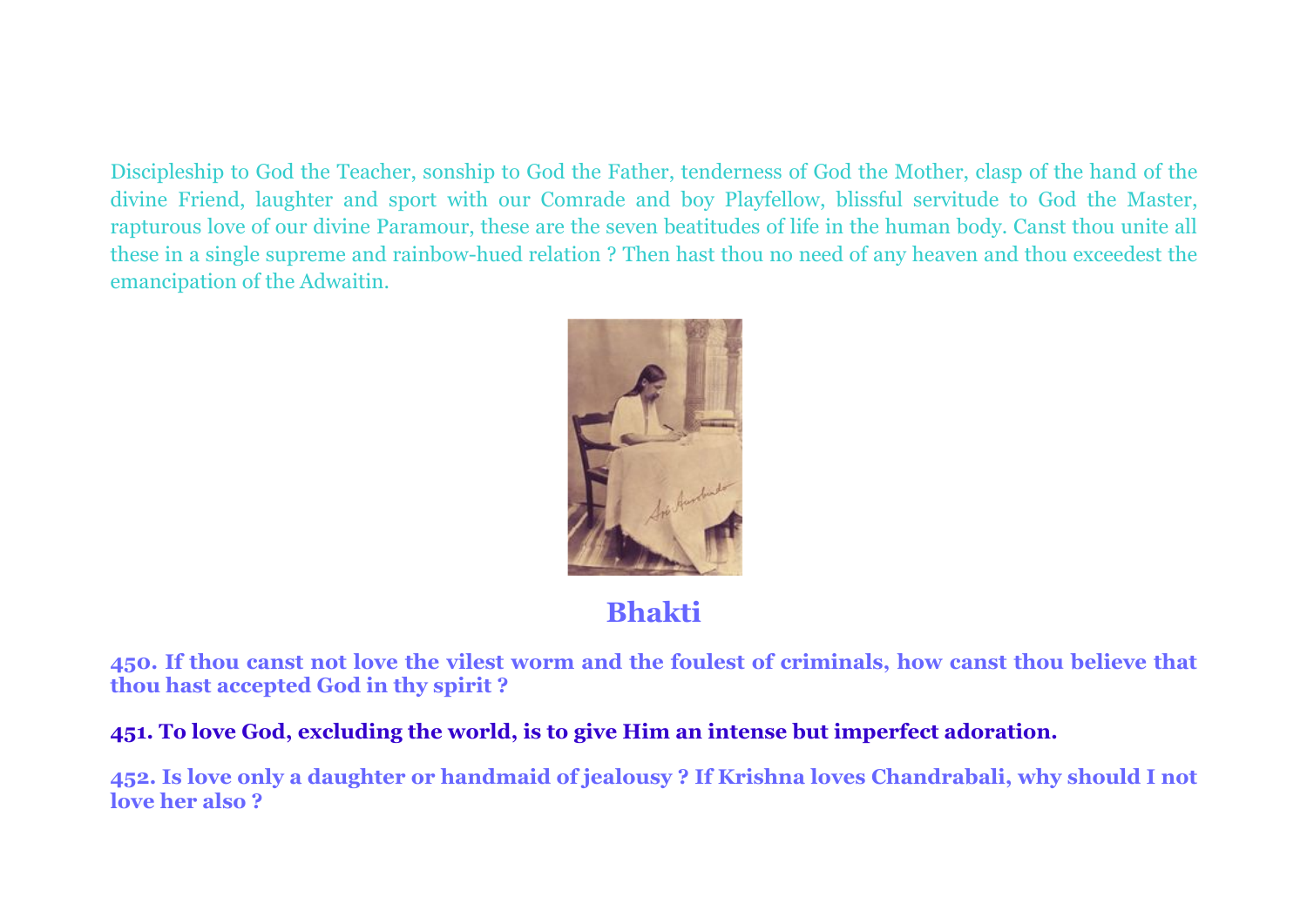Discipleship to God the Teacher, sonship to God the Father, tenderness of God the Mother, clasp of the hand of the divine Friend, laughter and sport with our Comrade and boy Playfellow, blissful servitude to God the Master, rapturous love of our divine Paramour, these are the seven beatitudes of life in the human body. Canst thou unite all these in a single supreme and rainbow-hued relation ? Then hast thou no need of any heaven and thou exceedest the emancipation of the Adwaitin.

## Bhakti

**450. If thou canst not love the vilest worm and the foulest of criminals, how canst thou believe that thou hast accepted God in thy spirit ?**

**451. To love God, excluding the world, is to give Him an intense but imperfect adoration.**

**452. Is love only a daughter or handmaid of jealousy ? If Krishna loves Chandrabali, why should I not love her also ?**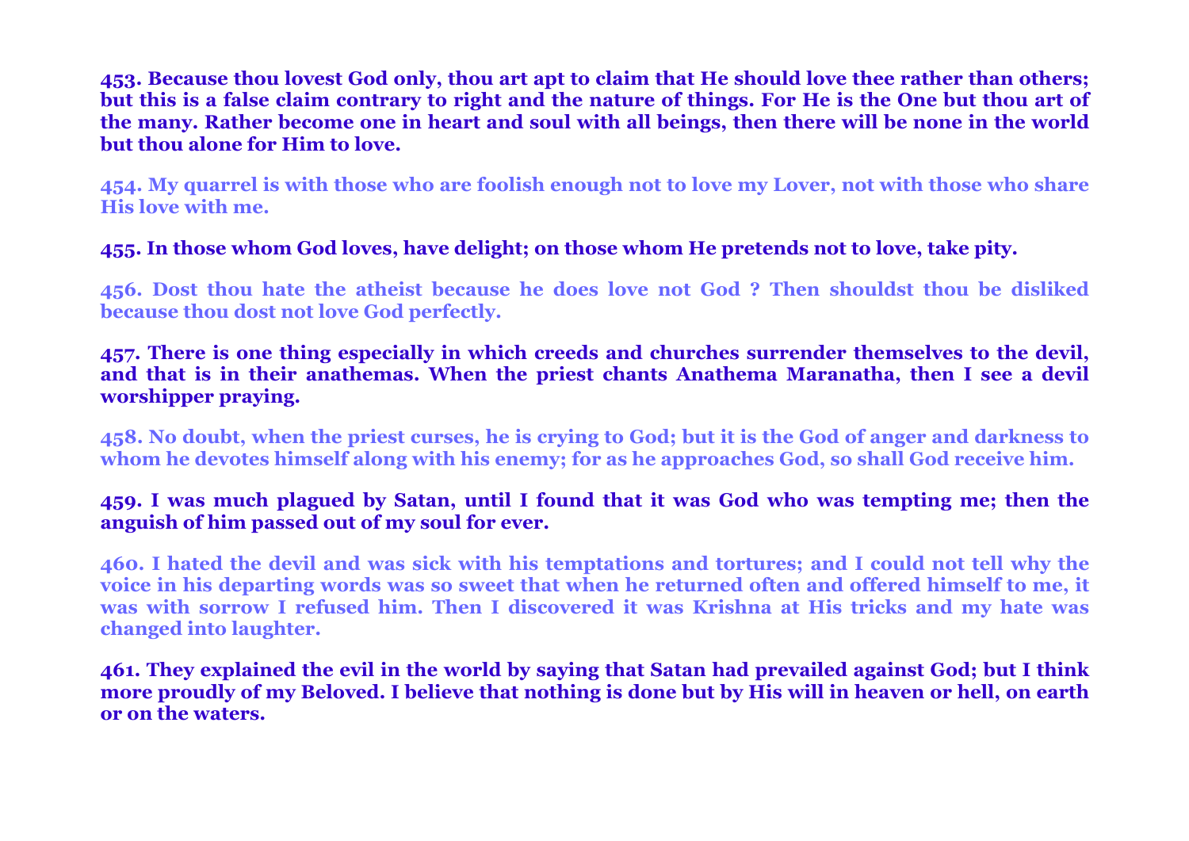**453. Because thou lovest God only, thou art apt to claim that He should love thee rather than others; but this is a false claim contrary to right and the nature of things. For He is the One but thou art of the many. Rather become one in heart and soul with all beings, then there will be none in the world but thou alone for Him to love.**

**454. My quarrel is with those who are foolish enough not to love my Lover, not with those who share His love with me.**

**455. In those whom God loves, have delight; on those whom He pretends not to love, take pity.**

**456. Dost thou hate the atheist because he does love not God ? Then shouldst thou be disliked because thou dost not love God perfectly.**

**457. There is one thing especially in which creeds and churches surrender themselves to the devil, and that is in their anathemas. When the priest chants Anathema Maranatha, then I see a devil worshipper praying.**

**458. No doubt, when the priest curses, he is crying to God; but it is the God of anger and darkness to whom he devotes himself along with his enemy; for as he approaches God, so shall God receive him.**

**459. I was much plagued by Satan, until I found that it was God who was tempting me; then the anguish of him passed out of my soul for ever.**

**460. I hated the devil and was sick with his temptations and tortures; and I could not tell why the voice in his departing words was so sweet that when he returned often and offered himself to me, it was with sorrow I refused him. Then I discovered it was Krishna at His tricks and my hate was changed into laughter.**

**461. They explained the evil in the world by saying that Satan had prevailed against God; but I think more proudly of my Beloved. I believe that nothing is done but by His will in heaven or hell, on earth or on the waters.**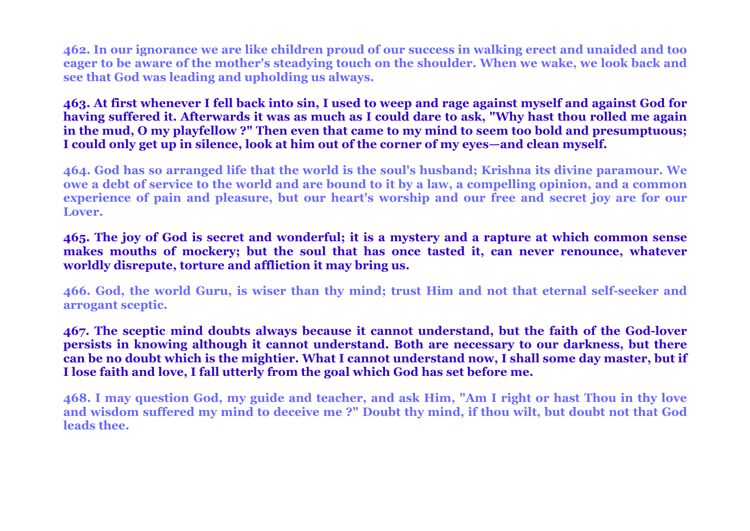**462. In our ignorance we are like children proud of our success in walking erect and unaided and too eager to be aware of the mother's steadying touch on the shoulder. When we wake, we look back and see that God was leading and upholding us always.**

**463. At first whenever I fell back into sin, I used to weep and rage against myself and against God for having suffered it. Afterwards it was as much as I could dare to ask, "Why hast thou rolled me again in the mud, O my playfellow ?" Then even that came to my mind to seem too bold and presumptuous; I could only get up in silence, look at him out of the corner of my eyes—and clean myself.**

**464. God has so arranged life that the world is the soul's husband; Krishna its divine paramour. We owe a debt of service to the world and are bound to it by a law, a compelling opinion, and a common experience of pain and pleasure, but our heart's worship and our free and secret joy are for our Lover.**

**465. The joy of God is secret and wonderful; it is a mystery and a rapture at which common sense makes mouths of mockery; but the soul that has once tasted it, can never renounce, whatever worldly disrepute, torture and affliction it may bring us.**

**466. God, the world Guru, is wiser than thy mind; trust Him and not that eternal self-seeker and arrogant sceptic.**

**467. The sceptic mind doubts always because it cannot understand, but the faith of the God-lover persists in knowing although it cannot understand. Both are necessary to our darkness, but there can be no doubt which is the mightier. What I cannot understand now, I shall some day master, but if I lose faith and love, I fall utterly from the goal which God has set before me.**

**468. I may question God, my guide and teacher, and ask Him, "Am I right or hast Thou in thy love and wisdom suffered my mind to deceive me ?" Doubt thy mind, if thou wilt, but doubt not that God leads thee.**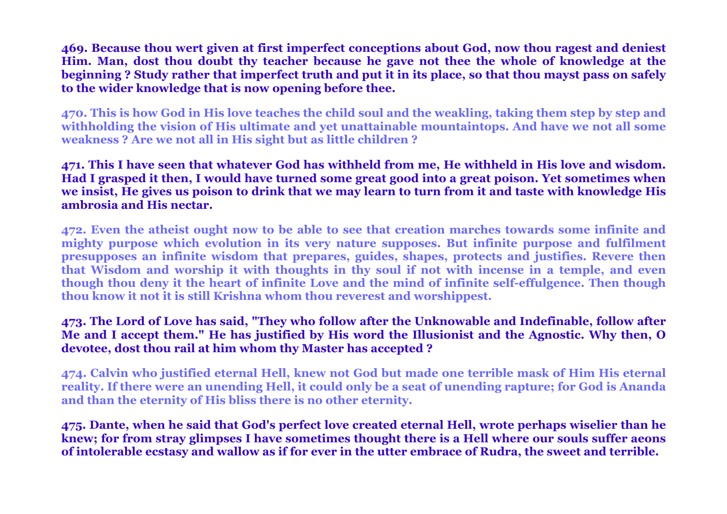**469. Because thou wert given at first imperfect conceptions about God, now thou ragest and deniest Him. Man, dost thou doubt thy teacher because he gave not thee the whole of knowledge at the beginning ? Study rather that imperfect truth and put it in its place, so that thou mayst pass on safely to the wider knowledge that is now opening before thee.**

**470. This is how God in His love teaches the child soul and the weakling, taking them step by step and withholding the vision of His ultimate and yet unattainable mountaintops. And have we not all some weakness ? Are we not all in His sight but as little children ?**

**471. This I have seen that whatever God has withheld from me, He withheld in His love and wisdom. Had I grasped it then, I would have turned some great good into a great poison. Yet sometimes when we insist, He gives us poison to drink that we may learn to turn from it and taste with knowledge His ambrosia and His nectar.**

**472. Even the atheist ought now to be able to see that creation marches towards some infinite and mighty purpose which evolution in its very nature supposes. But infinite purpose and fulfilment presupposes an infinite wisdom that prepares, guides, shapes, protects and justifies. Revere then that Wisdom and worship it with thoughts in thy soul if not with incense in a temple, and even though thou deny it the heart of infinite Love and the mind of infinite self-effulgence. Then though thou know it not it is still Krishna whom thou reverest and worshippest.**

**473. The Lord of Love has said, "They who follow after the Unknowable and Indefinable, follow after Me and I accept them." He has justified by His word the Illusionist and the Agnostic. Why then, O devotee, dost thou rail at him whom thy Master has accepted ?**

**474. Calvin who justified eternal Hell, knew not God but made one terrible mask of Him His eternal reality. If there were an unending Hell, it could only be a seat of unending rapture; for God is Ananda and than the eternity of His bliss there is no other eternity.**

**475. Dante, when he said that God's perfect love created eternal Hell, wrote perhaps wiselier than he knew; for from stray glimpses I have sometimes thought there is a Hell where our souls suffer aeons of intolerable ecstasy and wallow as if for ever in the utter embrace of Rudra, the sweet and terrible.**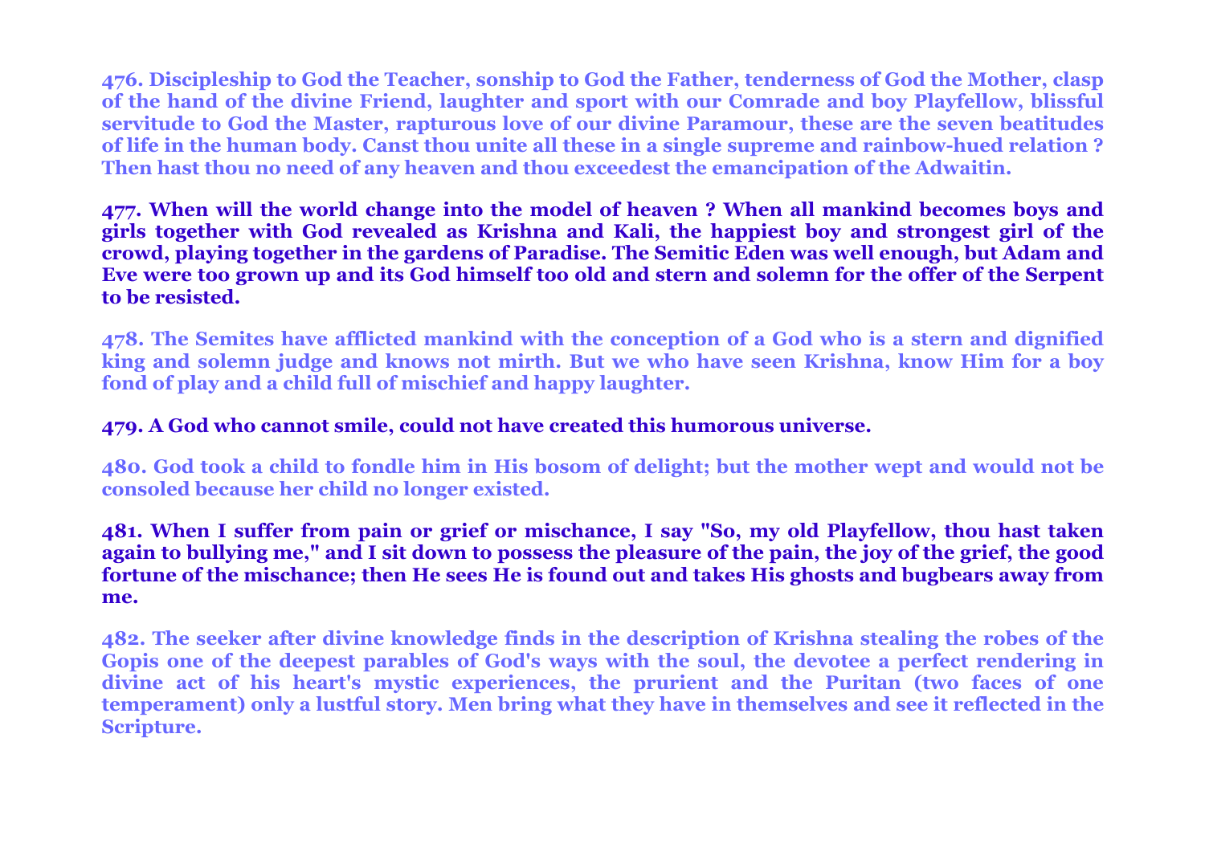**476. Discipleship to God the Teacher, sonship to God the Father, tenderness of God the Mother, clasp of the hand of the divine Friend, laughter and sport with our Comrade and boy Playfellow, blissful servitude to God the Master, rapturous love of our divine Paramour, these are the seven beatitudes of life in the human body. Canst thou unite all these in a single supreme and rainbow-hued relation ? Then hast thou no need of any heaven and thou exceedest the emancipation of the Adwaitin.**

**477. When will the world change into the model of heaven ? When all mankind becomes boys and girls together with God revealed as Krishna and Kali, the happiest boy and strongest girl of the crowd, playing together in the gardens of Paradise. The Semitic Eden was well enough, but Adam and Eve were too grown up and its God himself too old and stern and solemn for the offer of the Serpent to be resisted.**

**478. The Semites have afflicted mankind with the conception of a God who is a stern and dignified king and solemn judge and knows not mirth. But we who have seen Krishna, know Him for a boy fond of play and a child full of mischief and happy laughter.**

**479. A God who cannot smile, could not have created this humorous universe.**

**480. God took a child to fondle him in His bosom of delight; but the mother wept and would not be consoled because her child no longer existed.**

**481. When I suffer from pain or grief or mischance, I say "So, my old Playfellow, thou hast taken again to bullying me," and I sit down to possess the pleasure of the pain, the joy of the grief, the good fortune of the mischance; then He sees He is found out and takes His ghosts and bugbears away from me.**

**482. The seeker after divine knowledge finds in the description of Krishna stealing the robes of the Gopis one of the deepest parables of God's ways with the soul, the devotee a perfect rendering in divine act of his heart's mystic experiences, the prurient and the Puritan (two faces of one temperament) only a lustful story. Men bring what they have in themselves and see it reflected in the Scripture.**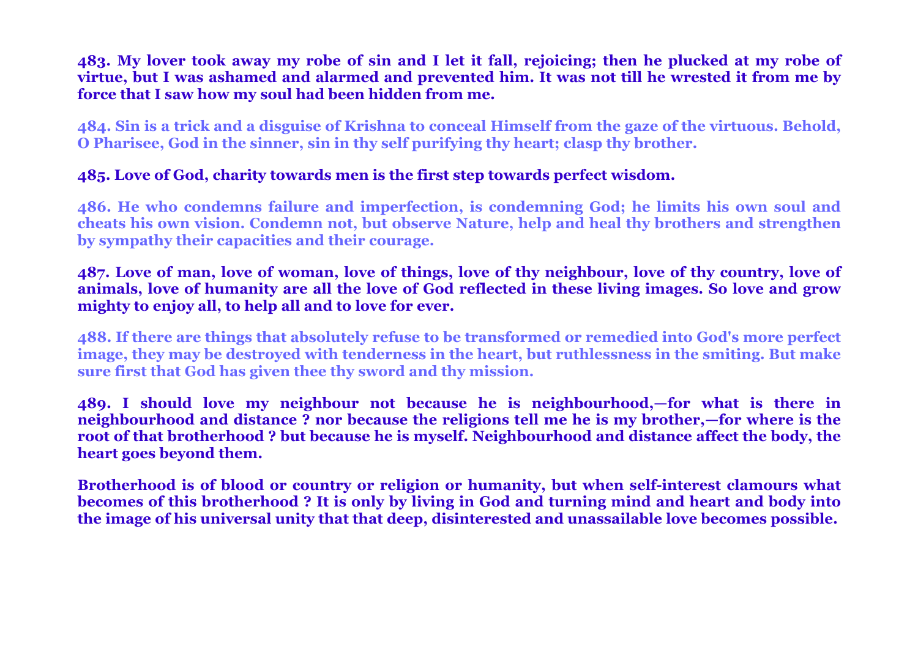**483. My lover took away my robe of sin and I let it fall, rejoicing; then he plucked at my robe of virtue, but I was ashamed and alarmed and prevented him. It was not till he wrested it from me by force that I saw how my soul had been hidden from me.**

**484. Sin is a trick and a disguise of Krishna to conceal Himself from the gaze of the virtuous. Behold, O Pharisee, God in the sinner, sin in thy self purifying thy heart; clasp thy brother.**

**485. Love of God, charity towards men is the first step towards perfect wisdom.**

**486. He who condemns failure and imperfection, is condemning God; he limits his own soul and cheats his own vision. Condemn not, but observe Nature, help and heal thy brothers and strengthen by sympathy their capacities and their courage.**

**487. Love of man, love of woman, love of things, love of thy neighbour, love of thy country, love of animals, love of humanity are all the love of God reflected in these living images. So love and grow mighty to enjoy all, to help all and to love for ever.**

**488. If there are things that absolutely refuse to be transformed or remedied into God's more perfect image, they may be destroyed with tenderness in the heart, but ruthlessness in the smiting. But make sure first that God has given thee thy sword and thy mission.**

**489. I should love my neighbour not because he is neighbourhood,—for what is there in neighbourhood and distance ? nor because the religions tell me he is my brother,—for where is the root of that brotherhood ? but because he is myself. Neighbourhood and distance affect the body, the heart goes beyond them.**

**Brotherhood is of blood or country or religion or humanity, but when self-interest clamours what becomes of this brotherhood ? It is only by living in God and turning mind and heart and body into the image of his universal unity that that deep, disinterested and unassailable love becomes possible.**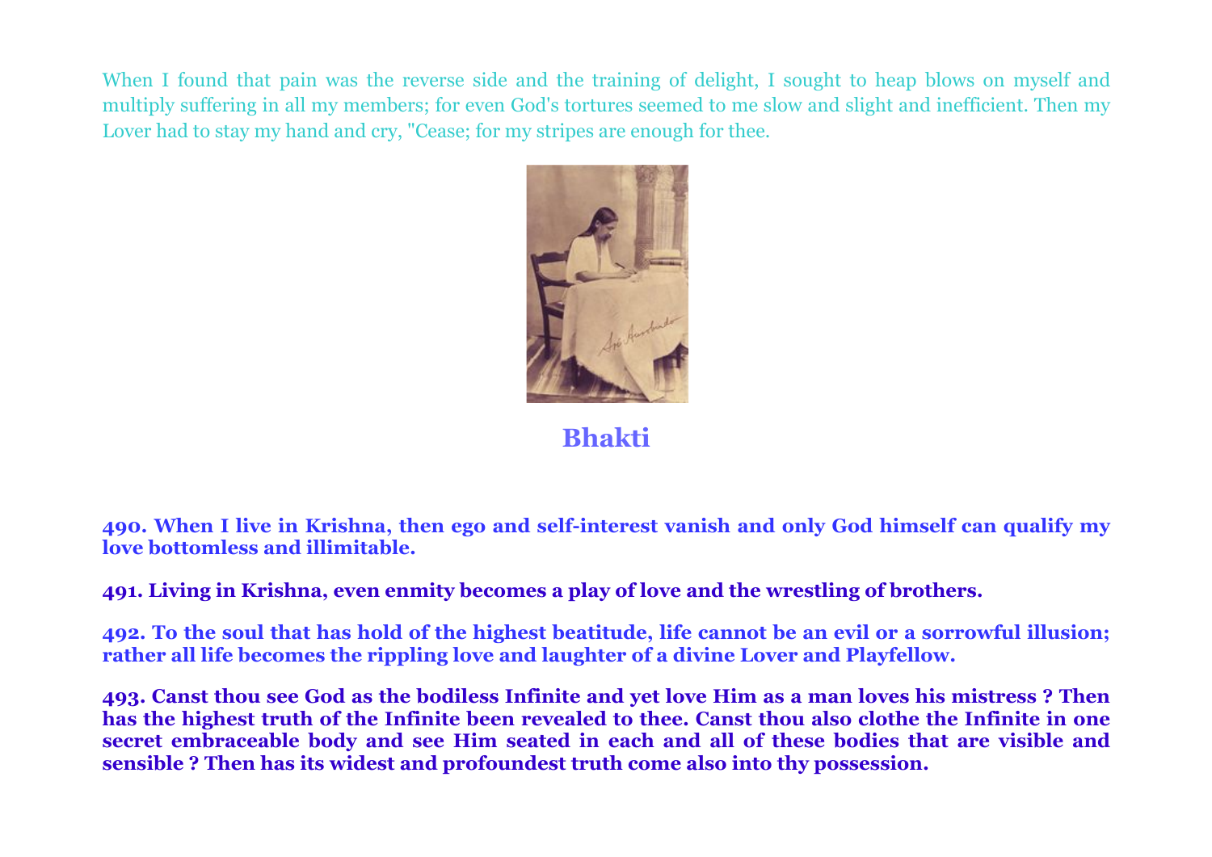When I found that pain was the reverse side and the training of delight, I sought to heap blows on myself and multiply suffering in all my members; for even God's tortures seemed to me slow and slight and inefficient. Then my Lover had to stay my hand and cry, "Cease; for my stripes are enough for thee.

## Bhakti

**490. When I live in Krishna, then ego and self-interest vanish and only God himself can qualify my love bottomless and illimitable.**

**491. Living in Krishna, even enmity becomes a play of love and the wrestling of brothers.**

**492. To the soul that has hold of the highest beatitude, life cannot be an evil or a sorrowful illusion; rather all life becomes the rippling love and laughter of a divine Lover and Playfellow.**

**493. Canst thou see God as the bodiless Infinite and yet love Him as a man loves his mistress ? Then has the highest truth of the Infinite been revealed to thee. Canst thou also clothe the Infinite in one secret embraceable body and see Him seated in each and all of these bodies that are visible and sensible ? Then has its widest and profoundest truth come also into thy possession.**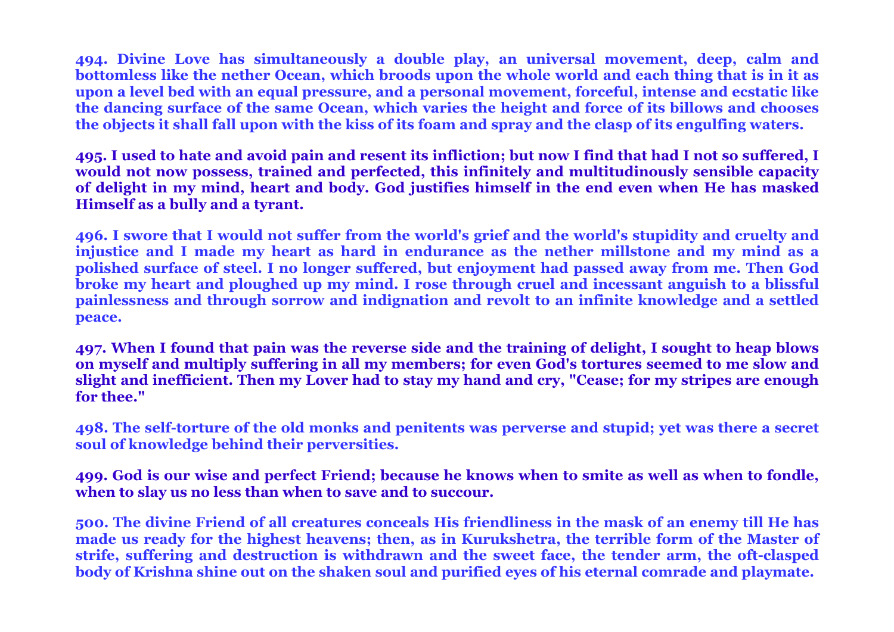**494. Divine Love has simultaneously a double play, an universal movement, deep, calm and bottomless like the nether Ocean, which broods upon the whole world and each thing that is in it as upon a level bed with an equal pressure, and a personal movement, forceful, intense and ecstatic like the dancing surface of the same Ocean, which varies the height and force of its billows and chooses the objects it shall fall upon with the kiss of its foam and spray and the clasp of its engulfing waters.**

**495. I used to hate and avoid pain and resent its infliction; but now I find that had I not so suffered, I would not now possess, trained and perfected, this infinitely and multitudinously sensible capacity of delight in my mind, heart and body. God justifies himself in the end even when He has masked Himself as a bully and a tyrant.**

**496. I swore that I would not suffer from the world's grief and the world's stupidity and cruelty and injustice and I made my heart as hard in endurance as the nether millstone and my mind as a polished surface of steel. I no longer suffered, but enjoyment had passed away from me. Then God broke my heart and ploughed up my mind. I rose through cruel and incessant anguish to a blissful painlessness and through sorrow and indignation and revolt to an infinite knowledge and a settled peace.**

**497. When I found that pain was the reverse side and the training of delight, I sought to heap blows on myself and multiply suffering in all my members; for even God's tortures seemed to me slow and slight and inefficient. Then my Lover had to stay my hand and cry, "Cease; for my stripes are enough for thee."**

**498. The self-torture of the old monks and penitents was perverse and stupid; yet was there a secret soul of knowledge behind their perversities.**

**499. God is our wise and perfect Friend; because he knows when to smite as well as when to fondle, when to slay us no less than when to save and to succour.**

**500. The divine Friend of all creatures conceals His friendliness in the mask of an enemy till He has made us ready for the highest heavens; then, as in Kurukshetra, the terrible form of the Master of strife, suffering and destruction is withdrawn and the sweet face, the tender arm, the oft-clasped body of Krishna shine out on the shaken soul and purified eyes of his eternal comrade and playmate.**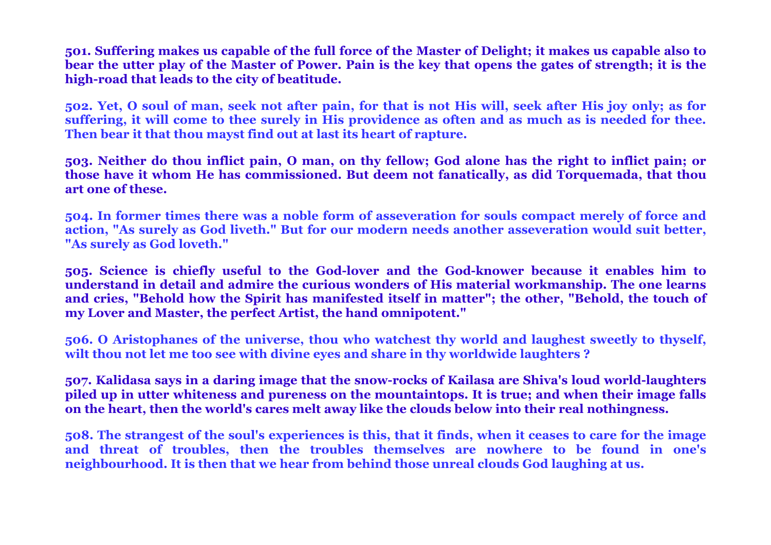**501. Suffering makes us capable of the full force of the Master of Delight; it makes us capable also to bear the utter play of the Master of Power. Pain is the key that opens the gates of strength; it is the high-road that leads to the city of beatitude.**

**502. Yet, O soul of man, seek not after pain, for that is not His will, seek after His joy only; as for suffering, it will come to thee surely in His providence as often and as much as is needed for thee. Then bear it that thou mayst find out at last its heart of rapture.**

**503. Neither do thou inflict pain, O man, on thy fellow; God alone has the right to inflict pain; or those have it whom He has commissioned. But deem not fanatically, as did Torquemada, that thou art one of these.**

**504. In former times there was a noble form of asseveration for souls compact merely of force and action, "As surely as God liveth." But for our modern needs another asseveration would suit better, "As surely as God loveth."**

**505. Science is chiefly useful to the God-lover and the God-knower because it enables him to understand in detail and admire the curious wonders of His material workmanship. The one learns and cries, "Behold how the Spirit has manifested itself in matter"; the other, "Behold, the touch of my Lover and Master, the perfect Artist, the hand omnipotent."**

**506. O Aristophanes of the universe, thou who watchest thy world and laughest sweetly to thyself, wilt thou not let me too see with divine eyes and share in thy worldwide laughters ?**

**507. Kalidasa says in a daring image that the snow-rocks of Kailasa are Shiva's loud world-laughters piled up in utter whiteness and pureness on the mountaintops. It is true; and when their image falls on the heart, then the world's cares melt away like the clouds below into their real nothingness.**

**508. The strangest of the soul's experiences is this, that it finds, when it ceases to care for the image and threat of troubles, then the troubles themselves are nowhere to be found in one's neighbourhood. It is then that we hear from behind those unreal clouds God laughing at us.**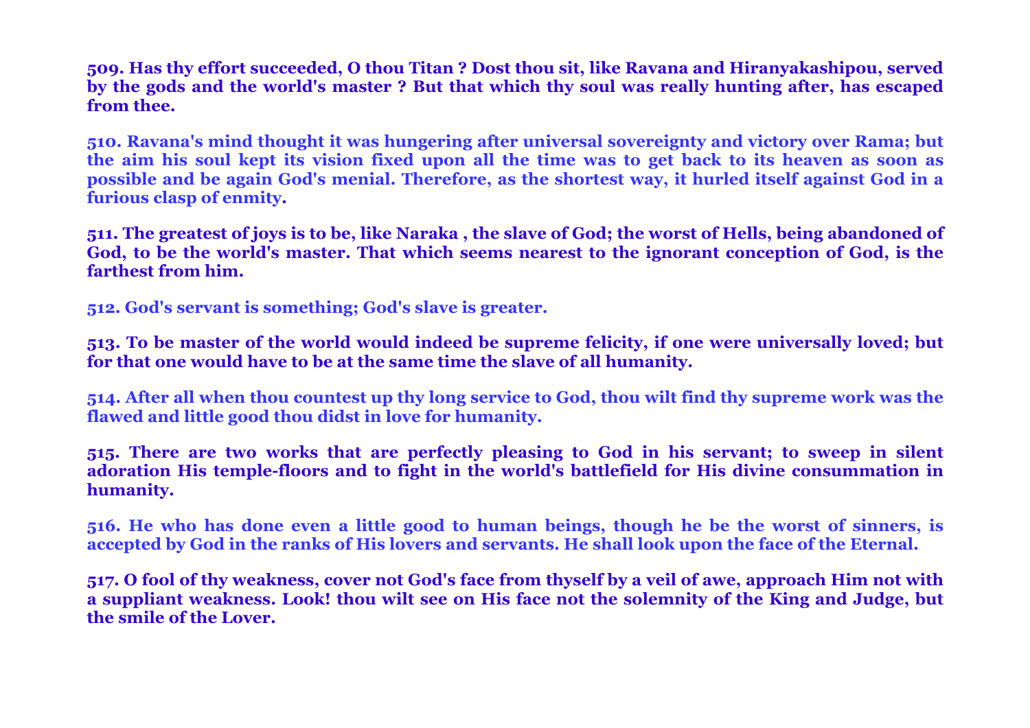**509. Has thy effort succeeded, O thou Titan ? Dost thou sit, like Ravana and Hiranyakashipou, served by the gods and the world's master ? But that which thy soul was really hunting after, has escaped from thee.**

**510. Ravana's mind thought it was hungering after universal sovereignty and victory over Rama; but the aim his soul kept its vision fixed upon all the time was to get back to its heaven as soon as possible and be again God's menial. Therefore, as the shortest way, it hurled itself against God in a furious clasp of enmity.**

**511. The greatest of joys is to be, like Naraka , the slave of God; the worst of Hells, being abandoned of God, to be the world's master. That which seems nearest to the ignorant conception of God, is the farthest from him.**

**512. God's servant is something; God's slave is greater.**

**513. To be master of the world would indeed be supreme felicity, if one were universally loved; but for that one would have to be at the same time the slave of all humanity.**

**514. After all when thou countest up thy long service to God, thou wilt find thy supreme work was the flawed and little good thou didst in love for humanity.**

**515. There are two works that are perfectly pleasing to God in his servant; to sweep in silent adoration His temple-floors and to fight in the world's battlefield for His divine consummation in humanity.**

**516. He who has done even a little good to human beings, though he be the worst of sinners, is accepted by God in the ranks of His lovers and servants. He shall look upon the face of the Eternal.**

**517. O fool of thy weakness, cover not God's face from thyself by a veil of awe, approach Him not with a suppliant weakness. Look! thou wilt see on His face not the solemnity of the King and Judge, but the smile of the Lover.**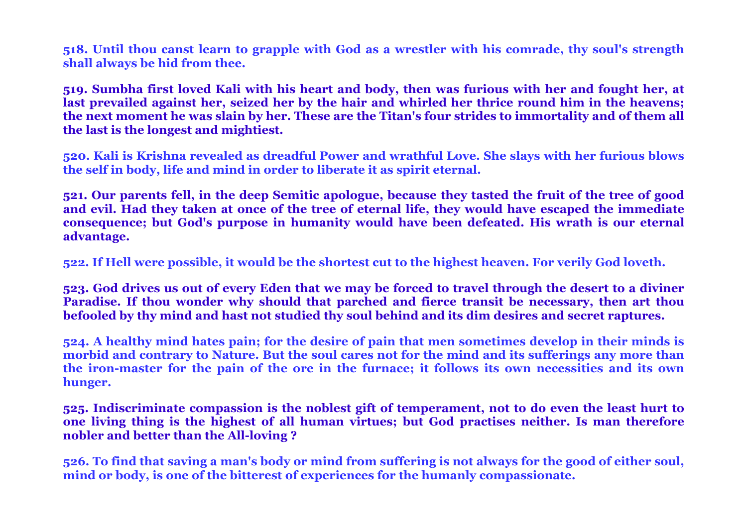**518. Until thou canst learn to grapple with God as a wrestler with his comrade, thy soul's strength shall always be hid from thee.**

**519. Sumbha first loved Kali with his heart and body, then was furious with her and fought her, at last prevailed against her, seized her by the hair and whirled her thrice round him in the heavens; the next moment he was slain by her. These are the Titan's four strides to immortality and of them all the last is the longest and mightiest.**

**520. Kali is Krishna revealed as dreadful Power and wrathful Love. She slays with her furious blows the self in body, life and mind in order to liberate it as spirit eternal.**

**521. Our parents fell, in the deep Semitic apologue, because they tasted the fruit of the tree of good and evil. Had they taken at once of the tree of eternal life, they would have escaped the immediate consequence; but God's purpose in humanity would have been defeated. His wrath is our eternal advantage.**

**522. If Hell were possible, it would be the shortest cut to the highest heaven. For verily God loveth.**

**523. God drives us out of every Eden that we may be forced to travel through the desert to a diviner Paradise. If thou wonder why should that parched and fierce transit be necessary, then art thou befooled by thy mind and hast not studied thy soul behind and its dim desires and secret raptures.**

**524. A healthy mind hates pain; for the desire of pain that men sometimes develop in their minds is morbid and contrary to Nature. But the soul cares not for the mind and its sufferings any more than the iron-master for the pain of the ore in the furnace; it follows its own necessities and its own hunger.**

**525. Indiscriminate compassion is the noblest gift of temperament, not to do even the least hurt to one living thing is the highest of all human virtues; but God practises neither. Is man therefore nobler and better than the All-loving ?**

**526. To find that saving a man's body or mind from suffering is not always for the good of either soul, mind or body, is one of the bitterest of experiences for the humanly compassionate.**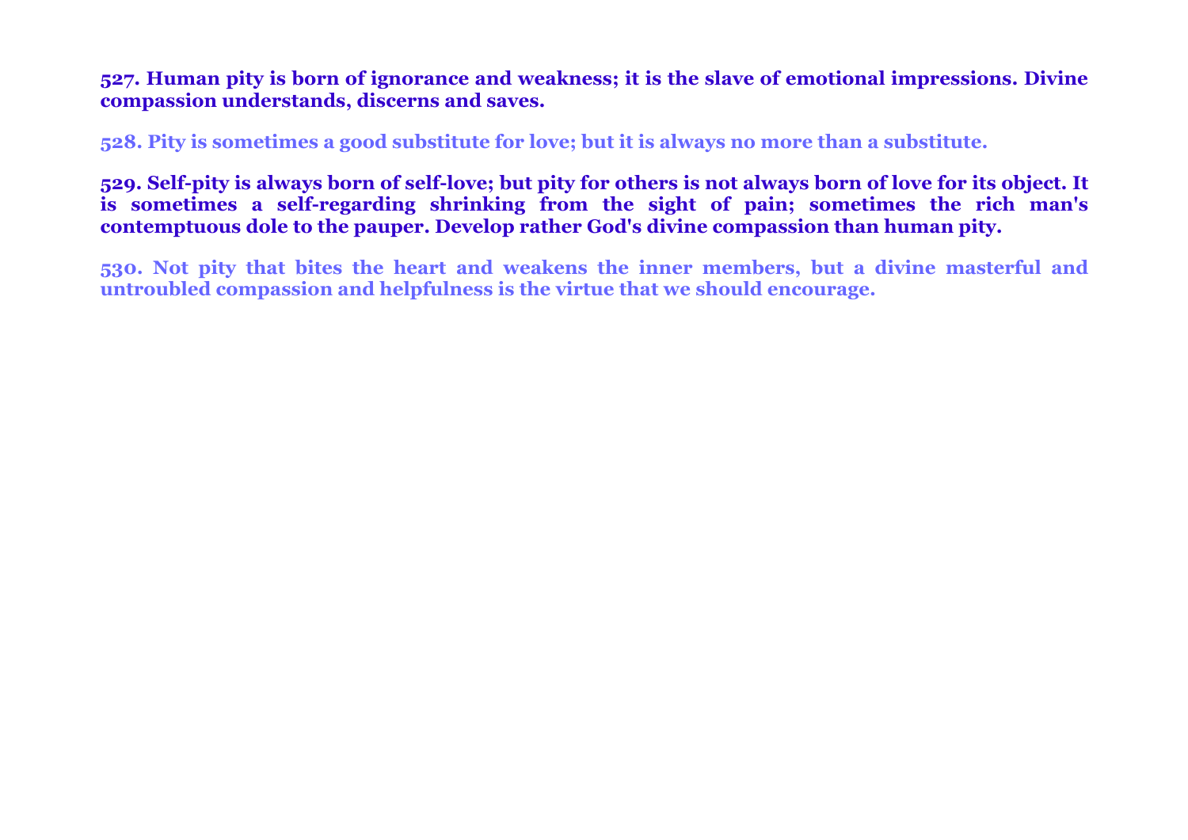**527. Human pity is born of ignorance and weakness; it is the slave of emotional impressions. Divine compassion understands, discerns and saves.**

**528. Pity is sometimes a good substitute for love; but it is always no more than a substitute.**

**529. Self-pity is always born of self-love; but pity for others is not always born of love for its object. It is sometimes a self-regarding shrinking from the sight of pain; sometimes the rich man's contemptuous dole to the pauper. Develop rather God's divine compassion than human pity.**

**530. Not pity that bites the heart and weakens the inner members, but a divine masterful and untroubled compassion and helpfulness is the virtue that we should encourage.**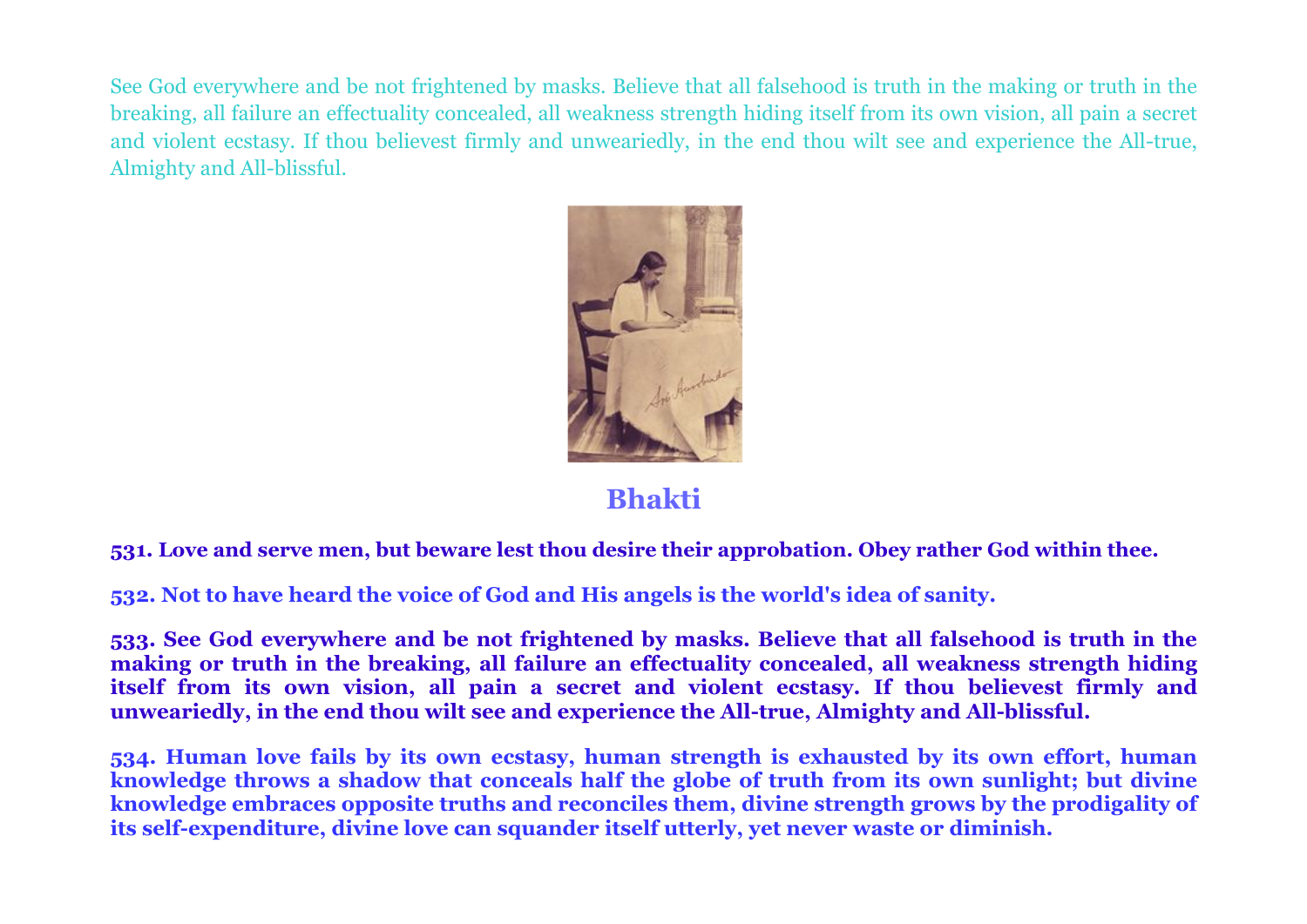See God everywhere and be not frightened by masks. Believe that all falsehood is truth in the making or truth in the breaking, all failure an effectuality concealed, all weakness strength hiding itself from its own vision, all pain a secret and violent ecstasy. If thou believest firmly and unweariedly, in the end thou wilt see and experience the All-true, Almighty and All-blissful.

## Bhakti

**531. Love and serve men, but beware lest thou desire their approbation. Obey rather God within thee.**

**532. Not to have heard the voice of God and His angels is the world's idea of sanity.**

**533. See God everywhere and be not frightened by masks. Believe that all falsehood is truth in the making or truth in the breaking, all failure an effectuality concealed, all weakness strength hiding itself from its own vision, all pain a secret and violent ecstasy. If thou believest firmly and unweariedly, in the end thou wilt see and experience the All-true, Almighty and All-blissful.**

**534. Human love fails by its own ecstasy, human strength is exhausted by its own effort, human knowledge throws a shadow that conceals half the globe of truth from its own sunlight; but divine knowledge embraces opposite truths and reconciles them, divine strength grows by the prodigality of its self-expenditure, divine love can squander itself utterly, yet never waste or diminish.**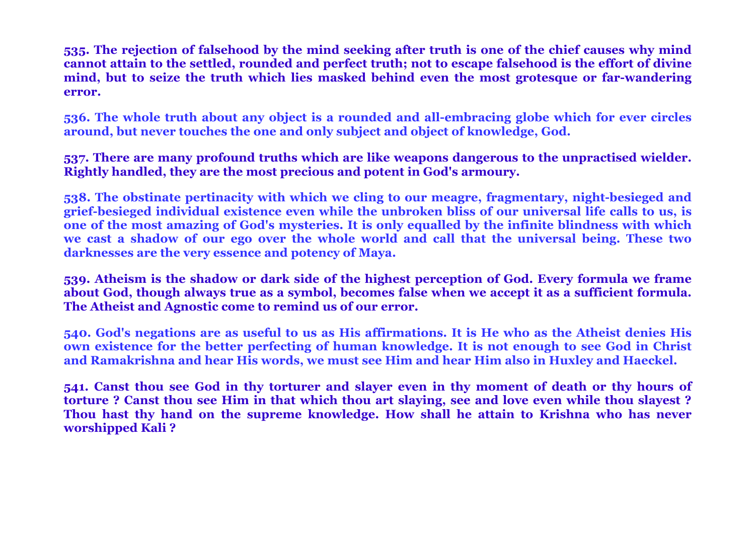**535. The rejection of falsehood by the mind seeking after truth is one of the chief causes why mind cannot attain to the settled, rounded and perfect truth; not to escape falsehood is the effort of divine mind, but to seize the truth which lies masked behind even the most grotesque or far-wandering error.**

**536. The whole truth about any object is a rounded and all-embracing globe which for ever circles around, but never touches the one and only subject and object of knowledge, God.**

**537. There are many profound truths which are like weapons dangerous to the unpractised wielder. Rightly handled, they are the most precious and potent in God's armoury.**

**538. The obstinate pertinacity with which we cling to our meagre, fragmentary, night-besieged and grief-besieged individual existence even while the unbroken bliss of our universal life calls to us, is one of the most amazing of God's mysteries. It is only equalled by the infinite blindness with which we cast a shadow of our ego over the whole world and call that the universal being. These two darknesses are the very essence and potency of Maya.**

**539. Atheism is the shadow or dark side of the highest perception of God. Every formula we frame about God, though always true as a symbol, becomes false when we accept it as a sufficient formula. The Atheist and Agnostic come to remind us of our error.**

**540. God's negations are as useful to us as His affirmations. It is He who as the Atheist denies His own existence for the better perfecting of human knowledge. It is not enough to see God in Christ and Ramakrishna and hear His words, we must see Him and hear Him also in Huxley and Haeckel.**

**541. Canst thou see God in thy torturer and slayer even in thy moment of death or thy hours of torture ? Canst thou see Him in that which thou art slaying, see and love even while thou slayest ? Thou hast thy hand on the supreme knowledge. How shall he attain to Krishna who has never worshipped Kali ?**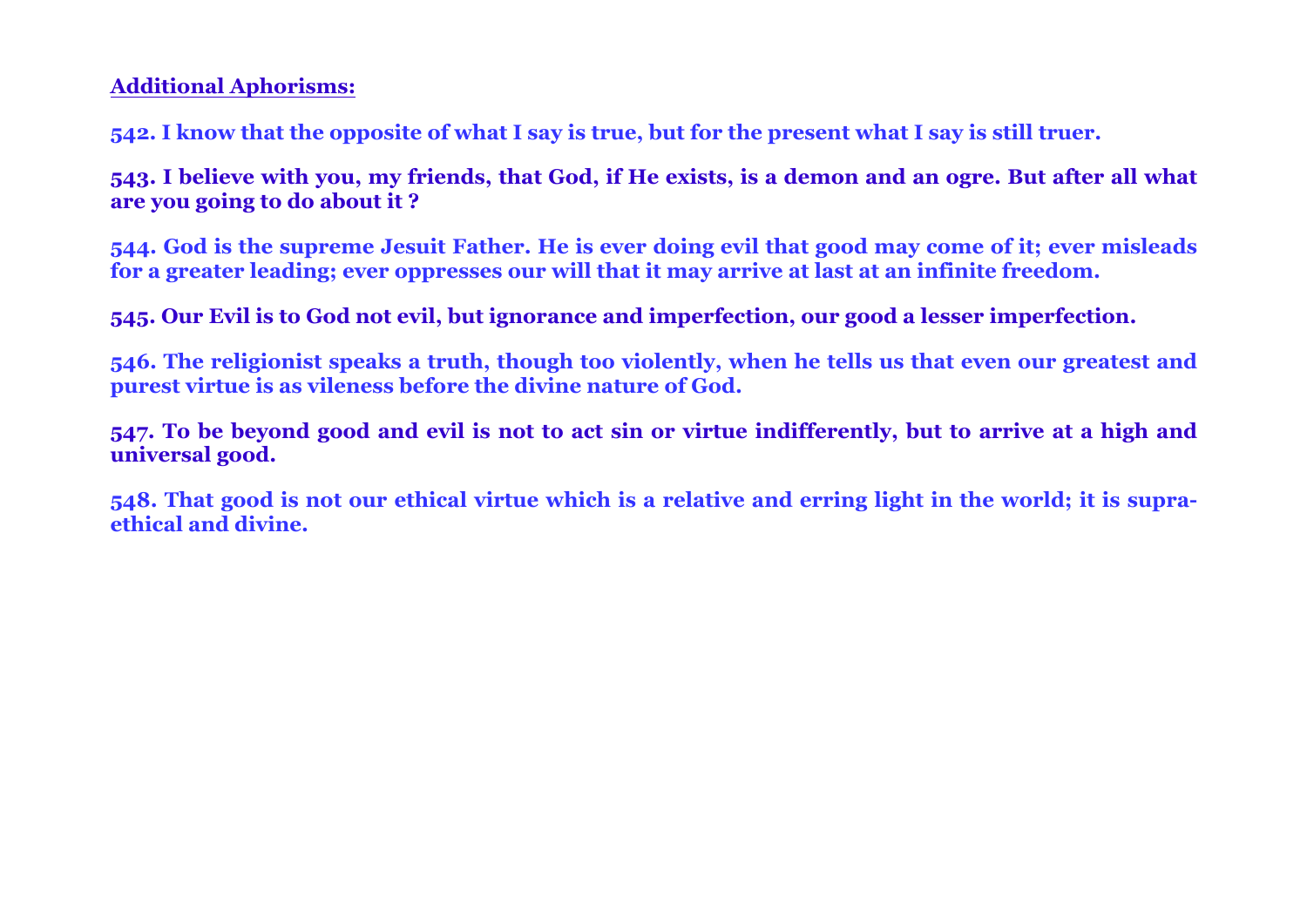**Additional Aphorisms:**

**542. I know that the opposite of what I say is true, but for the present what I say is still truer.**

**543. I believe with you, my friends, that God, if He exists, is a demon and an ogre. But after all what are you going to do about it ?**

**544. God is the supreme Jesuit Father. He is ever doing evil that good may come of it; ever misleads for a greater leading; ever oppresses our will that it may arrive at last at an infinite freedom.**

**545. Our Evil is to God not evil, but ignorance and imperfection, our good a lesser imperfection.**

**546. The religionist speaks a truth, though too violently, when he tells us that even our greatest and purest virtue is as vileness before the divine nature of God.**

**547. To be beyond good and evil is not to act sin or virtue indifferently, but to arrive at a high and universal good.**

**548. That good is not our ethical virtue which is a relative and erring light in the world; it is supra-ethical and divine.**